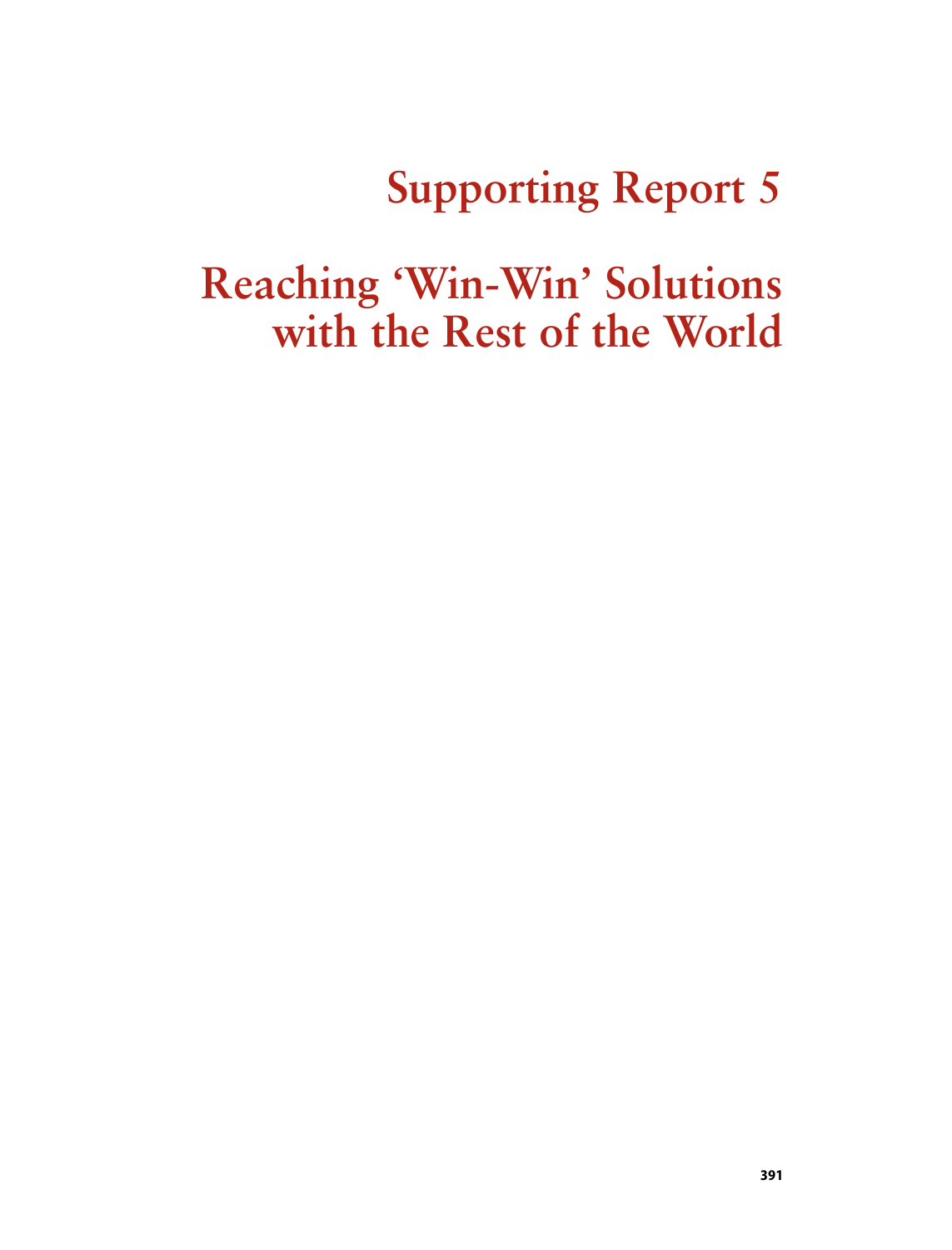# Supporting Report 5

# Reaching 'Win-Win' Solutions with the Rest of the World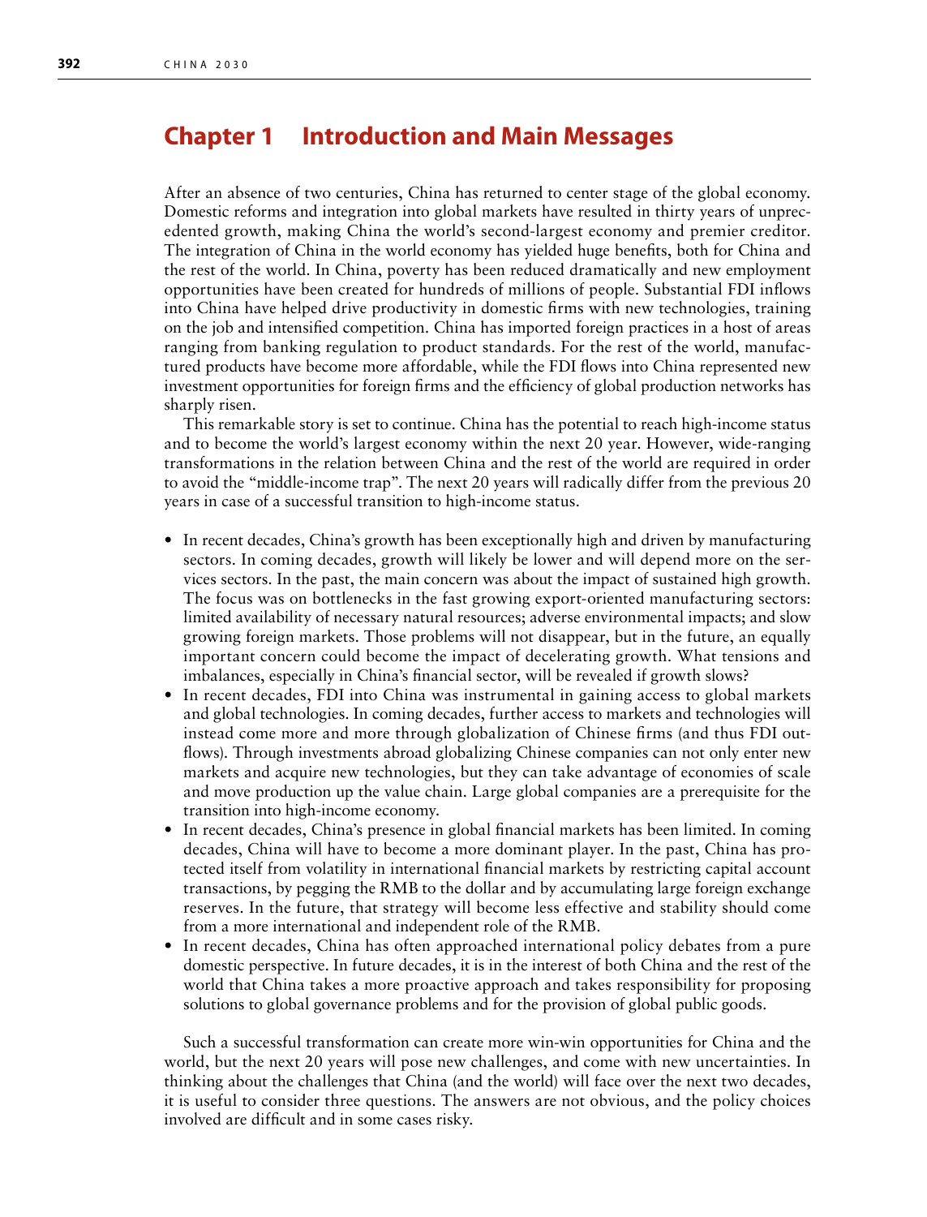# Chapter 1 Introduction and Main Messages

After an absence of two centuries, China has returned to center stage of the global economy. Domestic reforms and integration into global markets have resulted in thirty years of unprecedented growth, making China the world's second-largest economy and premier creditor. The integration of China in the world economy has yielded huge benefits, both for China and the rest of the world. In China, poverty has been reduced dramatically and new employment opportunities have been created for hundreds of millions of people. Substantial FDI inflows into China have helped drive productivity in domestic firms with new technologies, training on the job and intensified competition. China has imported foreign practices in a host of areas ranging from banking regulation to product standards. For the rest of the world, manufactured products have become more affordable, while the FDI flows into China represented new investment opportunities for foreign firms and the efficiency of global production networks has sharply risen.

This remarkable story is set to continue. China has the potential to reach high-income status and to become the world's largest economy within the next 20 year. However, wide-ranging transformations in the relation between China and the rest of the world are required in order to avoid the "middle-income trap". The next 20 years will radically differ from the previous 20 years in case of a successful transition to high-income status.

- In recent decades, China's growth has been exceptionally high and driven by manufacturing sectors. In coming decades, growth will likely be lower and will depend more on the services sectors. In the past, the main concern was about the impact of sustained high growth. The focus was on bottlenecks in the fast growing export-oriented manufacturing sectors: limited availability of necessary natural resources; adverse environmental impacts; and slow growing foreign markets. Those problems will not disappear, but in the future, an equally important concern could become the impact of decelerating growth. What tensions and imbalances, especially in China's financial sector, will be revealed if growth slows?
- In recent decades, FDI into China was instrumental in gaining access to global markets and global technologies. In coming decades, further access to markets and technologies will instead come more and more through globalization of Chinese firms (and thus FDI outflows). Through investments abroad globalizing Chinese companies can not only enter new markets and acquire new technologies, but they can take advantage of economies of scale and move production up the value chain. Large global companies are a prerequisite for the transition into high-income economy.
- In recent decades, China's presence in global financial markets has been limited. In coming decades, China will have to become a more dominant player. In the past, China has protected itself from volatility in international financial markets by restricting capital account transactions, by pegging the RMB to the dollar and by accumulating large foreign exchange reserves. In the future, that strategy will become less effective and stability should come from a more international and independent role of the RMB.
- In recent decades, China has often approached international policy debates from a pure domestic perspective. In future decades, it is in the interest of both China and the rest of the world that China takes a more proactive approach and takes responsibility for proposing solutions to global governance problems and for the provision of global public goods.

Such a successful transformation can create more win-win opportunities for China and the world, but the next 20 years will pose new challenges, and come with new uncertainties. In thinking about the challenges that China (and the world) will face over the next two decades, it is useful to consider three questions. The answers are not obvious, and the policy choices involved are difficult and in some cases risky.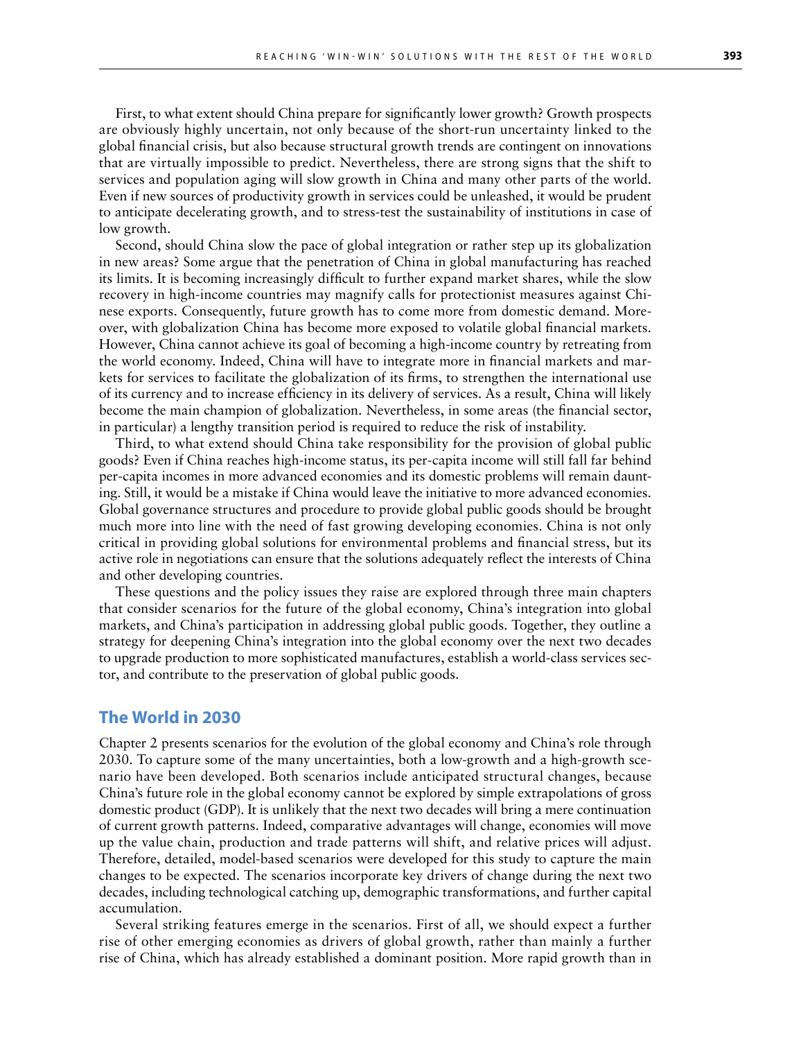First, to what extent should China prepare for significantly lower growth? Growth prospects are obviously highly uncertain, not only because of the short-run uncertainty linked to the global financial crisis, but also because structural growth trends are contingent on innovations that are virtually impossible to predict. Nevertheless, there are strong signs that the shift to services and population aging will slow growth in China and many other parts of the world. Even if new sources of productivity growth in services could be unleashed, it would be prudent to anticipate decelerating growth, and to stress-test the sustainability of institutions in case of low growth.

Second, should China slow the pace of global integration or rather step up its globalization in new areas? Some argue that the penetration of China in global manufacturing has reached its limits. It is becoming increasingly difficult to further expand market shares, while the slow recovery in high-income countries may magnify calls for protectionist measures against Chinese exports. Consequently, future growth has to come more from domestic demand. Moreover, with globalization China has become more exposed to volatile global financial markets. However, China cannot achieve its goal of becoming a high-income country by retreating from the world economy. Indeed, China will have to integrate more in financial markets and markets for services to facilitate the globalization of its firms, to strengthen the international use of its currency and to increase efficiency in its delivery of services. As a result, China will likely become the main champion of globalization. Nevertheless, in some areas (the financial sector, in particular) a lengthy transition period is required to reduce the risk of instability.

Third, to what extend should China take responsibility for the provision of global public goods? Even if China reaches high-income status, its per-capita income will still fall far behind per-capita incomes in more advanced economies and its domestic problems will remain daunting. Still, it would be a mistake if China would leave the initiative to more advanced economies. Global governance structures and procedure to provide global public goods should be brought much more into line with the need of fast growing developing economies. China is not only critical in providing global solutions for environmental problems and financial stress, but its active role in negotiations can ensure that the solutions adequately reflect the interests of China and other developing countries.

These questions and the policy issues they raise are explored through three main chapters that consider scenarios for the future of the global economy, China's integration into global markets, and China's participation in addressing global public goods. Together, they outline a strategy for deepening China's integration into the global economy over the next two decades to upgrade production to more sophisticated manufactures, establish a world-class services sector, and contribute to the preservation of global public goods.

## The World in 2030

Chapter 2 presents scenarios for the evolution of the global economy and China's role through 2030. To capture some of the many uncertainties, both a low-growth and a high-growth scenario have been developed. Both scenarios include anticipated structural changes, because China's future role in the global economy cannot be explored by simple extrapolations of gross domestic product (GDP). It is unlikely that the next two decades will bring a mere continuation of current growth patterns. Indeed, comparative advantages will change, economies will move up the value chain, production and trade patterns will shift, and relative prices will adjust. Therefore, detailed, model-based scenarios were developed for this study to capture the main changes to be expected. The scenarios incorporate key drivers of change during the next two decades, including technological catching up, demographic transformations, and further capital accumulation.

Several striking features emerge in the scenarios. First of all, we should expect a further rise of other emerging economies as drivers of global growth, rather than mainly a further rise of China, which has already established a dominant position. More rapid growth than in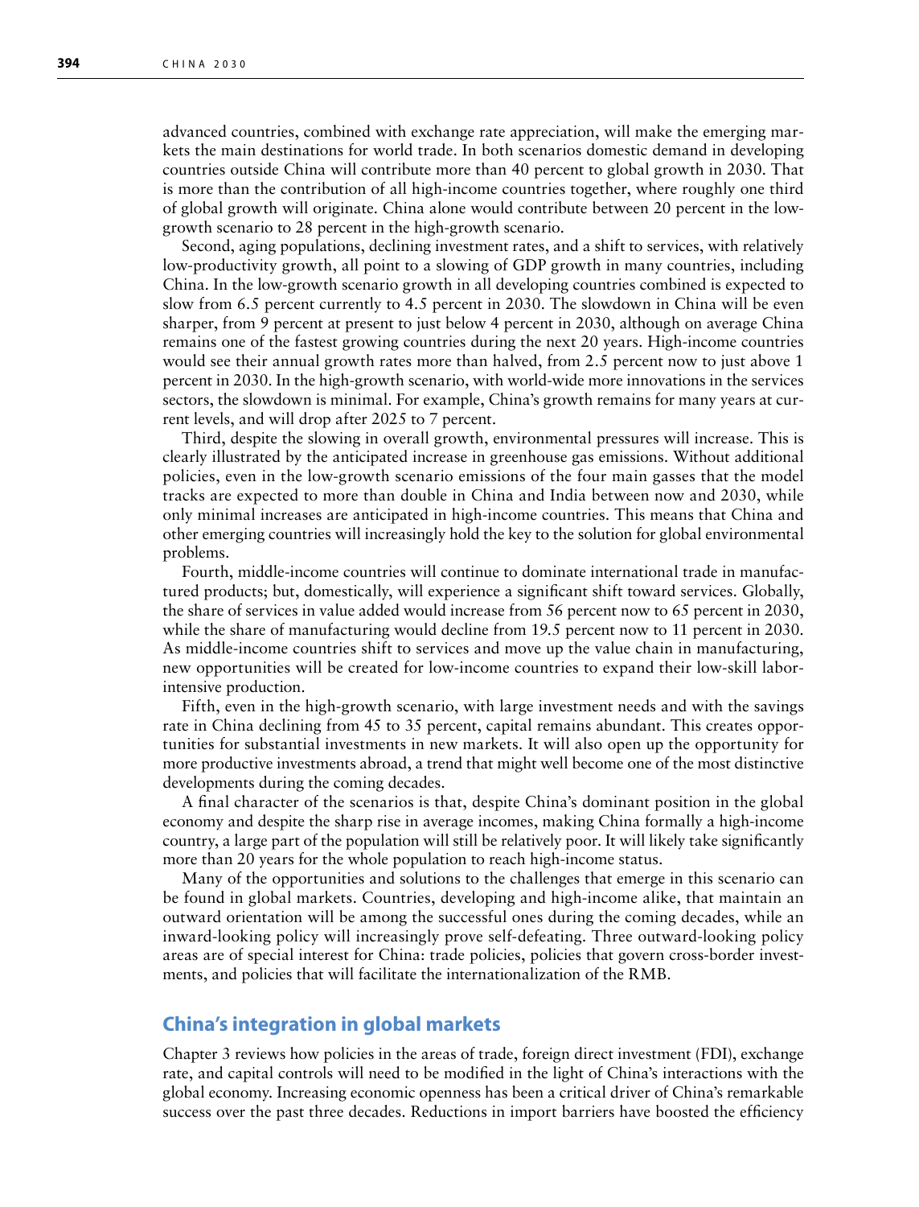advanced countries, combined with exchange rate appreciation, will make the emerging markets the main destinations for world trade. In both scenarios domestic demand in developing countries outside China will contribute more than 40 percent to global growth in 2030. That is more than the contribution of all high-income countries together, where roughly one third of global growth will originate. China alone would contribute between 20 percent in the low-growth scenario to 28 percent in the high-growth scenario.

Second, aging populations, declining investment rates, and a shift to services, with relatively low-productivity growth, all point to a slowing of GDP growth in many countries, including China. In the low-growth scenario growth in all developing countries combined is expected to slow from 6.5 percent currently to 4.5 percent in 2030. The slowdown in China will be even sharper, from 9 percent at present to just below 4 percent in 2030, although on average China remains one of the fastest growing countries during the next 20 years. High-income countries would see their annual growth rates more than halved, from 2.5 percent now to just above 1 percent in 2030. In the high-growth scenario, with world-wide more innovations in the services sectors, the slowdown is minimal. For example, China's growth remains for many years at current levels, and will drop after 2025 to 7 percent.

Third, despite the slowing in overall growth, environmental pressures will increase. This is clearly illustrated by the anticipated increase in greenhouse gas emissions. Without additional policies, even in the low-growth scenario emissions of the four main gasses that the model tracks are expected to more than double in China and India between now and 2030, while only minimal increases are anticipated in high-income countries. This means that China and other emerging countries will increasingly hold the key to the solution for global environmental problems.

Fourth, middle-income countries will continue to dominate international trade in manufactured products; but, domestically, will experience a significant shift toward services. Globally, the share of services in value added would increase from 56 percent now to 65 percent in 2030, while the share of manufacturing would decline from 19.5 percent now to 11 percent in 2030. As middle-income countries shift to services and move up the value chain in manufacturing, new opportunities will be created for low-income countries to expand their low-skill labor-intensive production.

Fifth, even in the high-growth scenario, with large investment needs and with the savings rate in China declining from 45 to 35 percent, capital remains abundant. This creates opportunities for substantial investments in new markets. It will also open up the opportunity for more productive investments abroad, a trend that might well become one of the most distinctive developments during the coming decades.

A final character of the scenarios is that, despite China's dominant position in the global economy and despite the sharp rise in average incomes, making China formally a high-income country, a large part of the population will still be relatively poor. It will likely take significantly more than 20 years for the whole population to reach high-income status.

Many of the opportunities and solutions to the challenges that emerge in this scenario can be found in global markets. Countries, developing and high-income alike, that maintain an outward orientation will be among the successful ones during the coming decades, while an inward-looking policy will increasingly prove self-defeating. Three outward-looking policy areas are of special interest for China: trade policies, policies that govern cross-border investments, and policies that will facilitate the internationalization of the RMB.

## China's integration in global markets

Chapter 3 reviews how policies in the areas of trade, foreign direct investment (FDI), exchange rate, and capital controls will need to be modified in the light of China's interactions with the global economy. Increasing economic openness has been a critical driver of China's remarkable success over the past three decades. Reductions in import barriers have boosted the efficiency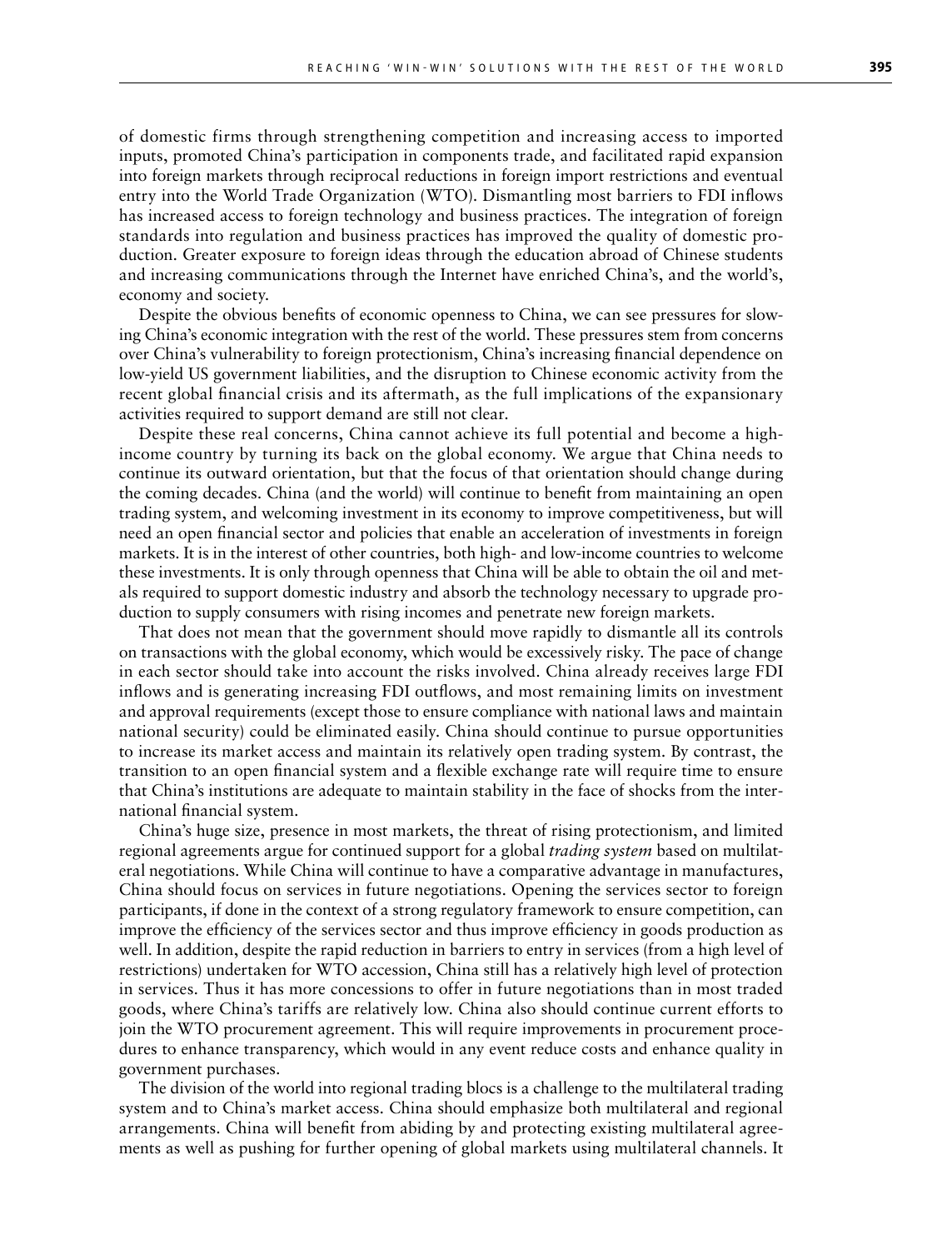of domestic firms through strengthening competition and increasing access to imported inputs, promoted China's participation in components trade, and facilitated rapid expansion into foreign markets through reciprocal reductions in foreign import restrictions and eventual entry into the World Trade Organization (WTO). Dismantling most barriers to FDI inflows has increased access to foreign technology and business practices. The integration of foreign standards into regulation and business practices has improved the quality of domestic production. Greater exposure to foreign ideas through the education abroad of Chinese students and increasing communications through the Internet have enriched China's, and the world's, economy and society.

Despite the obvious benefits of economic openness to China, we can see pressures for slowing China's economic integration with the rest of the world. These pressures stem from concerns over China's vulnerability to foreign protectionism, China's increasing financial dependence on low-yield US government liabilities, and the disruption to Chinese economic activity from the recent global financial crisis and its aftermath, as the full implications of the expansionary activities required to support demand are still not clear.

Despite these real concerns, China cannot achieve its full potential and become a high-income country by turning its back on the global economy. We argue that China needs to continue its outward orientation, but that the focus of that orientation should change during the coming decades. China (and the world) will continue to benefit from maintaining an open trading system, and welcoming investment in its economy to improve competitiveness, but will need an open financial sector and policies that enable an acceleration of investments in foreign markets. It is in the interest of other countries, both high- and low-income countries to welcome these investments. It is only through openness that China will be able to obtain the oil and metals required to support domestic industry and absorb the technology necessary to upgrade production to supply consumers with rising incomes and penetrate new foreign markets.

That does not mean that the government should move rapidly to dismantle all its controls on transactions with the global economy, which would be excessively risky. The pace of change in each sector should take into account the risks involved. China already receives large FDI inflows and is generating increasing FDI outflows, and most remaining limits on investment and approval requirements (except those to ensure compliance with national laws and maintain national security) could be eliminated easily. China should continue to pursue opportunities to increase its market access and maintain its relatively open trading system. By contrast, the transition to an open financial system and a flexible exchange rate will require time to ensure that China's institutions are adequate to maintain stability in the face of shocks from the international financial system.

China's huge size, presence in most markets, the threat of rising protectionism, and limited regional agreements argue for continued support for a global *trading system* based on multilateral negotiations. While China will continue to have a comparative advantage in manufactures, China should focus on services in future negotiations. Opening the services sector to foreign participants, if done in the context of a strong regulatory framework to ensure competition, can improve the efficiency of the services sector and thus improve efficiency in goods production as well. In addition, despite the rapid reduction in barriers to entry in services (from a high level of restrictions) undertaken for WTO accession, China still has a relatively high level of protection in services. Thus it has more concessions to offer in future negotiations than in most traded goods, where China's tariffs are relatively low. China also should continue current efforts to join the WTO procurement agreement. This will require improvements in procurement procedures to enhance transparency, which would in any event reduce costs and enhance quality in government purchases.

The division of the world into regional trading blocs is a challenge to the multilateral trading system and to China's market access. China should emphasize both multilateral and regional arrangements. China will benefit from abiding by and protecting existing multilateral agreements as well as pushing for further opening of global markets using multilateral channels. It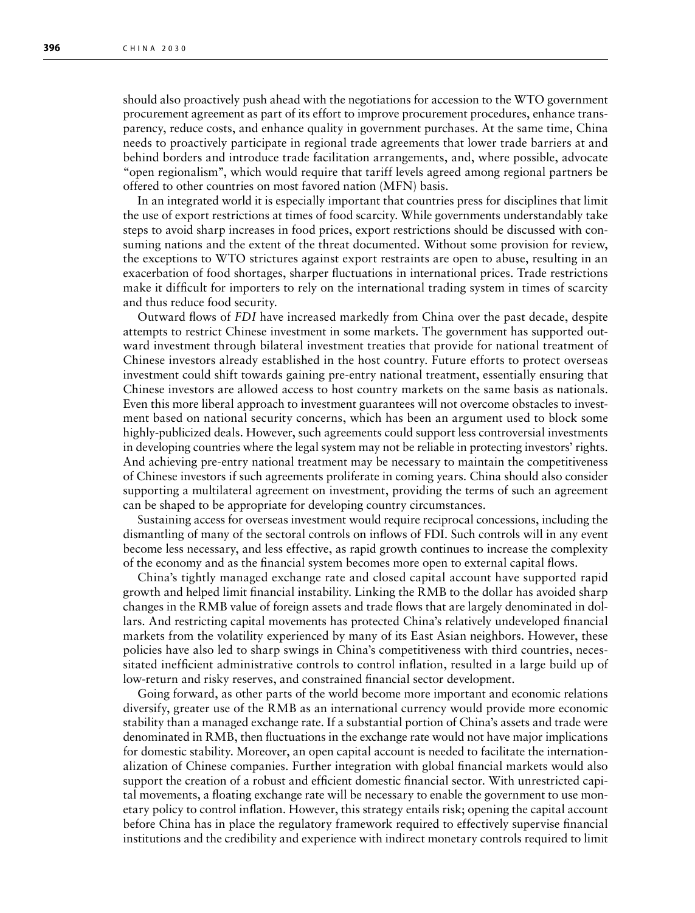should also proactively push ahead with the negotiations for accession to the WTO government procurement agreement as part of its effort to improve procurement procedures, enhance transparency, reduce costs, and enhance quality in government purchases. At the same time, China needs to proactively participate in regional trade agreements that lower trade barriers at and behind borders and introduce trade facilitation arrangements, and, where possible, advocate "open regionalism", which would require that tariff levels agreed among regional partners be offered to other countries on most favored nation (MFN) basis.

In an integrated world it is especially important that countries press for disciplines that limit the use of export restrictions at times of food scarcity. While governments understandably take steps to avoid sharp increases in food prices, export restrictions should be discussed with consuming nations and the extent of the threat documented. Without some provision for review, the exceptions to WTO strictures against export restraints are open to abuse, resulting in an exacerbation of food shortages, sharper fluctuations in international prices. Trade restrictions make it difficult for importers to rely on the international trading system in times of scarcity and thus reduce food security.

Outward flows of *FDI* have increased markedly from China over the past decade, despite attempts to restrict Chinese investment in some markets. The government has supported outward investment through bilateral investment treaties that provide for national treatment of Chinese investors already established in the host country. Future efforts to protect overseas investment could shift towards gaining pre-entry national treatment, essentially ensuring that Chinese investors are allowed access to host country markets on the same basis as nationals. Even this more liberal approach to investment guarantees will not overcome obstacles to investment based on national security concerns, which has been an argument used to block some highly-publicized deals. However, such agreements could support less controversial investments in developing countries where the legal system may not be reliable in protecting investors' rights. And achieving pre-entry national treatment may be necessary to maintain the competitiveness of Chinese investors if such agreements proliferate in coming years. China should also consider supporting a multilateral agreement on investment, providing the terms of such an agreement can be shaped to be appropriate for developing country circumstances.

Sustaining access for overseas investment would require reciprocal concessions, including the dismantling of many of the sectoral controls on inflows of FDI. Such controls will in any event become less necessary, and less effective, as rapid growth continues to increase the complexity of the economy and as the financial system becomes more open to external capital flows.

China's tightly managed exchange rate and closed capital account have supported rapid growth and helped limit financial instability. Linking the RMB to the dollar has avoided sharp changes in the RMB value of foreign assets and trade flows that are largely denominated in dollars. And restricting capital movements has protected China's relatively undeveloped financial markets from the volatility experienced by many of its East Asian neighbors. However, these policies have also led to sharp swings in China's competitiveness with third countries, necessitated inefficient administrative controls to control inflation, resulted in a large build up of low-return and risky reserves, and constrained financial sector development.

Going forward, as other parts of the world become more important and economic relations diversify, greater use of the RMB as an international currency would provide more economic stability than a managed exchange rate. If a substantial portion of China's assets and trade were denominated in RMB, then fluctuations in the exchange rate would not have major implications for domestic stability. Moreover, an open capital account is needed to facilitate the internationalization of Chinese companies. Further integration with global financial markets would also support the creation of a robust and efficient domestic financial sector. With unrestricted capital movements, a floating exchange rate will be necessary to enable the government to use monetary policy to control inflation. However, this strategy entails risk; opening the capital account before China has in place the regulatory framework required to effectively supervise financial institutions and the credibility and experience with indirect monetary controls required to limit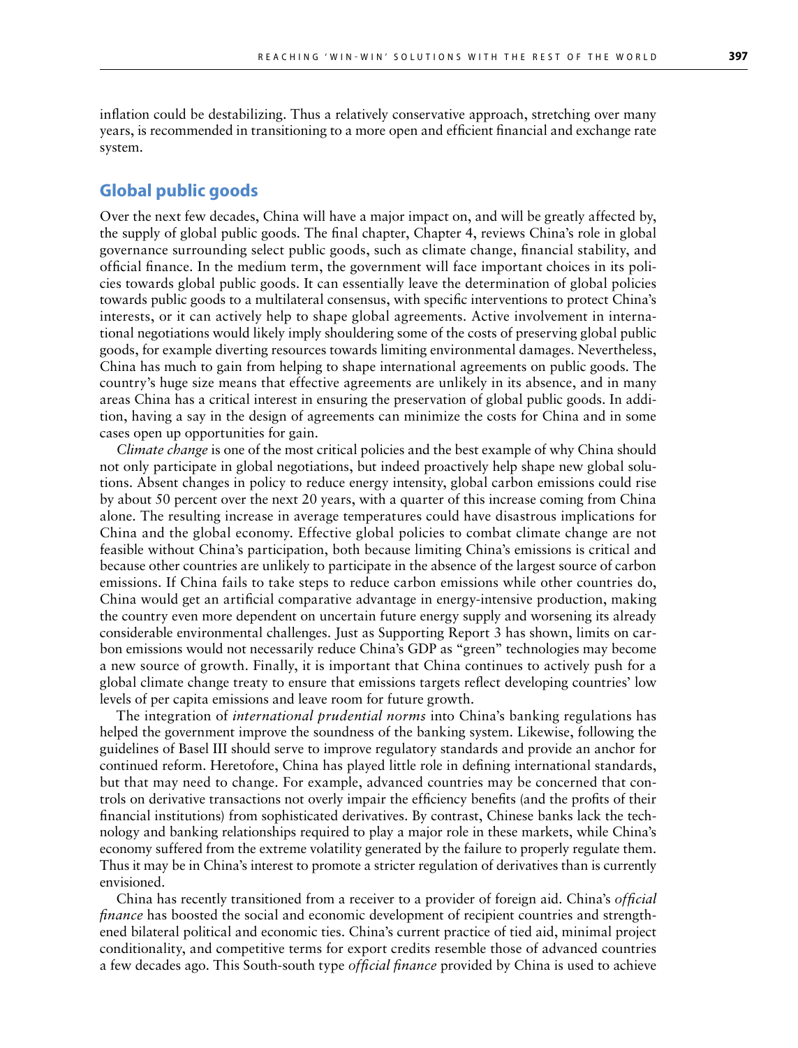inflation could be destabilizing. Thus a relatively conservative approach, stretching over many years, is recommended in transitioning to a more open and efficient financial and exchange rate system.

## Global public goods

Over the next few decades, China will have a major impact on, and will be greatly affected by, the supply of global public goods. The final chapter, Chapter 4, reviews China's role in global governance surrounding select public goods, such as climate change, financial stability, and official finance. In the medium term, the government will face important choices in its policies towards global public goods. It can essentially leave the determination of global policies towards public goods to a multilateral consensus, with specific interventions to protect China's interests, or it can actively help to shape global agreements. Active involvement in international negotiations would likely imply shouldering some of the costs of preserving global public goods, for example diverting resources towards limiting environmental damages. Nevertheless, China has much to gain from helping to shape international agreements on public goods. The country's huge size means that effective agreements are unlikely in its absence, and in many areas China has a critical interest in ensuring the preservation of global public goods. In addition, having a say in the design of agreements can minimize the costs for China and in some cases open up opportunities for gain.

*Climate change* is one of the most critical policies and the best example of why China should not only participate in global negotiations, but indeed proactively help shape new global solutions. Absent changes in policy to reduce energy intensity, global carbon emissions could rise by about 50 percent over the next 20 years, with a quarter of this increase coming from China alone. The resulting increase in average temperatures could have disastrous implications for China and the global economy. Effective global policies to combat climate change are not feasible without China's participation, both because limiting China's emissions is critical and because other countries are unlikely to participate in the absence of the largest source of carbon emissions. If China fails to take steps to reduce carbon emissions while other countries do, China would get an artificial comparative advantage in energy-intensive production, making the country even more dependent on uncertain future energy supply and worsening its already considerable environmental challenges. Just as Supporting Report 3 has shown, limits on carbon emissions would not necessarily reduce China's GDP as "green" technologies may become a new source of growth. Finally, it is important that China continues to actively push for a global climate change treaty to ensure that emissions targets reflect developing countries' low levels of per capita emissions and leave room for future growth.

The integration of *international prudential norms* into China's banking regulations has helped the government improve the soundness of the banking system. Likewise, following the guidelines of Basel III should serve to improve regulatory standards and provide an anchor for continued reform. Heretofore, China has played little role in defining international standards, but that may need to change. For example, advanced countries may be concerned that controls on derivative transactions not overly impair the efficiency benefits (and the profits of their financial institutions) from sophisticated derivatives. By contrast, Chinese banks lack the technology and banking relationships required to play a major role in these markets, while China's economy suffered from the extreme volatility generated by the failure to properly regulate them. Thus it may be in China's interest to promote a stricter regulation of derivatives than is currently envisioned.

China has recently transitioned from a receiver to a provider of foreign aid. China's *official finance* has boosted the social and economic development of recipient countries and strengthened bilateral political and economic ties. China's current practice of tied aid, minimal project conditionality, and competitive terms for export credits resemble those of advanced countries a few decades ago. This South-south type *official finance* provided by China is used to achieve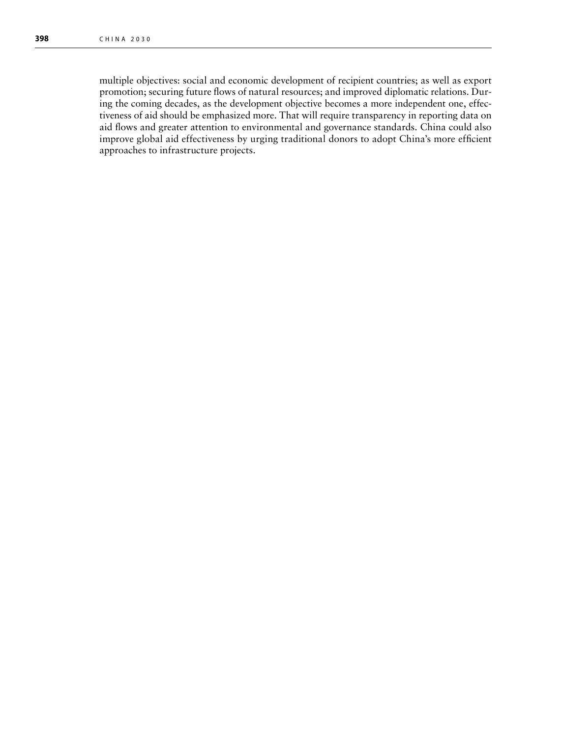multiple objectives: social and economic development of recipient countries; as well as export promotion; securing future flows of natural resources; and improved diplomatic relations. During the coming decades, as the development objective becomes a more independent one, effectiveness of aid should be emphasized more. That will require transparency in reporting data on aid flows and greater attention to environmental and governance standards. China could also improve global aid effectiveness by urging traditional donors to adopt China's more efficient approaches to infrastructure projects.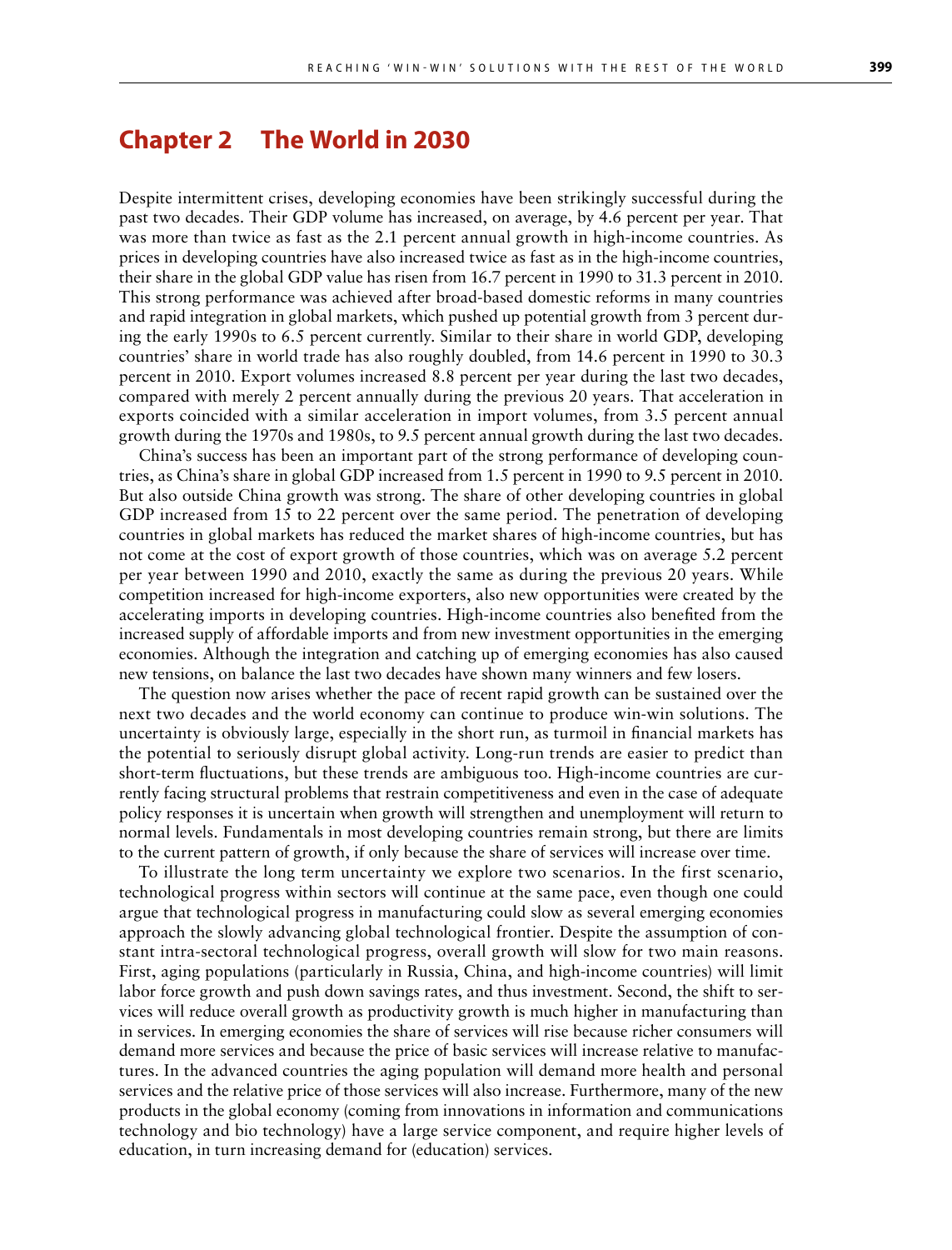# Chapter 2 The World in 2030

Despite intermittent crises, developing economies have been strikingly successful during the past two decades. Their GDP volume has increased, on average, by 4.6 percent per year. That was more than twice as fast as the 2.1 percent annual growth in high-income countries. As prices in developing countries have also increased twice as fast as in the high-income countries, their share in the global GDP value has risen from 16.7 percent in 1990 to 31.3 percent in 2010. This strong performance was achieved after broad-based domestic reforms in many countries and rapid integration in global markets, which pushed up potential growth from 3 percent during the early 1990s to 6.5 percent currently. Similar to their share in world GDP, developing countries' share in world trade has also roughly doubled, from 14.6 percent in 1990 to 30.3 percent in 2010. Export volumes increased 8.8 percent per year during the last two decades, compared with merely 2 percent annually during the previous 20 years. That acceleration in exports coincided with a similar acceleration in import volumes, from 3.5 percent annual growth during the 1970s and 1980s, to 9.5 percent annual growth during the last two decades.

China's success has been an important part of the strong performance of developing countries, as China's share in global GDP increased from 1.5 percent in 1990 to 9.5 percent in 2010. But also outside China growth was strong. The share of other developing countries in global GDP increased from 15 to 22 percent over the same period. The penetration of developing countries in global markets has reduced the market shares of high-income countries, but has not come at the cost of export growth of those countries, which was on average 5.2 percent per year between 1990 and 2010, exactly the same as during the previous 20 years. While competition increased for high-income exporters, also new opportunities were created by the accelerating imports in developing countries. High-income countries also benefited from the increased supply of affordable imports and from new investment opportunities in the emerging economies. Although the integration and catching up of emerging economies has also caused new tensions, on balance the last two decades have shown many winners and few losers.

The question now arises whether the pace of recent rapid growth can be sustained over the next two decades and the world economy can continue to produce win-win solutions. The uncertainty is obviously large, especially in the short run, as turmoil in financial markets has the potential to seriously disrupt global activity. Long-run trends are easier to predict than short-term fluctuations, but these trends are ambiguous too. High-income countries are currently facing structural problems that restrain competitiveness and even in the case of adequate policy responses it is uncertain when growth will strengthen and unemployment will return to normal levels. Fundamentals in most developing countries remain strong, but there are limits to the current pattern of growth, if only because the share of services will increase over time.

To illustrate the long term uncertainty we explore two scenarios. In the first scenario, technological progress within sectors will continue at the same pace, even though one could argue that technological progress in manufacturing could slow as several emerging economies approach the slowly advancing global technological frontier. Despite the assumption of constant intra-sectoral technological progress, overall growth will slow for two main reasons. First, aging populations (particularly in Russia, China, and high-income countries) will limit labor force growth and push down savings rates, and thus investment. Second, the shift to services will reduce overall growth as productivity growth is much higher in manufacturing than in services. In emerging economies the share of services will rise because richer consumers will demand more services and because the price of basic services will increase relative to manufactures. In the advanced countries the aging population will demand more health and personal services and the relative price of those services will also increase. Furthermore, many of the new products in the global economy (coming from innovations in information and communications technology and bio technology) have a large service component, and require higher levels of education, in turn increasing demand for (education) services.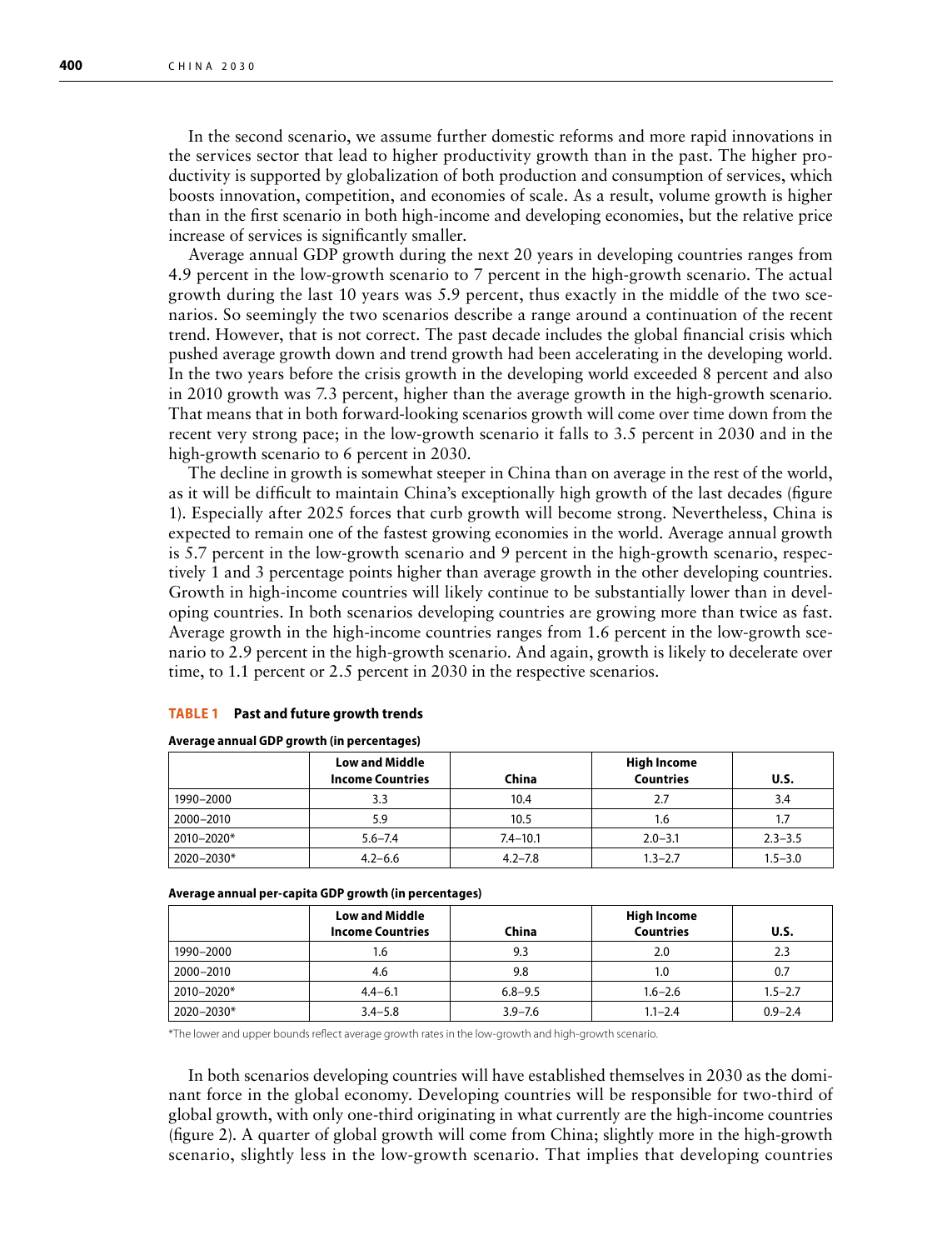In the second scenario, we assume further domestic reforms and more rapid innovations in the services sector that lead to higher productivity growth than in the past. The higher productivity is supported by globalization of both production and consumption of services, which boosts innovation, competition, and economies of scale. As a result, volume growth is higher than in the first scenario in both high-income and developing economies, but the relative price increase of services is significantly smaller.

Average annual GDP growth during the next 20 years in developing countries ranges from 4.9 percent in the low-growth scenario to 7 percent in the high-growth scenario. The actual growth during the last 10 years was 5.9 percent, thus exactly in the middle of the two scenarios. So seemingly the two scenarios describe a range around a continuation of the recent trend. However, that is not correct. The past decade includes the global financial crisis which pushed average growth down and trend growth had been accelerating in the developing world. In the two years before the crisis growth in the developing world exceeded 8 percent and also in 2010 growth was 7.3 percent, higher than the average growth in the high-growth scenario. That means that in both forward-looking scenarios growth will come over time down from the recent very strong pace; in the low-growth scenario it falls to 3.5 percent in 2030 and in the high-growth scenario to 6 percent in 2030.

The decline in growth is somewhat steeper in China than on average in the rest of the world, as it will be difficult to maintain China's exceptionally high growth of the last decades (figure 1). Especially after 2025 forces that curb growth will become strong. Nevertheless, China is expected to remain one of the fastest growing economies in the world. Average annual growth is 5.7 percent in the low-growth scenario and 9 percent in the high-growth scenario, respectively 1 and 3 percentage points higher than average growth in the other developing countries. Growth in high-income countries will likely continue to be substantially lower than in developing countries. In both scenarios developing countries are growing more than twice as fast. Average growth in the high-income countries ranges from 1.6 percent in the low-growth scenario to 2.9 percent in the high-growth scenario. And again, growth is likely to decelerate over time, to 1.1 percent or 2.5 percent in 2030 in the respective scenarios.

**TABLE 1 Past and future growth trends**

**Average annual GDP growth (in percentages)**

| | Low and Middle Income Countries | China | High Income Countries | U.S. |
|---|---|---|---|---|
| 1990–2000 | 3.3 | 10.4 | 2.7 | 3.4 |
| 2000–2010 | 5.9 | 10.5 | 1.6 | 1.7 |
| 2010–2020* | 5.6–7.4 | 7.4–10.1 | 2.0–3.1 | 2.3–3.5 |
| 2020–2030* | 4.2–6.6 | 4.2–7.8 | 1.3–2.7 | 1.5–3.0 |

**Average annual per-capita GDP growth (in percentages)**

| | Low and Middle Income Countries | China | High Income Countries | U.S. |
|---|---|---|---|---|
| 1990–2000 | 1.6 | 9.3 | 2.0 | 2.3 |
| 2000–2010 | 4.6 | 9.8 | 1.0 | 0.7 |
| 2010–2020* | 4.4–6.1 | 6.8–9.5 | 1.6–2.6 | 1.5–2.7 |
| 2020–2030* | 3.4–5.8 | 3.9–7.6 | 1.1–2.4 | 0.9–2.4 |

*The lower and upper bounds reflect average growth rates in the low-growth and high-growth scenario.

In both scenarios developing countries will have established themselves in 2030 as the dominant force in the global economy. Developing countries will be responsible for two-third of global growth, with only one-third originating in what currently are the high-income countries (figure 2). A quarter of global growth will come from China; slightly more in the high-growth scenario, slightly less in the low-growth scenario. That implies that developing countries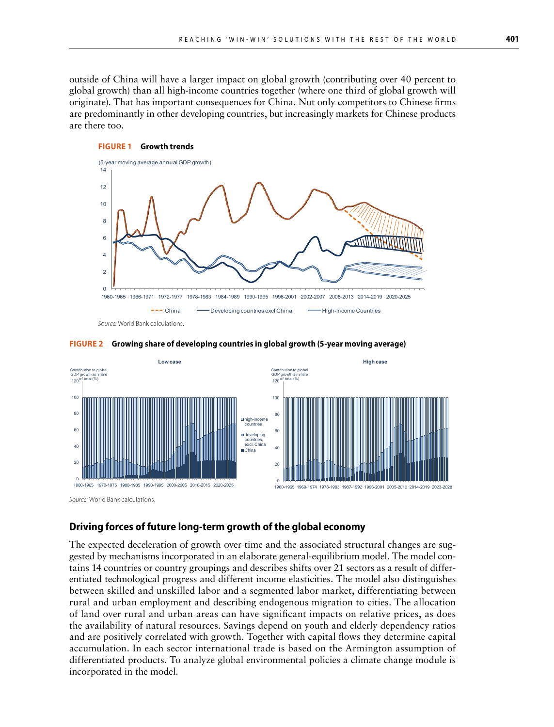outside of China will have a larger impact on global growth (contributing over 40 percent to global growth) than all high-income countries together (where one third of global growth will originate). That has important consequences for China. Not only competitors to Chinese firms are predominantly in other developing countries, but increasingly markets for Chinese products are there too.

**FIGURE 1 Growth trends**

*Source:* World Bank calculations.

**FIGURE 2 Growing share of developing countries in global growth (5-year moving average)**

*Source:* World Bank calculations.

## Driving forces of future long-term growth of the global economy

The expected deceleration of growth over time and the associated structural changes are suggested by mechanisms incorporated in an elaborate general-equilibrium model. The model contains 14 countries or country groupings and describes shifts over 21 sectors as a result of differentiated technological progress and different income elasticities. The model also distinguishes between skilled and unskilled labor and a segmented labor market, differentiating between rural and urban employment and describing endogenous migration to cities. The allocation of land over rural and urban areas can have significant impacts on relative prices, as does the availability of natural resources. Savings depend on youth and elderly dependency ratios and are positively correlated with growth. Together with capital flows they determine capital accumulation. In each sector international trade is based on the Armington assumption of differentiated products. To analyze global environmental policies a climate change module is incorporated in the model.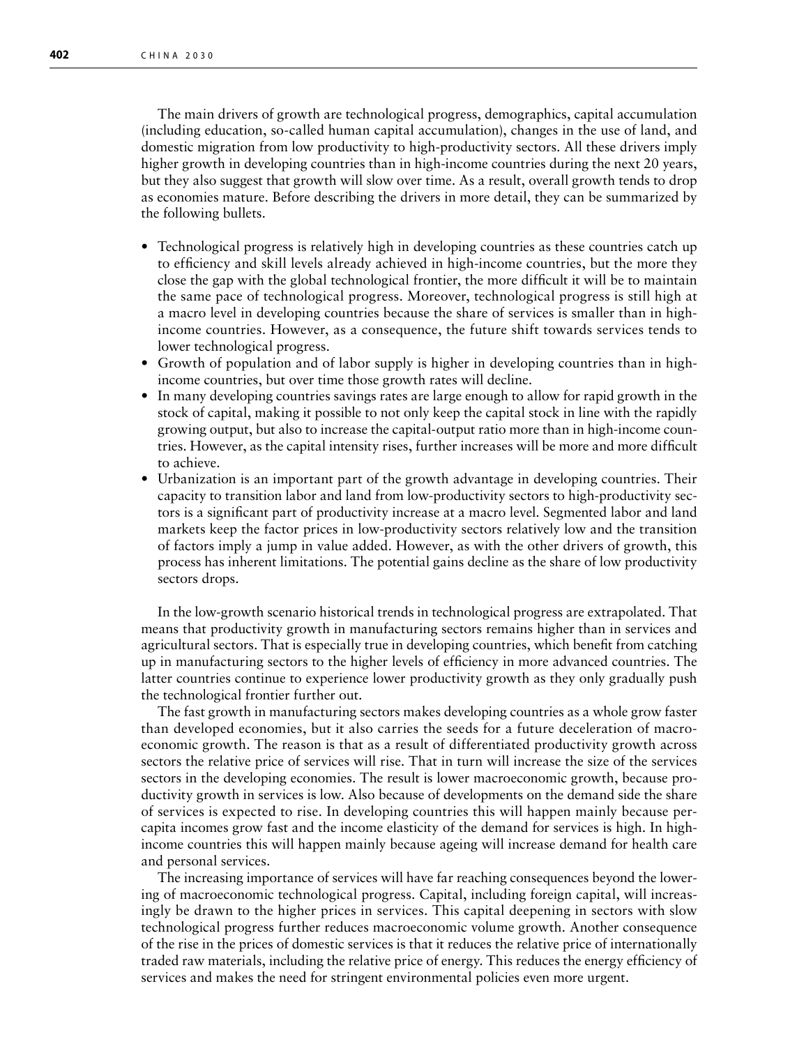The main drivers of growth are technological progress, demographics, capital accumulation (including education, so-called human capital accumulation), changes in the use of land, and domestic migration from low productivity to high-productivity sectors. All these drivers imply higher growth in developing countries than in high-income countries during the next 20 years, but they also suggest that growth will slow over time. As a result, overall growth tends to drop as economies mature. Before describing the drivers in more detail, they can be summarized by the following bullets.

- Technological progress is relatively high in developing countries as these countries catch up to efficiency and skill levels already achieved in high-income countries, but the more they close the gap with the global technological frontier, the more difficult it will be to maintain the same pace of technological progress. Moreover, technological progress is still high at a macro level in developing countries because the share of services is smaller than in high-income countries. However, as a consequence, the future shift towards services tends to lower technological progress.
- Growth of population and of labor supply is higher in developing countries than in high-income countries, but over time those growth rates will decline.
- In many developing countries savings rates are large enough to allow for rapid growth in the stock of capital, making it possible to not only keep the capital stock in line with the rapidly growing output, but also to increase the capital-output ratio more than in high-income countries. However, as the capital intensity rises, further increases will be more and more difficult to achieve.
- Urbanization is an important part of the growth advantage in developing countries. Their capacity to transition labor and land from low-productivity sectors to high-productivity sectors is a significant part of productivity increase at a macro level. Segmented labor and land markets keep the factor prices in low-productivity sectors relatively low and the transition of factors imply a jump in value added. However, as with the other drivers of growth, this process has inherent limitations. The potential gains decline as the share of low productivity sectors drops.

In the low-growth scenario historical trends in technological progress are extrapolated. That means that productivity growth in manufacturing sectors remains higher than in services and agricultural sectors. That is especially true in developing countries, which benefit from catching up in manufacturing sectors to the higher levels of efficiency in more advanced countries. The latter countries continue to experience lower productivity growth as they only gradually push the technological frontier further out.

The fast growth in manufacturing sectors makes developing countries as a whole grow faster than developed economies, but it also carries the seeds for a future deceleration of macroeconomic growth. The reason is that as a result of differentiated productivity growth across sectors the relative price of services will rise. That in turn will increase the size of the services sectors in the developing economies. The result is lower macroeconomic growth, because productivity growth in services is low. Also because of developments on the demand side the share of services is expected to rise. In developing countries this will happen mainly because per-capita incomes grow fast and the income elasticity of the demand for services is high. In high-income countries this will happen mainly because ageing will increase demand for health care and personal services.

The increasing importance of services will have far reaching consequences beyond the lowering of macroeconomic technological progress. Capital, including foreign capital, will increasingly be drawn to the higher prices in services. This capital deepening in sectors with slow technological progress further reduces macroeconomic volume growth. Another consequence of the rise in the prices of domestic services is that it reduces the relative price of internationally traded raw materials, including the relative price of energy. This reduces the energy efficiency of services and makes the need for stringent environmental policies even more urgent.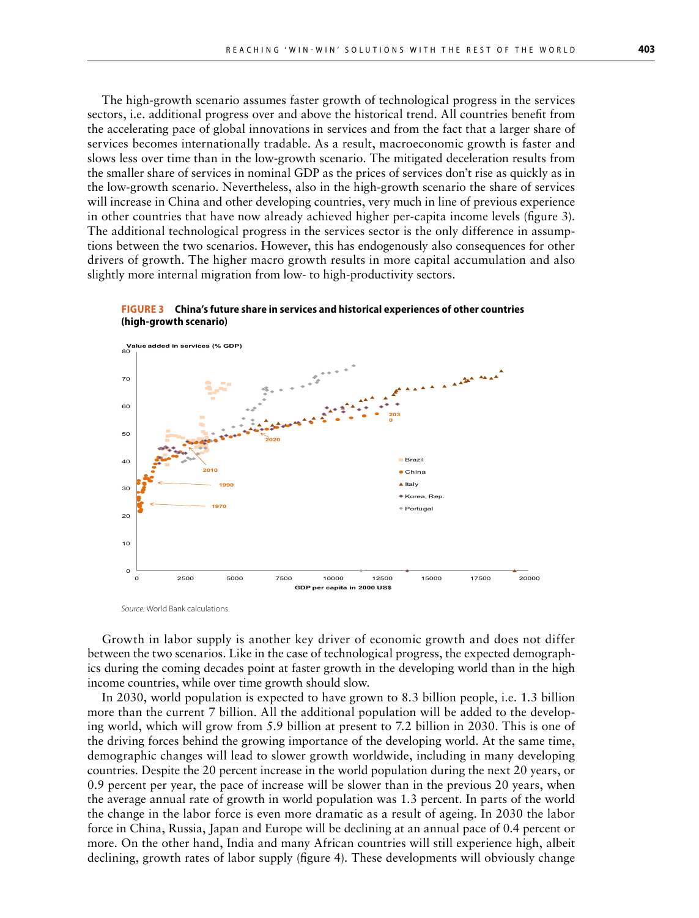The high-growth scenario assumes faster growth of technological progress in the services sectors, i.e. additional progress over and above the historical trend. All countries benefit from the accelerating pace of global innovations in services and from the fact that a larger share of services becomes internationally tradable. As a result, macroeconomic growth is faster and slows less over time than in the low-growth scenario. The mitigated deceleration results from the smaller share of services in nominal GDP as the prices of services don't rise as quickly as in the low-growth scenario. Nevertheless, also in the high-growth scenario the share of services will increase in China and other developing countries, very much in line of previous experience in other countries that have now already achieved higher per-capita income levels (figure 3). The additional technological progress in the services sector is the only difference in assumptions between the two scenarios. However, this has endogenously also consequences for other drivers of growth. The higher macro growth results in more capital accumulation and also slightly more internal migration from low- to high-productivity sectors.

**FIGURE 3 China's future share in services and historical experiences of other countries (high-growth scenario)**

*Source:* World Bank calculations.

Growth in labor supply is another key driver of economic growth and does not differ between the two scenarios. Like in the case of technological progress, the expected demographics during the coming decades point at faster growth in the developing world than in the high income countries, while over time growth should slow.

In 2030, world population is expected to have grown to 8.3 billion people, i.e. 1.3 billion more than the current 7 billion. All the additional population will be added to the developing world, which will grow from 5.9 billion at present to 7.2 billion in 2030. This is one of the driving forces behind the growing importance of the developing world. At the same time, demographic changes will lead to slower growth worldwide, including in many developing countries. Despite the 20 percent increase in the world population during the next 20 years, or 0.9 percent per year, the pace of increase will be slower than in the previous 20 years, when the average annual rate of growth in world population was 1.3 percent. In parts of the world the change in the labor force is even more dramatic as a result of ageing. In 2030 the labor force in China, Russia, Japan and Europe will be declining at an annual pace of 0.4 percent or more. On the other hand, India and many African countries will still experience high, albeit declining, growth rates of labor supply (figure 4). These developments will obviously change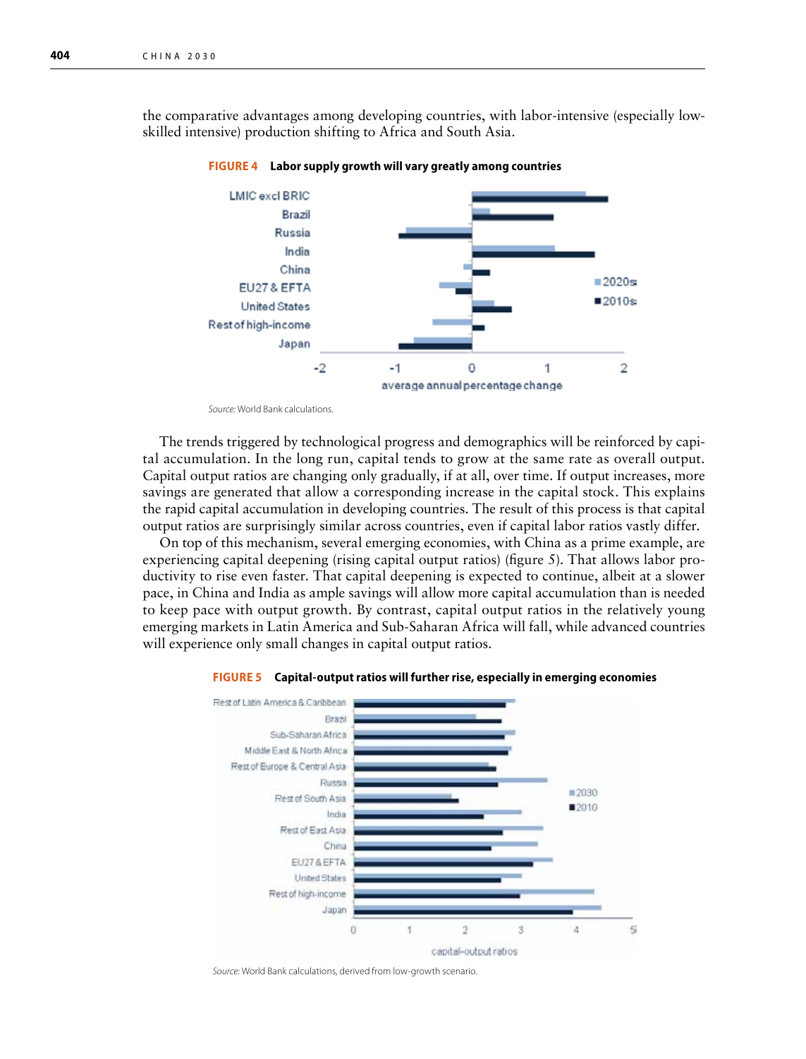the comparative advantages among developing countries, with labor-intensive (especially low-skilled intensive) production shifting to Africa and South Asia.

**FIGURE 4 Labor supply growth will vary greatly among countries**

*Source:* World Bank calculations.

The trends triggered by technological progress and demographics will be reinforced by capital accumulation. In the long run, capital tends to grow at the same rate as overall output. Capital output ratios are changing only gradually, if at all, over time. If output increases, more savings are generated that allow a corresponding increase in the capital stock. This explains the rapid capital accumulation in developing countries. The result of this process is that capital output ratios are surprisingly similar across countries, even if capital labor ratios vastly differ.

On top of this mechanism, several emerging economies, with China as a prime example, are experiencing capital deepening (rising capital output ratios) (figure 5). That allows labor productivity to rise even faster. That capital deepening is expected to continue, albeit at a slower pace, in China and India as ample savings will allow more capital accumulation than is needed to keep pace with output growth. By contrast, capital output ratios in the relatively young emerging markets in Latin America and Sub-Saharan Africa will fall, while advanced countries will experience only small changes in capital output ratios.

**FIGURE 5 Capital-output ratios will further rise, especially in emerging economies**

*Source:* World Bank calculations, derived from low-growth scenario.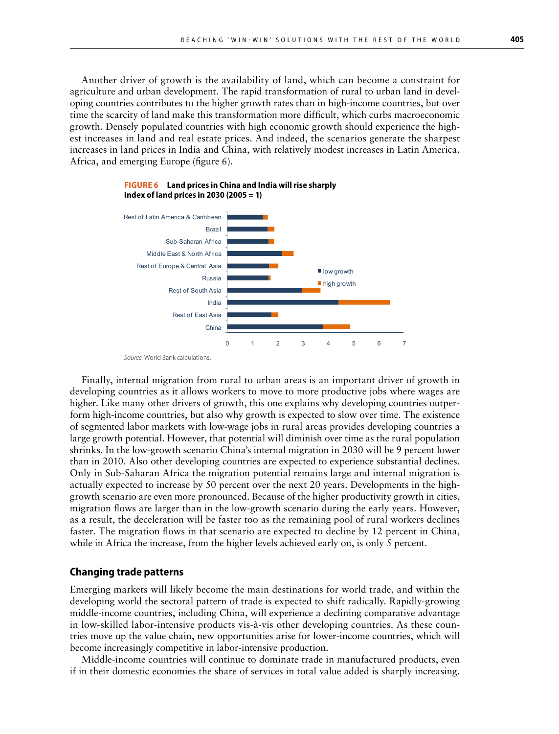Another driver of growth is the availability of land, which can become a constraint for agriculture and urban development. The rapid transformation of rural to urban land in developing countries contributes to the higher growth rates than in high-income countries, but over time the scarcity of land make this transformation more difficult, which curbs macroeconomic growth. Densely populated countries with high economic growth should experience the highest increases in land and real estate prices. And indeed, the scenarios generate the sharpest increases in land prices in India and China, with relatively modest increases in Latin America, Africa, and emerging Europe (figure 6).

**FIGURE 6 Land prices in China and India will rise sharply**
**Index of land prices in 2030 (2005 = 1)**

*Source:* World Bank calculations.

Finally, internal migration from rural to urban areas is an important driver of growth in developing countries as it allows workers to move to more productive jobs where wages are higher. Like many other drivers of growth, this one explains why developing countries outperform high-income countries, but also why growth is expected to slow over time. The existence of segmented labor markets with low-wage jobs in rural areas provides developing countries a large growth potential. However, that potential will diminish over time as the rural population shrinks. In the low-growth scenario China's internal migration in 2030 will be 9 percent lower than in 2010. Also other developing countries are expected to experience substantial declines. Only in Sub-Saharan Africa the migration potential remains large and internal migration is actually expected to increase by 50 percent over the next 20 years. Developments in the high-growth scenario are even more pronounced. Because of the higher productivity growth in cities, migration flows are larger than in the low-growth scenario during the early years. However, as a result, the deceleration will be faster too as the remaining pool of rural workers declines faster. The migration flows in that scenario are expected to decline by 12 percent in China, while in Africa the increase, from the higher levels achieved early on, is only 5 percent.

## Changing trade patterns

Emerging markets will likely become the main destinations for world trade, and within the developing world the sectoral pattern of trade is expected to shift radically. Rapidly-growing middle-income countries, including China, will experience a declining comparative advantage in low-skilled labor-intensive products vis-à-vis other developing countries. As these countries move up the value chain, new opportunities arise for lower-income countries, which will become increasingly competitive in labor-intensive production.

Middle-income countries will continue to dominate trade in manufactured products, even if in their domestic economies the share of services in total value added is sharply increasing.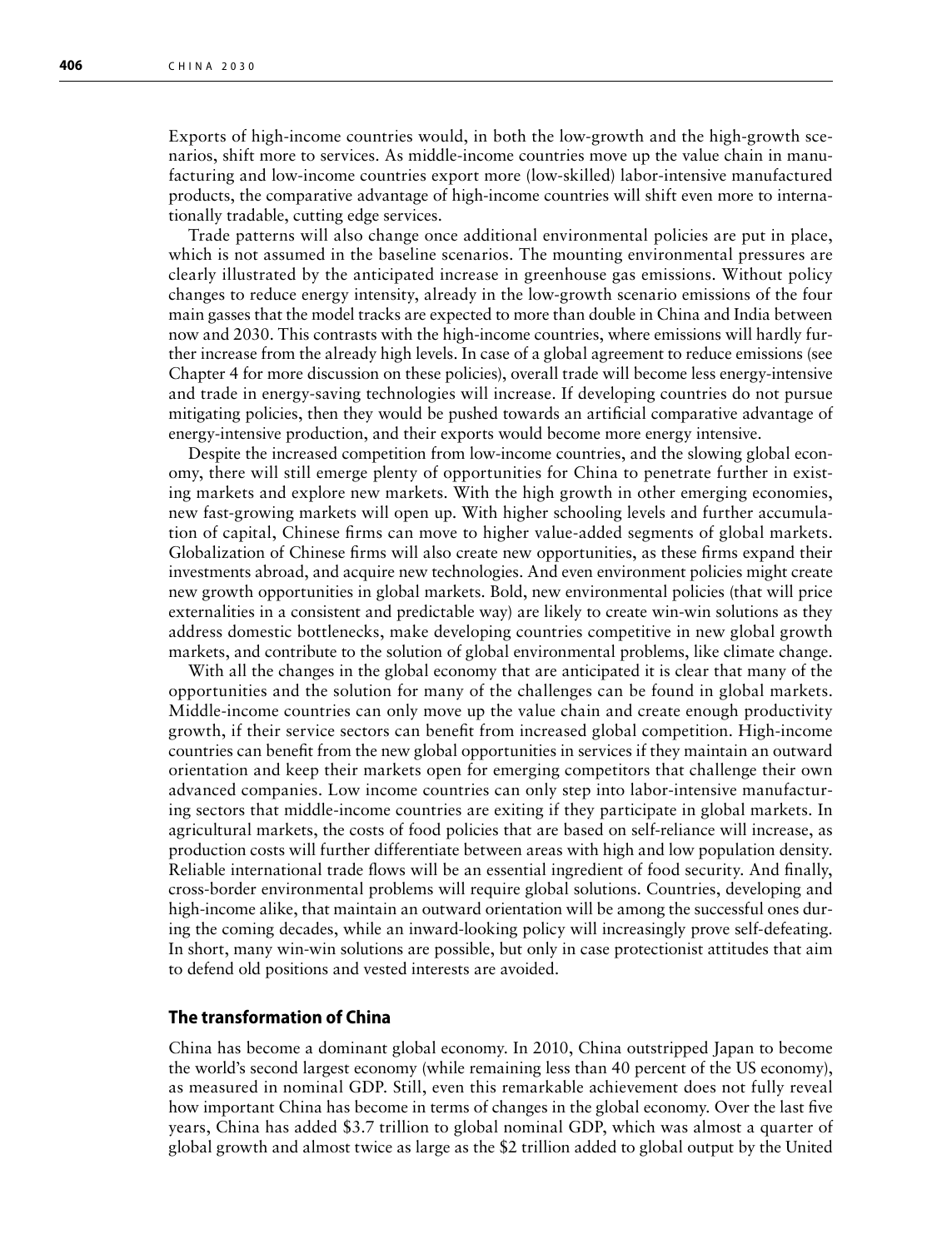Exports of high-income countries would, in both the low-growth and the high-growth scenarios, shift more to services. As middle-income countries move up the value chain in manufacturing and low-income countries export more (low-skilled) labor-intensive manufactured products, the comparative advantage of high-income countries will shift even more to internationally tradable, cutting edge services.

Trade patterns will also change once additional environmental policies are put in place, which is not assumed in the baseline scenarios. The mounting environmental pressures are clearly illustrated by the anticipated increase in greenhouse gas emissions. Without policy changes to reduce energy intensity, already in the low-growth scenario emissions of the four main gasses that the model tracks are expected to more than double in China and India between now and 2030. This contrasts with the high-income countries, where emissions will hardly further increase from the already high levels. In case of a global agreement to reduce emissions (see Chapter 4 for more discussion on these policies), overall trade will become less energy-intensive and trade in energy-saving technologies will increase. If developing countries do not pursue mitigating policies, then they would be pushed towards an artificial comparative advantage of energy-intensive production, and their exports would become more energy intensive.

Despite the increased competition from low-income countries, and the slowing global economy, there will still emerge plenty of opportunities for China to penetrate further in existing markets and explore new markets. With the high growth in other emerging economies, new fast-growing markets will open up. With higher schooling levels and further accumulation of capital, Chinese firms can move to higher value-added segments of global markets. Globalization of Chinese firms will also create new opportunities, as these firms expand their investments abroad, and acquire new technologies. And even environment policies might create new growth opportunities in global markets. Bold, new environmental policies (that will price externalities in a consistent and predictable way) are likely to create win-win solutions as they address domestic bottlenecks, make developing countries competitive in new global growth markets, and contribute to the solution of global environmental problems, like climate change.

With all the changes in the global economy that are anticipated it is clear that many of the opportunities and the solution for many of the challenges can be found in global markets. Middle-income countries can only move up the value chain and create enough productivity growth, if their service sectors can benefit from increased global competition. High-income countries can benefit from the new global opportunities in services if they maintain an outward orientation and keep their markets open for emerging competitors that challenge their own advanced companies. Low income countries can only step into labor-intensive manufacturing sectors that middle-income countries are exiting if they participate in global markets. In agricultural markets, the costs of food policies that are based on self-reliance will increase, as production costs will further differentiate between areas with high and low population density. Reliable international trade flows will be an essential ingredient of food security. And finally, cross-border environmental problems will require global solutions. Countries, developing and high-income alike, that maintain an outward orientation will be among the successful ones during the coming decades, while an inward-looking policy will increasingly prove self-defeating. In short, many win-win solutions are possible, but only in case protectionist attitudes that aim to defend old positions and vested interests are avoided.

## The transformation of China

China has become a dominant global economy. In 2010, China outstripped Japan to become the world's second largest economy (while remaining less than 40 percent of the US economy), as measured in nominal GDP. Still, even this remarkable achievement does not fully reveal how important China has become in terms of changes in the global economy. Over the last five years, China has added \$3.7 trillion to global nominal GDP, which was almost a quarter of global growth and almost twice as large as the \$2 trillion added to global output by the United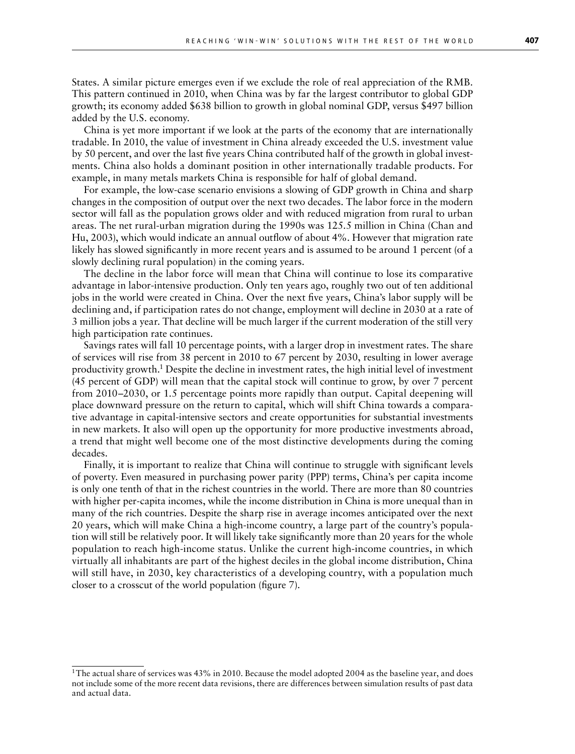States. A similar picture emerges even if we exclude the role of real appreciation of the RMB. This pattern continued in 2010, when China was by far the largest contributor to global GDP growth; its economy added $638 billion to growth in global nominal GDP, versus $497 billion added by the U.S. economy.

China is yet more important if we look at the parts of the economy that are internationally tradable. In 2010, the value of investment in China already exceeded the U.S. investment value by 50 percent, and over the last five years China contributed half of the growth in global investments. China also holds a dominant position in other internationally tradable products. For example, in many metals markets China is responsible for half of global demand.

For example, the low-case scenario envisions a slowing of GDP growth in China and sharp changes in the composition of output over the next two decades. The labor force in the modern sector will fall as the population grows older and with reduced migration from rural to urban areas. The net rural-urban migration during the 1990s was 125.5 million in China (Chan and Hu, 2003), which would indicate an annual outflow of about 4%. However that migration rate likely has slowed significantly in more recent years and is assumed to be around 1 percent (of a slowly declining rural population) in the coming years.

The decline in the labor force will mean that China will continue to lose its comparative advantage in labor-intensive production. Only ten years ago, roughly two out of ten additional jobs in the world were created in China. Over the next five years, China's labor supply will be declining and, if participation rates do not change, employment will decline in 2030 at a rate of 3 million jobs a year. That decline will be much larger if the current moderation of the still very high participation rate continues.

Savings rates will fall 10 percentage points, with a larger drop in investment rates. The share of services will rise from 38 percent in 2010 to 67 percent by 2030, resulting in lower average productivity growth.[1] Despite the decline in investment rates, the high initial level of investment (45 percent of GDP) will mean that the capital stock will continue to grow, by over 7 percent from 2010–2030, or 1.5 percentage points more rapidly than output. Capital deepening will place downward pressure on the return to capital, which will shift China towards a comparative advantage in capital-intensive sectors and create opportunities for substantial investments in new markets. It also will open up the opportunity for more productive investments abroad, a trend that might well become one of the most distinctive developments during the coming decades.

Finally, it is important to realize that China will continue to struggle with significant levels of poverty. Even measured in purchasing power parity (PPP) terms, China's per capita income is only one tenth of that in the richest countries in the world. There are more than 80 countries with higher per-capita incomes, while the income distribution in China is more unequal than in many of the rich countries. Despite the sharp rise in average incomes anticipated over the next 20 years, which will make China a high-income country, a large part of the country's population will still be relatively poor. It will likely take significantly more than 20 years for the whole population to reach high-income status. Unlike the current high-income countries, in which virtually all inhabitants are part of the highest deciles in the global income distribution, China will still have, in 2030, key characteristics of a developing country, with a population much closer to a crosscut of the world population (figure 7).

---

[1] The actual share of services was 43% in 2010. Because the model adopted 2004 as the baseline year, and does not include some of the more recent data revisions, there are differences between simulation results of past data and actual data.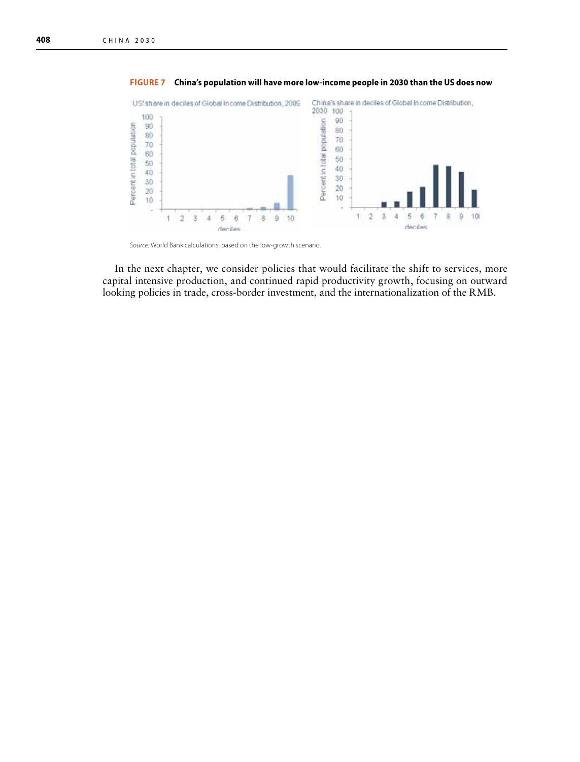**FIGURE 7 China's population will have more low-income people in 2030 than the US does now**

*Source:* World Bank calculations, based on the low-growth scenario.

In the next chapter, we consider policies that would facilitate the shift to services, more capital intensive production, and continued rapid productivity growth, focusing on outward looking policies in trade, cross-border investment, and the internationalization of the RMB.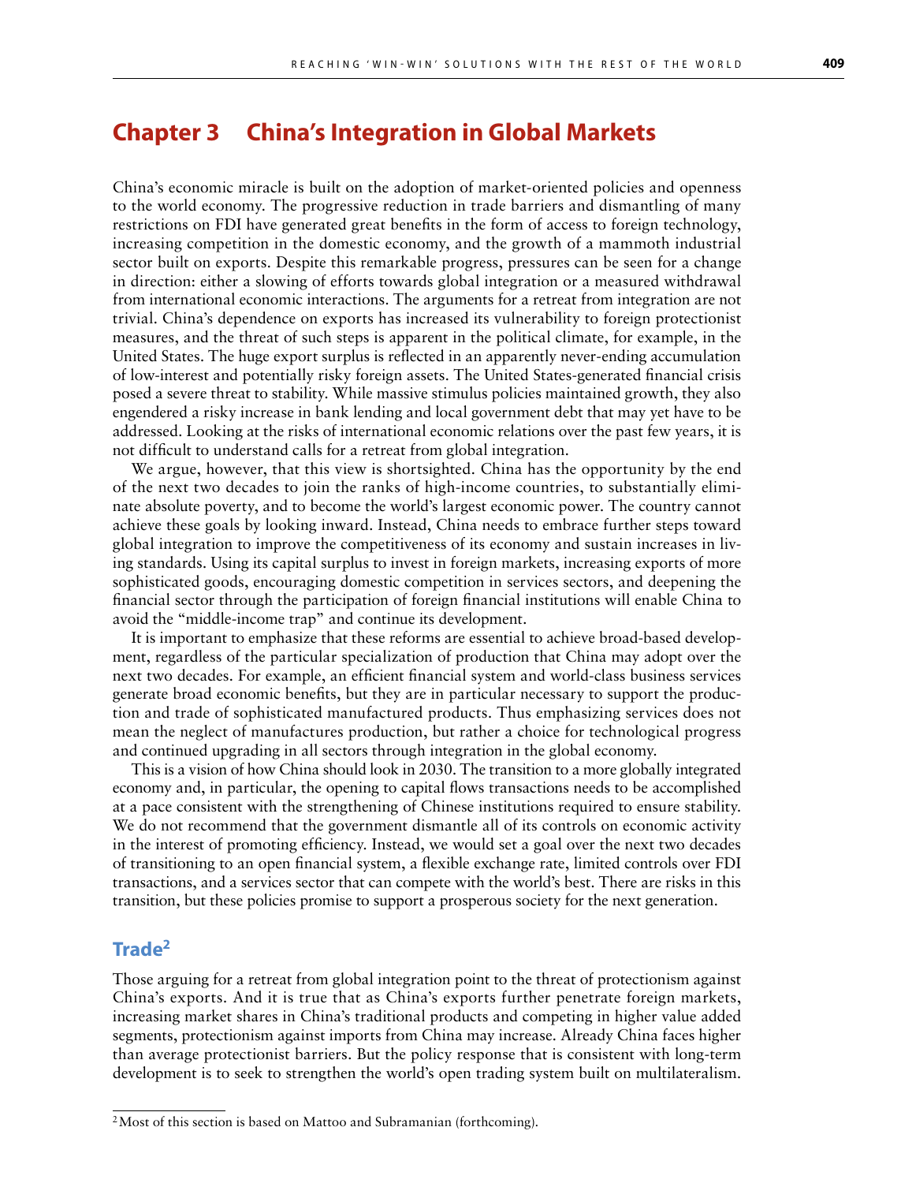# Chapter 3 China's Integration in Global Markets

China's economic miracle is built on the adoption of market-oriented policies and openness to the world economy. The progressive reduction in trade barriers and dismantling of many restrictions on FDI have generated great benefits in the form of access to foreign technology, increasing competition in the domestic economy, and the growth of a mammoth industrial sector built on exports. Despite this remarkable progress, pressures can be seen for a change in direction: either a slowing of efforts towards global integration or a measured withdrawal from international economic interactions. The arguments for a retreat from integration are not trivial. China's dependence on exports has increased its vulnerability to foreign protectionist measures, and the threat of such steps is apparent in the political climate, for example, in the United States. The huge export surplus is reflected in an apparently never-ending accumulation of low-interest and potentially risky foreign assets. The United States-generated financial crisis posed a severe threat to stability. While massive stimulus policies maintained growth, they also engendered a risky increase in bank lending and local government debt that may yet have to be addressed. Looking at the risks of international economic relations over the past few years, it is not difficult to understand calls for a retreat from global integration.

We argue, however, that this view is shortsighted. China has the opportunity by the end of the next two decades to join the ranks of high-income countries, to substantially eliminate absolute poverty, and to become the world's largest economic power. The country cannot achieve these goals by looking inward. Instead, China needs to embrace further steps toward global integration to improve the competitiveness of its economy and sustain increases in living standards. Using its capital surplus to invest in foreign markets, increasing exports of more sophisticated goods, encouraging domestic competition in services sectors, and deepening the financial sector through the participation of foreign financial institutions will enable China to avoid the "middle-income trap" and continue its development.

It is important to emphasize that these reforms are essential to achieve broad-based development, regardless of the particular specialization of production that China may adopt over the next two decades. For example, an efficient financial system and world-class business services generate broad economic benefits, but they are in particular necessary to support the production and trade of sophisticated manufactured products. Thus emphasizing services does not mean the neglect of manufactures production, but rather a choice for technological progress and continued upgrading in all sectors through integration in the global economy.

This is a vision of how China should look in 2030. The transition to a more globally integrated economy and, in particular, the opening to capital flows transactions needs to be accomplished at a pace consistent with the strengthening of Chinese institutions required to ensure stability. We do not recommend that the government dismantle all of its controls on economic activity in the interest of promoting efficiency. Instead, we would set a goal over the next two decades of transitioning to an open financial system, a flexible exchange rate, limited controls over FDI transactions, and a services sector that can compete with the world's best. There are risks in this transition, but these policies promise to support a prosperous society for the next generation.

## Trade[2]

Those arguing for a retreat from global integration point to the threat of protectionism against China's exports. And it is true that as China's exports further penetrate foreign markets, increasing market shares in China's traditional products and competing in higher value added segments, protectionism against imports from China may increase. Already China faces higher than average protectionist barriers. But the policy response that is consistent with long-term development is to seek to strengthen the world's open trading system built on multilateralism.

[2] Most of this section is based on Mattoo and Subramanian (forthcoming).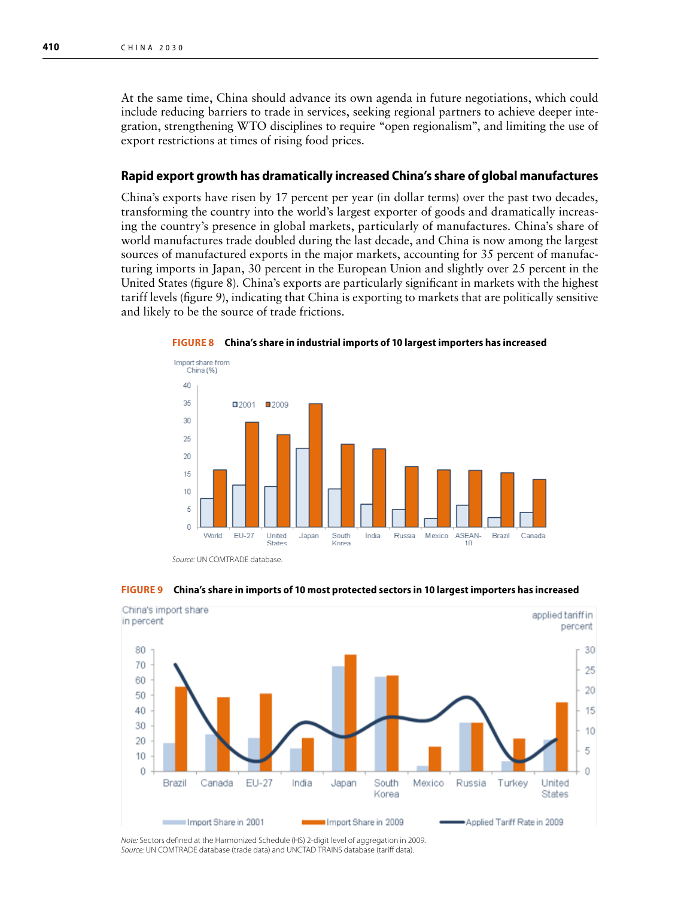At the same time, China should advance its own agenda in future negotiations, which could include reducing barriers to trade in services, seeking regional partners to achieve deeper integration, strengthening WTO disciplines to require "open regionalism", and limiting the use of export restrictions at times of rising food prices.

## Rapid export growth has dramatically increased China's share of global manufactures

China's exports have risen by 17 percent per year (in dollar terms) over the past two decades, transforming the country into the world's largest exporter of goods and dramatically increasing the country's presence in global markets, particularly of manufactures. China's share of world manufactures trade doubled during the last decade, and China is now among the largest sources of manufactured exports in the major markets, accounting for 35 percent of manufacturing imports in Japan, 30 percent in the European Union and slightly over 25 percent in the United States (figure 8). China's exports are particularly significant in markets with the highest tariff levels (figure 9), indicating that China is exporting to markets that are politically sensitive and likely to be the source of trade frictions.

**FIGURE 8** **China's share in industrial imports of 10 largest importers has increased**

*Source:* UN COMTRADE database.

**FIGURE 9** **China's share in imports of 10 most protected sectors in 10 largest importers has increased**

*Note:* Sectors defined at the Harmonized Schedule (HS) 2-digit level of aggregation in 2009.
*Source:* UN COMTRADE database (trade data) and UNCTAD TRAINS database (tariff data).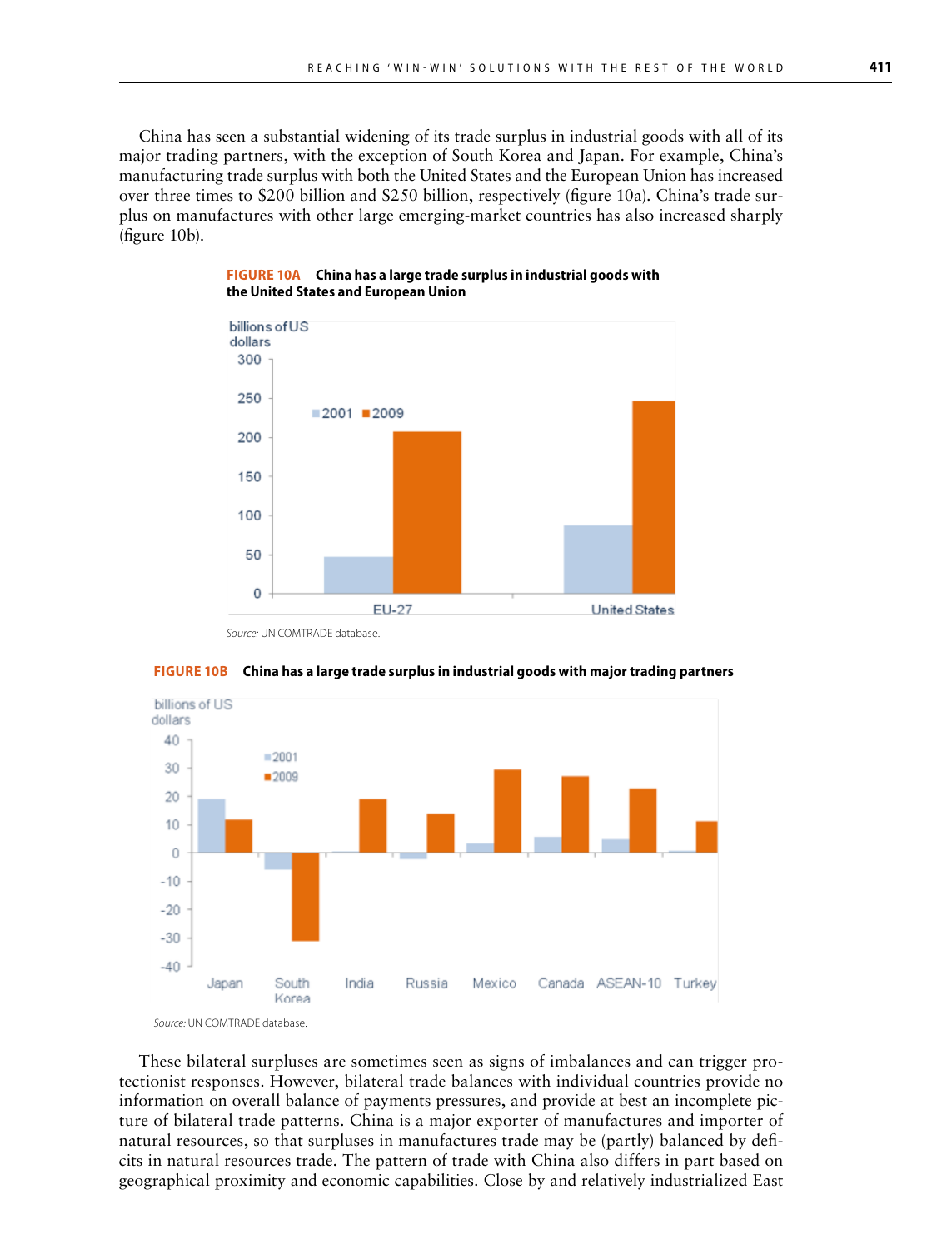China has seen a substantial widening of its trade surplus in industrial goods with all of its major trading partners, with the exception of South Korea and Japan. For example, China's manufacturing trade surplus with both the United States and the European Union has increased over three times to $200 billion and $250 billion, respectively (figure 10a). China's trade surplus on manufactures with other large emerging-market countries has also increased sharply (figure 10b).

**FIGURE 10A China has a large trade surplus in industrial goods with the United States and European Union**

*Source:* UN COMTRADE database.

**FIGURE 10B China has a large trade surplus in industrial goods with major trading partners**

*Source:* UN COMTRADE database.

These bilateral surpluses are sometimes seen as signs of imbalances and can trigger protectionist responses. However, bilateral trade balances with individual countries provide no information on overall balance of payments pressures, and provide at best an incomplete picture of bilateral trade patterns. China is a major exporter of manufactures and importer of natural resources, so that surpluses in manufactures trade may be (partly) balanced by deficits in natural resources trade. The pattern of trade with China also differs in part based on geographical proximity and economic capabilities. Close by and relatively industrialized East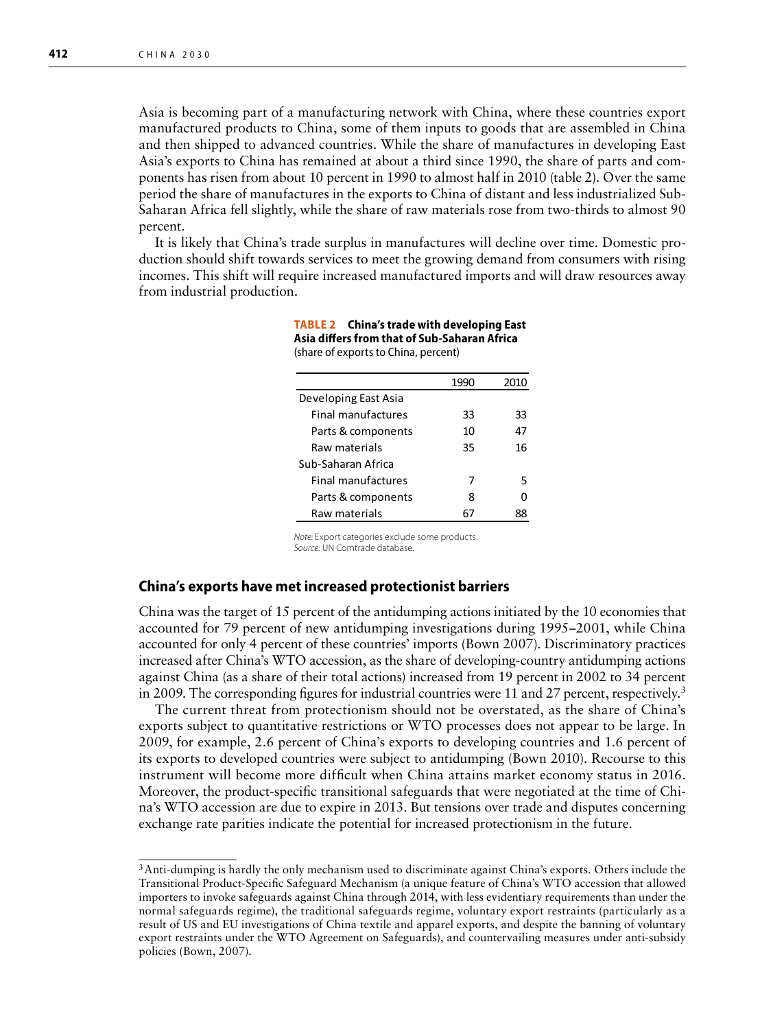Asia is becoming part of a manufacturing network with China, where these countries export manufactured products to China, some of them inputs to goods that are assembled in China and then shipped to advanced countries. While the share of manufactures in developing East Asia's exports to China has remained at about a third since 1990, the share of parts and components has risen from about 10 percent in 1990 to almost half in 2010 (table 2). Over the same period the share of manufactures in the exports to China of distant and less industrialized Sub-Saharan Africa fell slightly, while the share of raw materials rose from two-thirds to almost 90 percent.

It is likely that China's trade surplus in manufactures will decline over time. Domestic production should shift towards services to meet the growing demand from consumers with rising incomes. This shift will require increased manufactured imports and will draw resources away from industrial production.

**TABLE 2 China's trade with developing East Asia differs from that of Sub-Saharan Africa**
(share of exports to China, percent)

| | 1990 | 2010 |
|---|---|---|
| Developing East Asia | | |
| Final manufactures | 33 | 33 |
| Parts & components | 10 | 47 |
| Raw materials | 35 | 16 |
| Sub-Saharan Africa | | |
| Final manufactures | 7 | 5 |
| Parts & components | 8 | 0 |
| Raw materials | 67 | 88 |

*Note:* Export categories exclude some products.
*Source:* UN Comtrade database.

## China's exports have met increased protectionist barriers

China was the target of 15 percent of the antidumping actions initiated by the 10 economies that accounted for 79 percent of new antidumping investigations during 1995–2001, while China accounted for only 4 percent of these countries' imports (Bown 2007). Discriminatory practices increased after China's WTO accession, as the share of developing-country antidumping actions against China (as a share of their total actions) increased from 19 percent in 2002 to 34 percent in 2009. The corresponding figures for industrial countries were 11 and 27 percent, respectively.[3]

The current threat from protectionism should not be overstated, as the share of China's exports subject to quantitative restrictions or WTO processes does not appear to be large. In 2009, for example, 2.6 percent of China's exports to developing countries and 1.6 percent of its exports to developed countries were subject to antidumping (Bown 2010). Recourse to this instrument will become more difficult when China attains market economy status in 2016. Moreover, the product-specific transitional safeguards that were negotiated at the time of China's WTO accession are due to expire in 2013. But tensions over trade and disputes concerning exchange rate parities indicate the potential for increased protectionism in the future.

[3] Anti-dumping is hardly the only mechanism used to discriminate against China's exports. Others include the Transitional Product-Specific Safeguard Mechanism (a unique feature of China's WTO accession that allowed importers to invoke safeguards against China through 2014, with less evidentiary requirements than under the normal safeguards regime), the traditional safeguards regime, voluntary export restraints (particularly as a result of US and EU investigations of China textile and apparel exports, and despite the banning of voluntary export restraints under the WTO Agreement on Safeguards), and countervailing measures under anti-subsidy policies (Bown, 2007).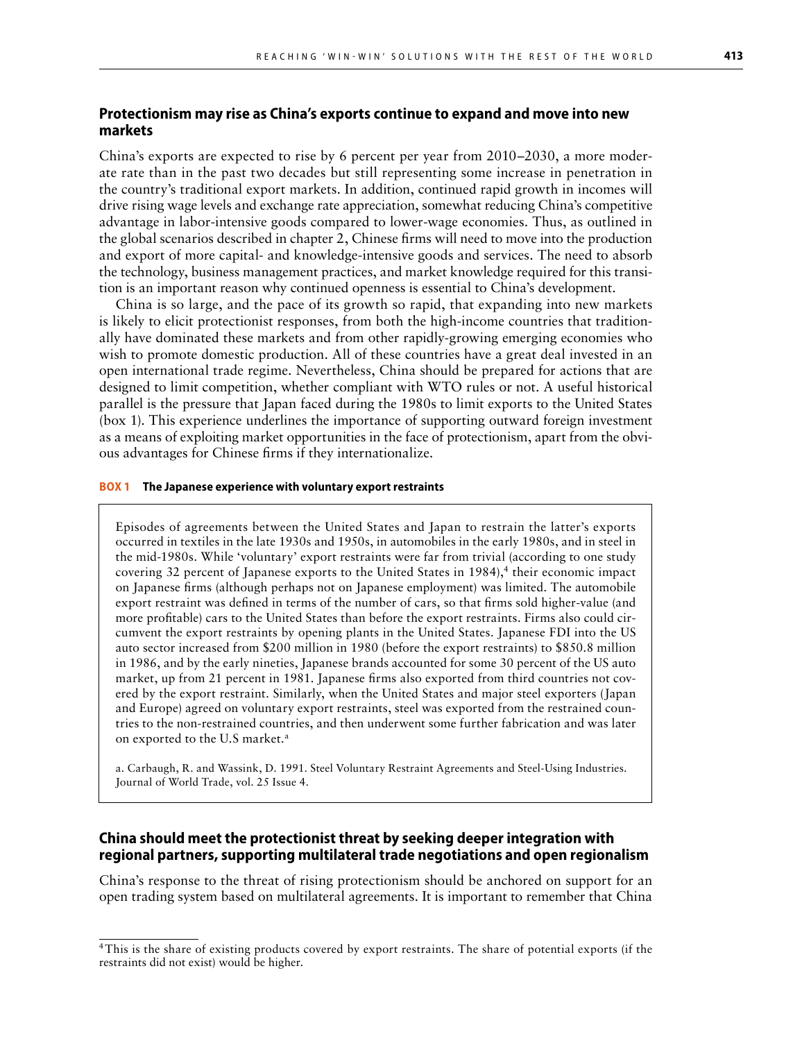## Protectionism may rise as China's exports continue to expand and move into new markets

China's exports are expected to rise by 6 percent per year from 2010–2030, a more moderate rate than in the past two decades but still representing some increase in penetration in the country's traditional export markets. In addition, continued rapid growth in incomes will drive rising wage levels and exchange rate appreciation, somewhat reducing China's competitive advantage in labor-intensive goods compared to lower-wage economies. Thus, as outlined in the global scenarios described in chapter 2, Chinese firms will need to move into the production and export of more capital- and knowledge-intensive goods and services. The need to absorb the technology, business management practices, and market knowledge required for this transition is an important reason why continued openness is essential to China's development.

China is so large, and the pace of its growth so rapid, that expanding into new markets is likely to elicit protectionist responses, from both the high-income countries that traditionally have dominated these markets and from other rapidly-growing emerging economies who wish to promote domestic production. All of these countries have a great deal invested in an open international trade regime. Nevertheless, China should be prepared for actions that are designed to limit competition, whether compliant with WTO rules or not. A useful historical parallel is the pressure that Japan faced during the 1980s to limit exports to the United States (box 1). This experience underlines the importance of supporting outward foreign investment as a means of exploiting market opportunities in the face of protectionism, apart from the obvious advantages for Chinese firms if they internationalize.

**BOX 1 The Japanese experience with voluntary export restraints**

Episodes of agreements between the United States and Japan to restrain the latter's exports occurred in textiles in the late 1930s and 1950s, in automobiles in the early 1980s, and in steel in the mid-1980s. While 'voluntary' export restraints were far from trivial (according to one study covering 32 percent of Japanese exports to the United States in 1984),[4] their economic impact on Japanese firms (although perhaps not on Japanese employment) was limited. The automobile export restraint was defined in terms of the number of cars, so that firms sold higher-value (and more profitable) cars to the United States than before the export restraints. Firms also could circumvent the export restraints by opening plants in the United States. Japanese FDI into the US auto sector increased from $200 million in 1980 (before the export restraints) to $850.8 million in 1986, and by the early nineties, Japanese brands accounted for some 30 percent of the US auto market, up from 21 percent in 1981. Japanese firms also exported from third countries not covered by the export restraint. Similarly, when the United States and major steel exporters (Japan and Europe) agreed on voluntary export restraints, steel was exported from the restrained countries to the non-restrained countries, and then underwent some further fabrication and was later on exported to the U.S market.[a]

a. Carbaugh, R. and Wassink, D. 1991. Steel Voluntary Restraint Agreements and Steel-Using Industries. Journal of World Trade, vol. 25 Issue 4.

## China should meet the protectionist threat by seeking deeper integration with regional partners, supporting multilateral trade negotiations and open regionalism

China's response to the threat of rising protectionism should be anchored on support for an open trading system based on multilateral agreements. It is important to remember that China

[4] This is the share of existing products covered by export restraints. The share of potential exports (if the restraints did not exist) would be higher.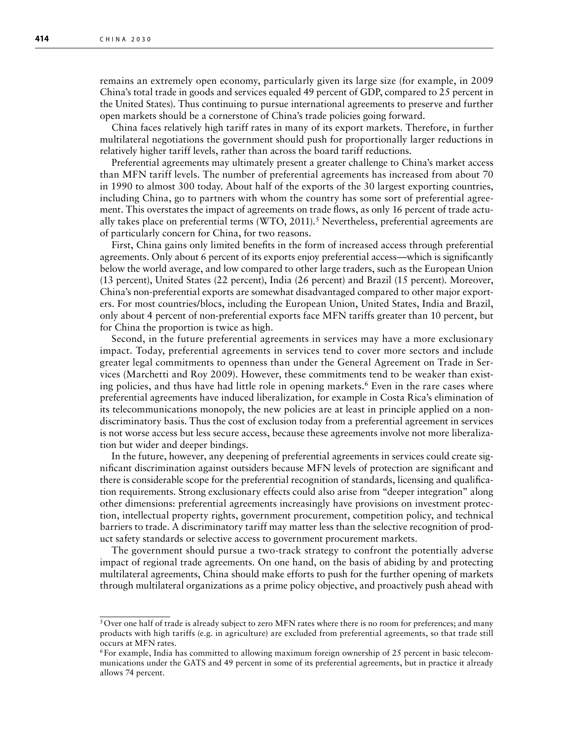remains an extremely open economy, particularly given its large size (for example, in 2009 China's total trade in goods and services equaled 49 percent of GDP, compared to 25 percent in the United States). Thus continuing to pursue international agreements to preserve and further open markets should be a cornerstone of China's trade policies going forward.

China faces relatively high tariff rates in many of its export markets. Therefore, in further multilateral negotiations the government should push for proportionally larger reductions in relatively higher tariff levels, rather than across the board tariff reductions.

Preferential agreements may ultimately present a greater challenge to China's market access than MFN tariff levels. The number of preferential agreements has increased from about 70 in 1990 to almost 300 today. About half of the exports of the 30 largest exporting countries, including China, go to partners with whom the country has some sort of preferential agreement. This overstates the impact of agreements on trade flows, as only 16 percent of trade actually takes place on preferential terms (WTO, 2011).[5] Nevertheless, preferential agreements are of particularly concern for China, for two reasons.

First, China gains only limited benefits in the form of increased access through preferential agreements. Only about 6 percent of its exports enjoy preferential access—which is significantly below the world average, and low compared to other large traders, such as the European Union (13 percent), United States (22 percent), India (26 percent) and Brazil (15 percent). Moreover, China's non-preferential exports are somewhat disadvantaged compared to other major exporters. For most countries/blocs, including the European Union, United States, India and Brazil, only about 4 percent of non-preferential exports face MFN tariffs greater than 10 percent, but for China the proportion is twice as high.

Second, in the future preferential agreements in services may have a more exclusionary impact. Today, preferential agreements in services tend to cover more sectors and include greater legal commitments to openness than under the General Agreement on Trade in Services (Marchetti and Roy 2009). However, these commitments tend to be weaker than existing policies, and thus have had little role in opening markets.[6] Even in the rare cases where preferential agreements have induced liberalization, for example in Costa Rica's elimination of its telecommunications monopoly, the new policies are at least in principle applied on a non-discriminatory basis. Thus the cost of exclusion today from a preferential agreement in services is not worse access but less secure access, because these agreements involve not more liberalization but wider and deeper bindings.

In the future, however, any deepening of preferential agreements in services could create significant discrimination against outsiders because MFN levels of protection are significant and there is considerable scope for the preferential recognition of standards, licensing and qualification requirements. Strong exclusionary effects could also arise from "deeper integration" along other dimensions: preferential agreements increasingly have provisions on investment protection, intellectual property rights, government procurement, competition policy, and technical barriers to trade. A discriminatory tariff may matter less than the selective recognition of product safety standards or selective access to government procurement markets.

The government should pursue a two-track strategy to confront the potentially adverse impact of regional trade agreements. On one hand, on the basis of abiding by and protecting multilateral agreements, China should make efforts to push for the further opening of markets through multilateral organizations as a prime policy objective, and proactively push ahead with

[5] Over one half of trade is already subject to zero MFN rates where there is no room for preferences; and many products with high tariffs (e.g. in agriculture) are excluded from preferential agreements, so that trade still occurs at MFN rates.

[6] For example, India has committed to allowing maximum foreign ownership of 25 percent in basic telecommunications under the GATS and 49 percent in some of its preferential agreements, but in practice it already allows 74 percent.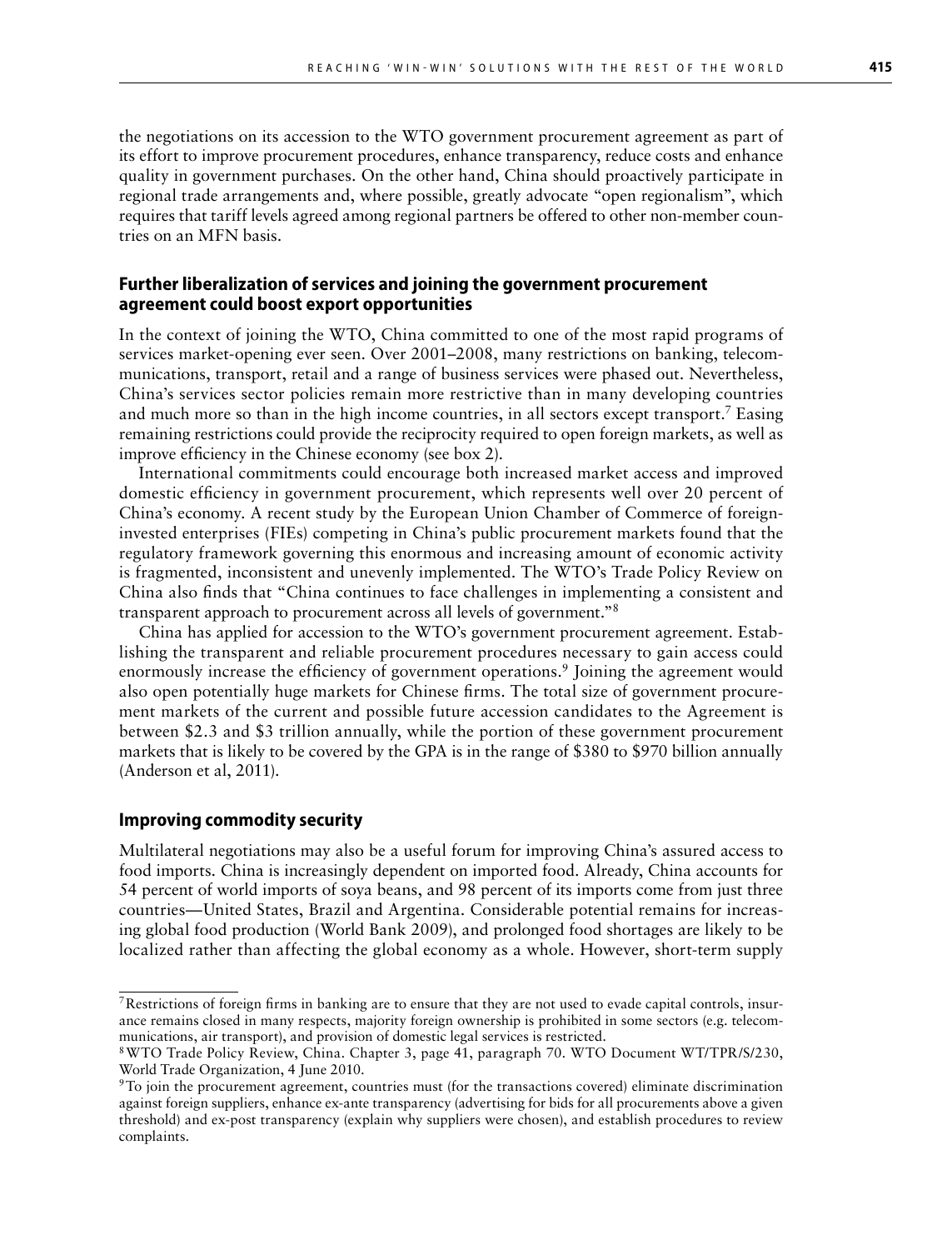the negotiations on its accession to the WTO government procurement agreement as part of its effort to improve procurement procedures, enhance transparency, reduce costs and enhance quality in government purchases. On the other hand, China should proactively participate in regional trade arrangements and, where possible, greatly advocate "open regionalism", which requires that tariff levels agreed among regional partners be offered to other non-member countries on an MFN basis.

### Further liberalization of services and joining the government procurement agreement could boost export opportunities

In the context of joining the WTO, China committed to one of the most rapid programs of services market-opening ever seen. Over 2001–2008, many restrictions on banking, telecommunications, transport, retail and a range of business services were phased out. Nevertheless, China's services sector policies remain more restrictive than in many developing countries and much more so than in the high income countries, in all sectors except transport.[7] Easing remaining restrictions could provide the reciprocity required to open foreign markets, as well as improve efficiency in the Chinese economy (see box 2).

International commitments could encourage both increased market access and improved domestic efficiency in government procurement, which represents well over 20 percent of China's economy. A recent study by the European Union Chamber of Commerce of foreign-invested enterprises (FIEs) competing in China's public procurement markets found that the regulatory framework governing this enormous and increasing amount of economic activity is fragmented, inconsistent and unevenly implemented. The WTO's Trade Policy Review on China also finds that "China continues to face challenges in implementing a consistent and transparent approach to procurement across all levels of government."[8]

China has applied for accession to the WTO's government procurement agreement. Establishing the transparent and reliable procurement procedures necessary to gain access could enormously increase the efficiency of government operations.[9] Joining the agreement would also open potentially huge markets for Chinese firms. The total size of government procurement markets of the current and possible future accession candidates to the Agreement is between \$2.3 and \$3 trillion annually, while the portion of these government procurement markets that is likely to be covered by the GPA is in the range of \$380 to \$970 billion annually (Anderson et al, 2011).

### Improving commodity security

Multilateral negotiations may also be a useful forum for improving China's assured access to food imports. China is increasingly dependent on imported food. Already, China accounts for 54 percent of world imports of soya beans, and 98 percent of its imports come from just three countries—United States, Brazil and Argentina. Considerable potential remains for increasing global food production (World Bank 2009), and prolonged food shortages are likely to be localized rather than affecting the global economy as a whole. However, short-term supply

[7] Restrictions of foreign firms in banking are to ensure that they are not used to evade capital controls, insurance remains closed in many respects, majority foreign ownership is prohibited in some sectors (e.g. telecommunications, air transport), and provision of domestic legal services is restricted.

[8] WTO Trade Policy Review, China. Chapter 3, page 41, paragraph 70. WTO Document WT/TPR/S/230, World Trade Organization, 4 June 2010.

[9] To join the procurement agreement, countries must (for the transactions covered) eliminate discrimination against foreign suppliers, enhance ex-ante transparency (advertising for bids for all procurements above a given threshold) and ex-post transparency (explain why suppliers were chosen), and establish procedures to review complaints.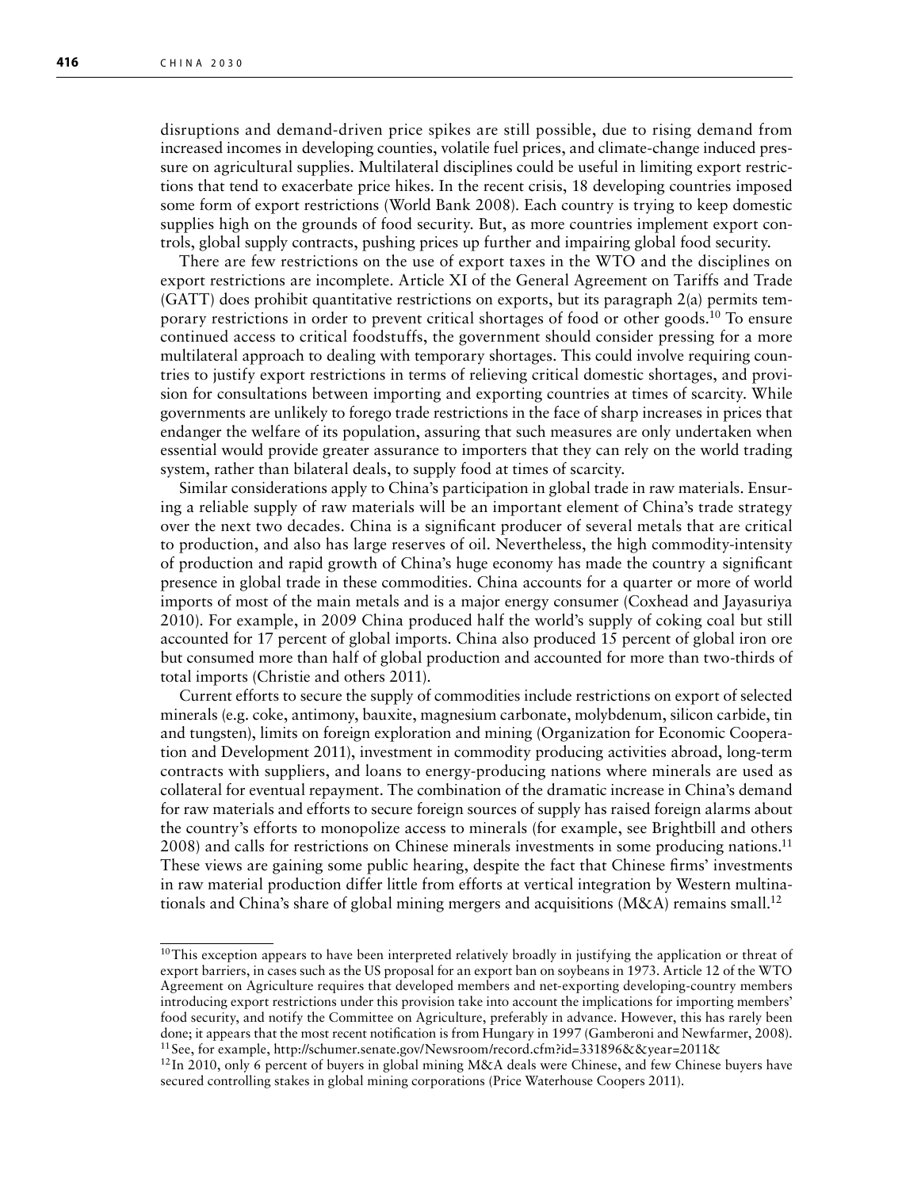disruptions and demand-driven price spikes are still possible, due to rising demand from increased incomes in developing counties, volatile fuel prices, and climate-change induced pressure on agricultural supplies. Multilateral disciplines could be useful in limiting export restrictions that tend to exacerbate price hikes. In the recent crisis, 18 developing countries imposed some form of export restrictions (World Bank 2008). Each country is trying to keep domestic supplies high on the grounds of food security. But, as more countries implement export controls, global supply contracts, pushing prices up further and impairing global food security.

There are few restrictions on the use of export taxes in the WTO and the disciplines on export restrictions are incomplete. Article XI of the General Agreement on Tariffs and Trade (GATT) does prohibit quantitative restrictions on exports, but its paragraph 2(a) permits temporary restrictions in order to prevent critical shortages of food or other goods.[10] To ensure continued access to critical foodstuffs, the government should consider pressing for a more multilateral approach to dealing with temporary shortages. This could involve requiring countries to justify export restrictions in terms of relieving critical domestic shortages, and provision for consultations between importing and exporting countries at times of scarcity. While governments are unlikely to forego trade restrictions in the face of sharp increases in prices that endanger the welfare of its population, assuring that such measures are only undertaken when essential would provide greater assurance to importers that they can rely on the world trading system, rather than bilateral deals, to supply food at times of scarcity.

Similar considerations apply to China's participation in global trade in raw materials. Ensuring a reliable supply of raw materials will be an important element of China's trade strategy over the next two decades. China is a significant producer of several metals that are critical to production, and also has large reserves of oil. Nevertheless, the high commodity-intensity of production and rapid growth of China's huge economy has made the country a significant presence in global trade in these commodities. China accounts for a quarter or more of world imports of most of the main metals and is a major energy consumer (Coxhead and Jayasuriya 2010). For example, in 2009 China produced half the world's supply of coking coal but still accounted for 17 percent of global imports. China also produced 15 percent of global iron ore but consumed more than half of global production and accounted for more than two-thirds of total imports (Christie and others 2011).

Current efforts to secure the supply of commodities include restrictions on export of selected minerals (e.g. coke, antimony, bauxite, magnesium carbonate, molybdenum, silicon carbide, tin and tungsten), limits on foreign exploration and mining (Organization for Economic Cooperation and Development 2011), investment in commodity producing activities abroad, long-term contracts with suppliers, and loans to energy-producing nations where minerals are used as collateral for eventual repayment. The combination of the dramatic increase in China's demand for raw materials and efforts to secure foreign sources of supply has raised foreign alarms about the country's efforts to monopolize access to minerals (for example, see Brightbill and others 2008) and calls for restrictions on Chinese minerals investments in some producing nations.[11] These views are gaining some public hearing, despite the fact that Chinese firms' investments in raw material production differ little from efforts at vertical integration by Western multinationals and China's share of global mining mergers and acquisitions (M&A) remains small.[12]

---

[10] This exception appears to have been interpreted relatively broadly in justifying the application or threat of export barriers, in cases such as the US proposal for an export ban on soybeans in 1973. Article 12 of the WTO Agreement on Agriculture requires that developed members and net-exporting developing-country members introducing export restrictions under this provision take into account the implications for importing members' food security, and notify the Committee on Agriculture, preferably in advance. However, this has rarely been done; it appears that the most recent notification is from Hungary in 1997 (Gamberoni and Newfarmer, 2008).

[11] See, for example, http://schumer.senate.gov/Newsroom/record.cfm?id=331896&&year=2011&

[12] In 2010, only 6 percent of buyers in global mining M&A deals were Chinese, and few Chinese buyers have secured controlling stakes in global mining corporations (Price Waterhouse Coopers 2011).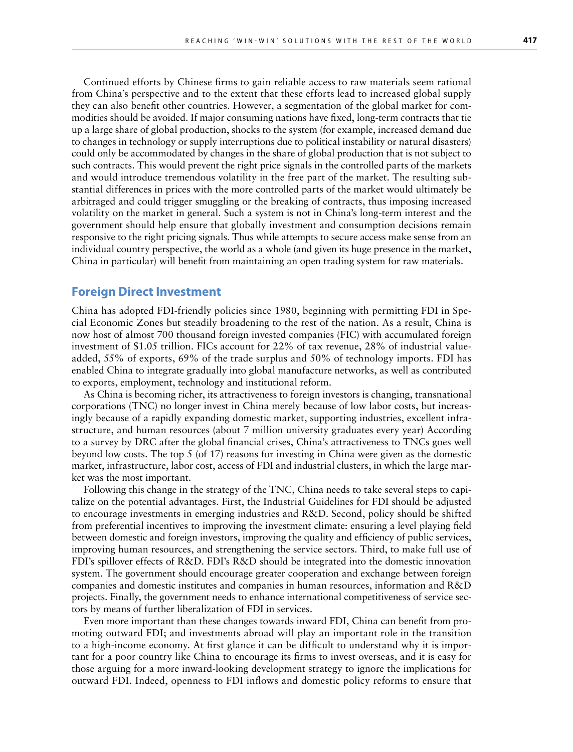Continued efforts by Chinese firms to gain reliable access to raw materials seem rational from China's perspective and to the extent that these efforts lead to increased global supply they can also benefit other countries. However, a segmentation of the global market for commodities should be avoided. If major consuming nations have fixed, long-term contracts that tie up a large share of global production, shocks to the system (for example, increased demand due to changes in technology or supply interruptions due to political instability or natural disasters) could only be accommodated by changes in the share of global production that is not subject to such contracts. This would prevent the right price signals in the controlled parts of the markets and would introduce tremendous volatility in the free part of the market. The resulting substantial differences in prices with the more controlled parts of the market would ultimately be arbitraged and could trigger smuggling or the breaking of contracts, thus imposing increased volatility on the market in general. Such a system is not in China's long-term interest and the government should help ensure that globally investment and consumption decisions remain responsive to the right pricing signals. Thus while attempts to secure access make sense from an individual country perspective, the world as a whole (and given its huge presence in the market, China in particular) will benefit from maintaining an open trading system for raw materials.

## Foreign Direct Investment

China has adopted FDI-friendly policies since 1980, beginning with permitting FDI in Special Economic Zones but steadily broadening to the rest of the nation. As a result, China is now host of almost 700 thousand foreign invested companies (FIC) with accumulated foreign investment of $1.05 trillion. FICs account for 22% of tax revenue, 28% of industrial value-added, 55% of exports, 69% of the trade surplus and 50% of technology imports. FDI has enabled China to integrate gradually into global manufacture networks, as well as contributed to exports, employment, technology and institutional reform.

As China is becoming richer, its attractiveness to foreign investors is changing, transnational corporations (TNC) no longer invest in China merely because of low labor costs, but increasingly because of a rapidly expanding domestic market, supporting industries, excellent infrastructure, and human resources (about 7 million university graduates every year) According to a survey by DRC after the global financial crises, China's attractiveness to TNCs goes well beyond low costs. The top 5 (of 17) reasons for investing in China were given as the domestic market, infrastructure, labor cost, access of FDI and industrial clusters, in which the large market was the most important.

Following this change in the strategy of the TNC, China needs to take several steps to capitalize on the potential advantages. First, the Industrial Guidelines for FDI should be adjusted to encourage investments in emerging industries and R&D. Second, policy should be shifted from preferential incentives to improving the investment climate: ensuring a level playing field between domestic and foreign investors, improving the quality and efficiency of public services, improving human resources, and strengthening the service sectors. Third, to make full use of FDI's spillover effects of R&D. FDI's R&D should be integrated into the domestic innovation system. The government should encourage greater cooperation and exchange between foreign companies and domestic institutes and companies in human resources, information and R&D projects. Finally, the government needs to enhance international competitiveness of service sectors by means of further liberalization of FDI in services.

Even more important than these changes towards inward FDI, China can benefit from promoting outward FDI; and investments abroad will play an important role in the transition to a high-income economy. At first glance it can be difficult to understand why it is important for a poor country like China to encourage its firms to invest overseas, and it is easy for those arguing for a more inward-looking development strategy to ignore the implications for outward FDI. Indeed, openness to FDI inflows and domestic policy reforms to ensure that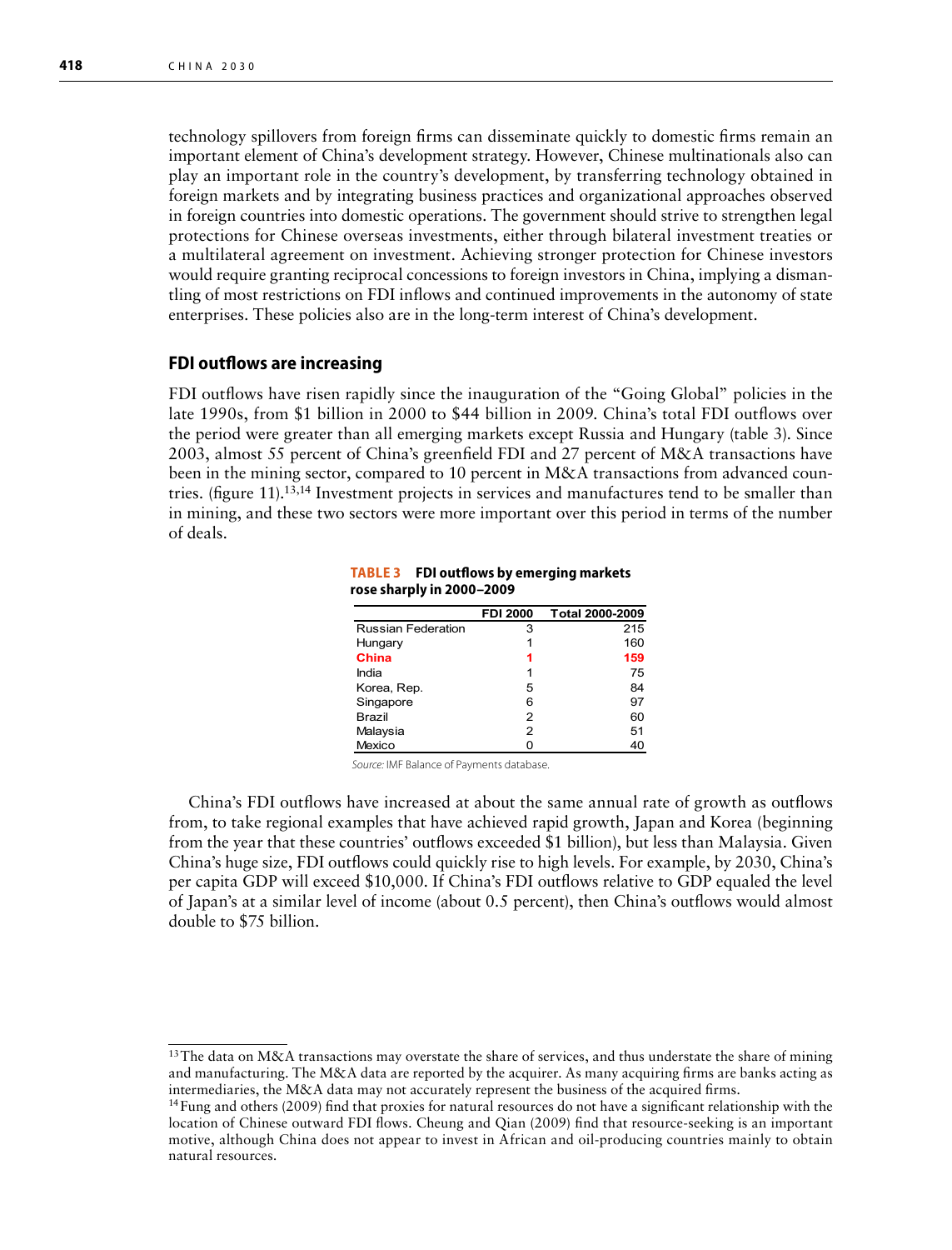technology spillovers from foreign firms can disseminate quickly to domestic firms remain an important element of China's development strategy. However, Chinese multinationals also can play an important role in the country's development, by transferring technology obtained in foreign markets and by integrating business practices and organizational approaches observed in foreign countries into domestic operations. The government should strive to strengthen legal protections for Chinese overseas investments, either through bilateral investment treaties or a multilateral agreement on investment. Achieving stronger protection for Chinese investors would require granting reciprocal concessions to foreign investors in China, implying a dismantling of most restrictions on FDI inflows and continued improvements in the autonomy of state enterprises. These policies also are in the long-term interest of China's development.

### FDI outflows are increasing

FDI outflows have risen rapidly since the inauguration of the "Going Global" policies in the late 1990s, from $1 billion in 2000 to $44 billion in 2009. China's total FDI outflows over the period were greater than all emerging markets except Russia and Hungary (table 3). Since 2003, almost 55 percent of China's greenfield FDI and 27 percent of M&A transactions have been in the mining sector, compared to 10 percent in M&A transactions from advanced countries. (figure 11).[13,14] Investment projects in services and manufactures tend to be smaller than in mining, and these two sectors were more important over this period in terms of the number of deals.

**TABLE 3 FDI outflows by emerging markets rose sharply in 2000–2009**

| | FDI 2000 | Total 2000-2009 |
|---|---|---|
| Russian Federation | 3 | 215 |
| Hungary | 1 | 160 |
| **China** | **1** | **159** |
| India | 1 | 75 |
| Korea, Rep. | 5 | 84 |
| Singapore | 6 | 97 |
| Brazil | 2 | 60 |
| Malaysia | 2 | 51 |
| Mexico | 0 | 40 |

*Source:* IMF Balance of Payments database.

China's FDI outflows have increased at about the same annual rate of growth as outflows from, to take regional examples that have achieved rapid growth, Japan and Korea (beginning from the year that these countries' outflows exceeded $1 billion), but less than Malaysia. Given China's huge size, FDI outflows could quickly rise to high levels. For example, by 2030, China's per capita GDP will exceed $10,000. If China's FDI outflows relative to GDP equaled the level of Japan's at a similar level of income (about 0.5 percent), then China's outflows would almost double to $75 billion.

---

[13] The data on M&A transactions may overstate the share of services, and thus understate the share of mining and manufacturing. The M&A data are reported by the acquirer. As many acquiring firms are banks acting as intermediaries, the M&A data may not accurately represent the business of the acquired firms.

[14] Fung and others (2009) find that proxies for natural resources do not have a significant relationship with the location of Chinese outward FDI flows. Cheung and Qian (2009) find that resource-seeking is an important motive, although China does not appear to invest in African and oil-producing countries mainly to obtain natural resources.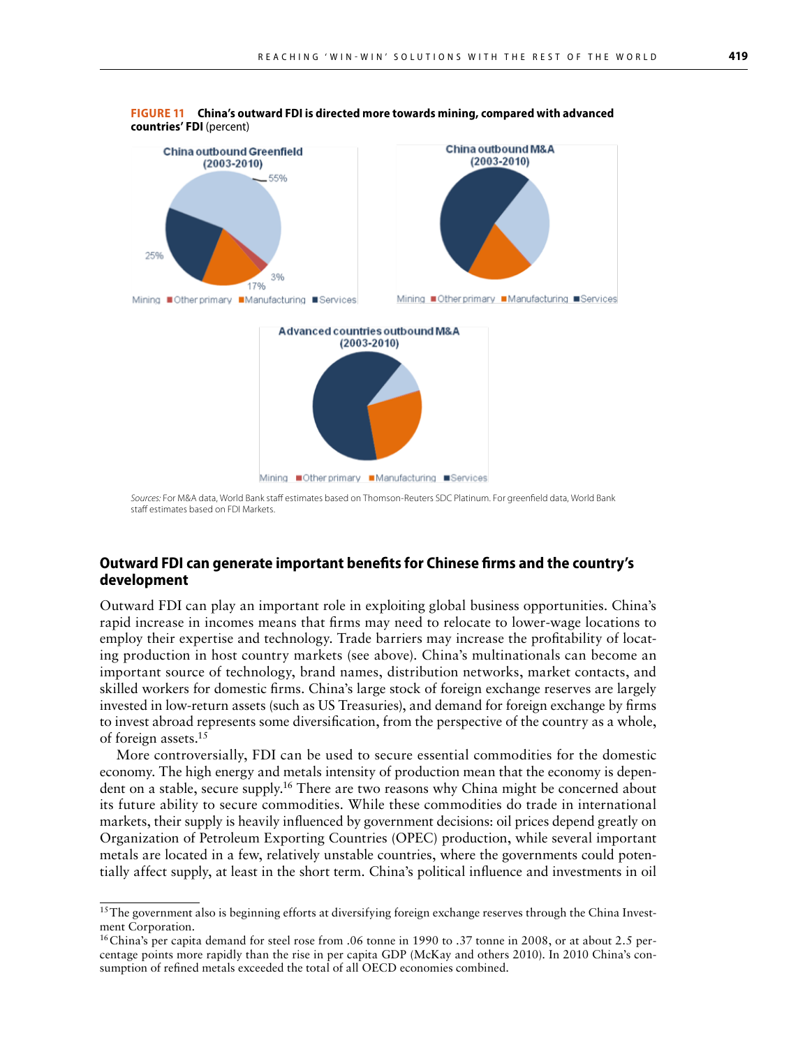**FIGURE 11 China's outward FDI is directed more towards mining, compared with advanced countries' FDI** (percent)

China outbound Greenfield (2003-2010)

55%

25%

3%

17%

Mining ■Other primary ■Manufacturing ■Services

China outbound M&A (2003-2010)

Mining ■Other primary ■Manufacturing ■Services

Advanced countries outbound M&A (2003-2010)

Mining ■Other primary ■Manufacturing ■Services

*Sources:* For M&A data, World Bank staff estimates based on Thomson-Reuters SDC Platinum. For greenfield data, World Bank staff estimates based on FDI Markets.

## Outward FDI can generate important benefits for Chinese firms and the country's development

Outward FDI can play an important role in exploiting global business opportunities. China's rapid increase in incomes means that firms may need to relocate to lower-wage locations to employ their expertise and technology. Trade barriers may increase the profitability of locating production in host country markets (see above). China's multinationals can become an important source of technology, brand names, distribution networks, market contacts, and skilled workers for domestic firms. China's large stock of foreign exchange reserves are largely invested in low-return assets (such as US Treasuries), and demand for foreign exchange by firms to invest abroad represents some diversification, from the perspective of the country as a whole, of foreign assets.[15]

More controversially, FDI can be used to secure essential commodities for the domestic economy. The high energy and metals intensity of production mean that the economy is dependent on a stable, secure supply.[16] There are two reasons why China might be concerned about its future ability to secure commodities. While these commodities do trade in international markets, their supply is heavily influenced by government decisions: oil prices depend greatly on Organization of Petroleum Exporting Countries (OPEC) production, while several important metals are located in a few, relatively unstable countries, where the governments could potentially affect supply, at least in the short term. China's political influence and investments in oil

[15] The government also is beginning efforts at diversifying foreign exchange reserves through the China Investment Corporation.

[16] China's per capita demand for steel rose from .06 tonne in 1990 to .37 tonne in 2008, or at about 2.5 percentage points more rapidly than the rise in per capita GDP (McKay and others 2010). In 2010 China's consumption of refined metals exceeded the total of all OECD economies combined.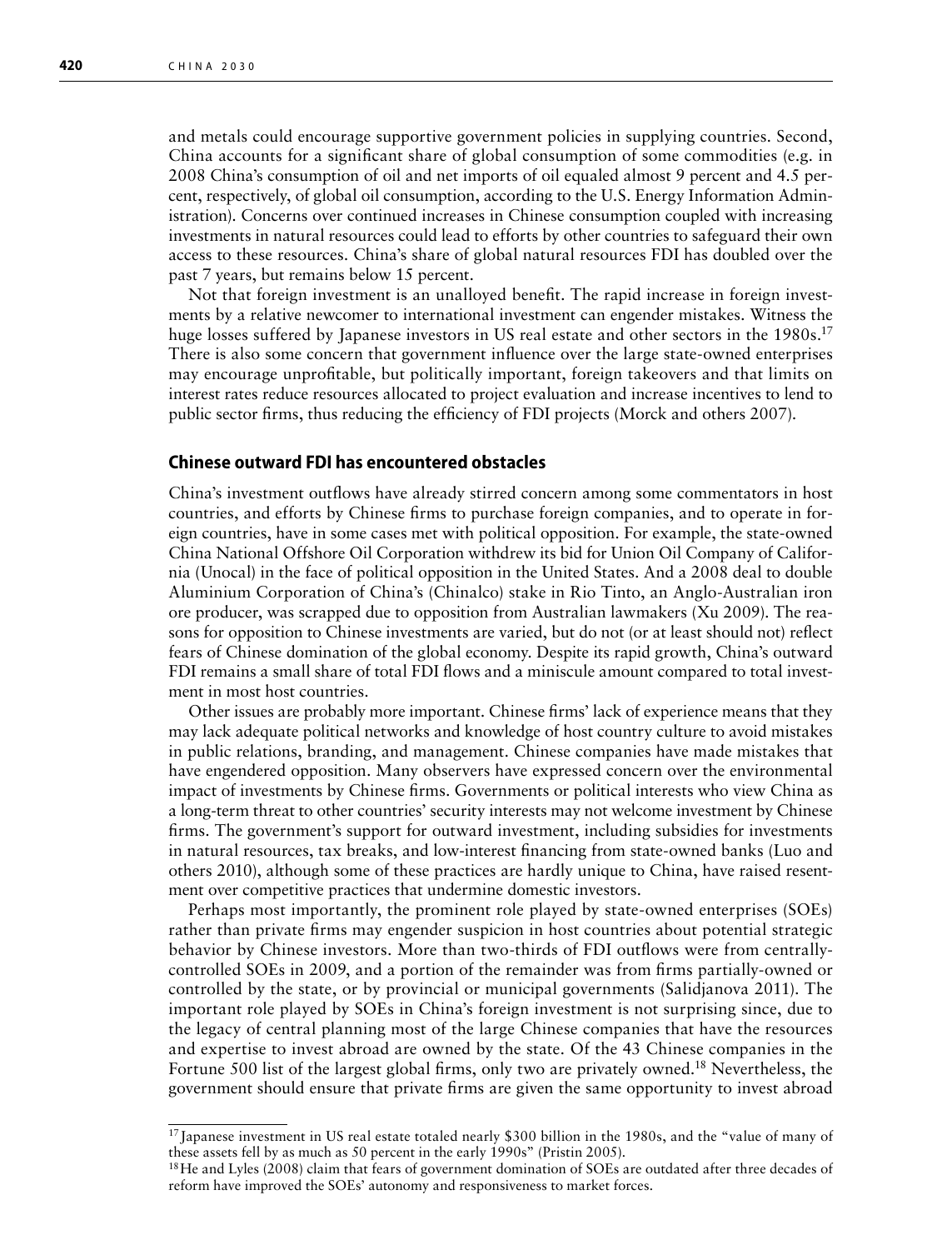and metals could encourage supportive government policies in supplying countries. Second, China accounts for a significant share of global consumption of some commodities (e.g. in 2008 China's consumption of oil and net imports of oil equaled almost 9 percent and 4.5 percent, respectively, of global oil consumption, according to the U.S. Energy Information Administration). Concerns over continued increases in Chinese consumption coupled with increasing investments in natural resources could lead to efforts by other countries to safeguard their own access to these resources. China's share of global natural resources FDI has doubled over the past 7 years, but remains below 15 percent.

Not that foreign investment is an unalloyed benefit. The rapid increase in foreign investments by a relative newcomer to international investment can engender mistakes. Witness the huge losses suffered by Japanese investors in US real estate and other sectors in the 1980s.[17] There is also some concern that government influence over the large state-owned enterprises may encourage unprofitable, but politically important, foreign takeovers and that limits on interest rates reduce resources allocated to project evaluation and increase incentives to lend to public sector firms, thus reducing the efficiency of FDI projects (Morck and others 2007).

### Chinese outward FDI has encountered obstacles

China's investment outflows have already stirred concern among some commentators in host countries, and efforts by Chinese firms to purchase foreign companies, and to operate in foreign countries, have in some cases met with political opposition. For example, the state-owned China National Offshore Oil Corporation withdrew its bid for Union Oil Company of California (Unocal) in the face of political opposition in the United States. And a 2008 deal to double Aluminium Corporation of China's (Chinalco) stake in Rio Tinto, an Anglo-Australian iron ore producer, was scrapped due to opposition from Australian lawmakers (Xu 2009). The reasons for opposition to Chinese investments are varied, but do not (or at least should not) reflect fears of Chinese domination of the global economy. Despite its rapid growth, China's outward FDI remains a small share of total FDI flows and a miniscule amount compared to total investment in most host countries.

Other issues are probably more important. Chinese firms' lack of experience means that they may lack adequate political networks and knowledge of host country culture to avoid mistakes in public relations, branding, and management. Chinese companies have made mistakes that have engendered opposition. Many observers have expressed concern over the environmental impact of investments by Chinese firms. Governments or political interests who view China as a long-term threat to other countries' security interests may not welcome investment by Chinese firms. The government's support for outward investment, including subsidies for investments in natural resources, tax breaks, and low-interest financing from state-owned banks (Luo and others 2010), although some of these practices are hardly unique to China, have raised resentment over competitive practices that undermine domestic investors.

Perhaps most importantly, the prominent role played by state-owned enterprises (SOEs) rather than private firms may engender suspicion in host countries about potential strategic behavior by Chinese investors. More than two-thirds of FDI outflows were from centrally-controlled SOEs in 2009, and a portion of the remainder was from firms partially-owned or controlled by the state, or by provincial or municipal governments (Salidjanova 2011). The important role played by SOEs in China's foreign investment is not surprising since, due to the legacy of central planning most of the large Chinese companies that have the resources and expertise to invest abroad are owned by the state. Of the 43 Chinese companies in the Fortune 500 list of the largest global firms, only two are privately owned.[18] Nevertheless, the government should ensure that private firms are given the same opportunity to invest abroad

---

[17] Japanese investment in US real estate totaled nearly $300 billion in the 1980s, and the "value of many of these assets fell by as much as 50 percent in the early 1990s" (Pristin 2005).

[18] He and Lyles (2008) claim that fears of government domination of SOEs are outdated after three decades of reform have improved the SOEs' autonomy and responsiveness to market forces.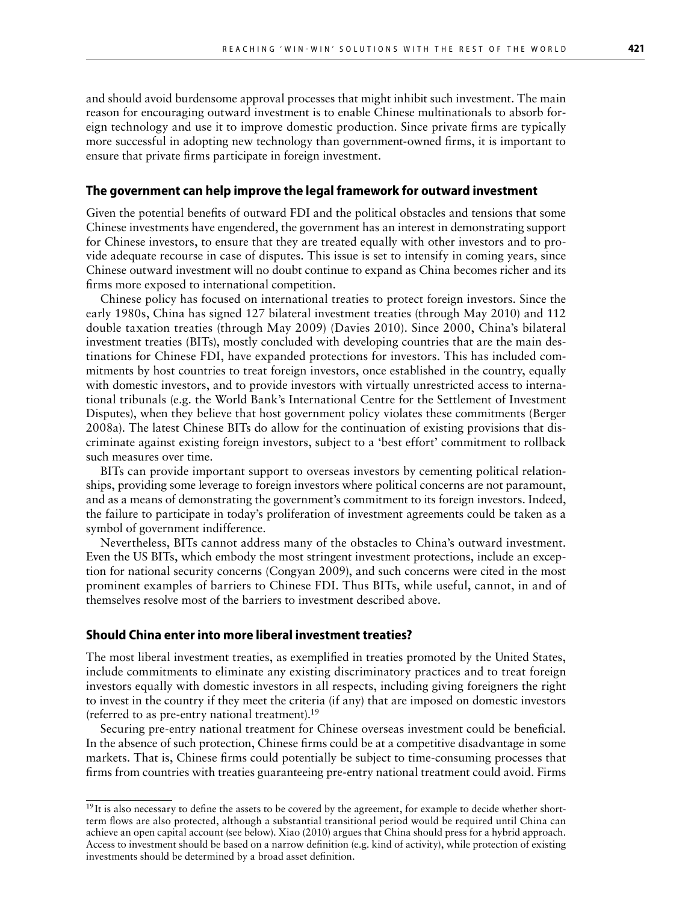and should avoid burdensome approval processes that might inhibit such investment. The main reason for encouraging outward investment is to enable Chinese multinationals to absorb foreign technology and use it to improve domestic production. Since private firms are typically more successful in adopting new technology than government-owned firms, it is important to ensure that private firms participate in foreign investment.

### The government can help improve the legal framework for outward investment

Given the potential benefits of outward FDI and the political obstacles and tensions that some Chinese investments have engendered, the government has an interest in demonstrating support for Chinese investors, to ensure that they are treated equally with other investors and to provide adequate recourse in case of disputes. This issue is set to intensify in coming years, since Chinese outward investment will no doubt continue to expand as China becomes richer and its firms more exposed to international competition.

Chinese policy has focused on international treaties to protect foreign investors. Since the early 1980s, China has signed 127 bilateral investment treaties (through May 2010) and 112 double taxation treaties (through May 2009) (Davies 2010). Since 2000, China's bilateral investment treaties (BITs), mostly concluded with developing countries that are the main destinations for Chinese FDI, have expanded protections for investors. This has included commitments by host countries to treat foreign investors, once established in the country, equally with domestic investors, and to provide investors with virtually unrestricted access to international tribunals (e.g. the World Bank's International Centre for the Settlement of Investment Disputes), when they believe that host government policy violates these commitments (Berger 2008a). The latest Chinese BITs do allow for the continuation of existing provisions that discriminate against existing foreign investors, subject to a 'best effort' commitment to rollback such measures over time.

BITs can provide important support to overseas investors by cementing political relationships, providing some leverage to foreign investors where political concerns are not paramount, and as a means of demonstrating the government's commitment to its foreign investors. Indeed, the failure to participate in today's proliferation of investment agreements could be taken as a symbol of government indifference.

Nevertheless, BITs cannot address many of the obstacles to China's outward investment. Even the US BITs, which embody the most stringent investment protections, include an exception for national security concerns (Congyan 2009), and such concerns were cited in the most prominent examples of barriers to Chinese FDI. Thus BITs, while useful, cannot, in and of themselves resolve most of the barriers to investment described above.

### Should China enter into more liberal investment treaties?

The most liberal investment treaties, as exemplified in treaties promoted by the United States, include commitments to eliminate any existing discriminatory practices and to treat foreign investors equally with domestic investors in all respects, including giving foreigners the right to invest in the country if they meet the criteria (if any) that are imposed on domestic investors (referred to as pre-entry national treatment).[19]

Securing pre-entry national treatment for Chinese overseas investment could be beneficial. In the absence of such protection, Chinese firms could be at a competitive disadvantage in some markets. That is, Chinese firms could potentially be subject to time-consuming processes that firms from countries with treaties guaranteeing pre-entry national treatment could avoid. Firms

---

[19] It is also necessary to define the assets to be covered by the agreement, for example to decide whether short-term flows are also protected, although a substantial transitional period would be required until China can achieve an open capital account (see below). Xiao (2010) argues that China should press for a hybrid approach. Access to investment should be based on a narrow definition (e.g. kind of activity), while protection of existing investments should be determined by a broad asset definition.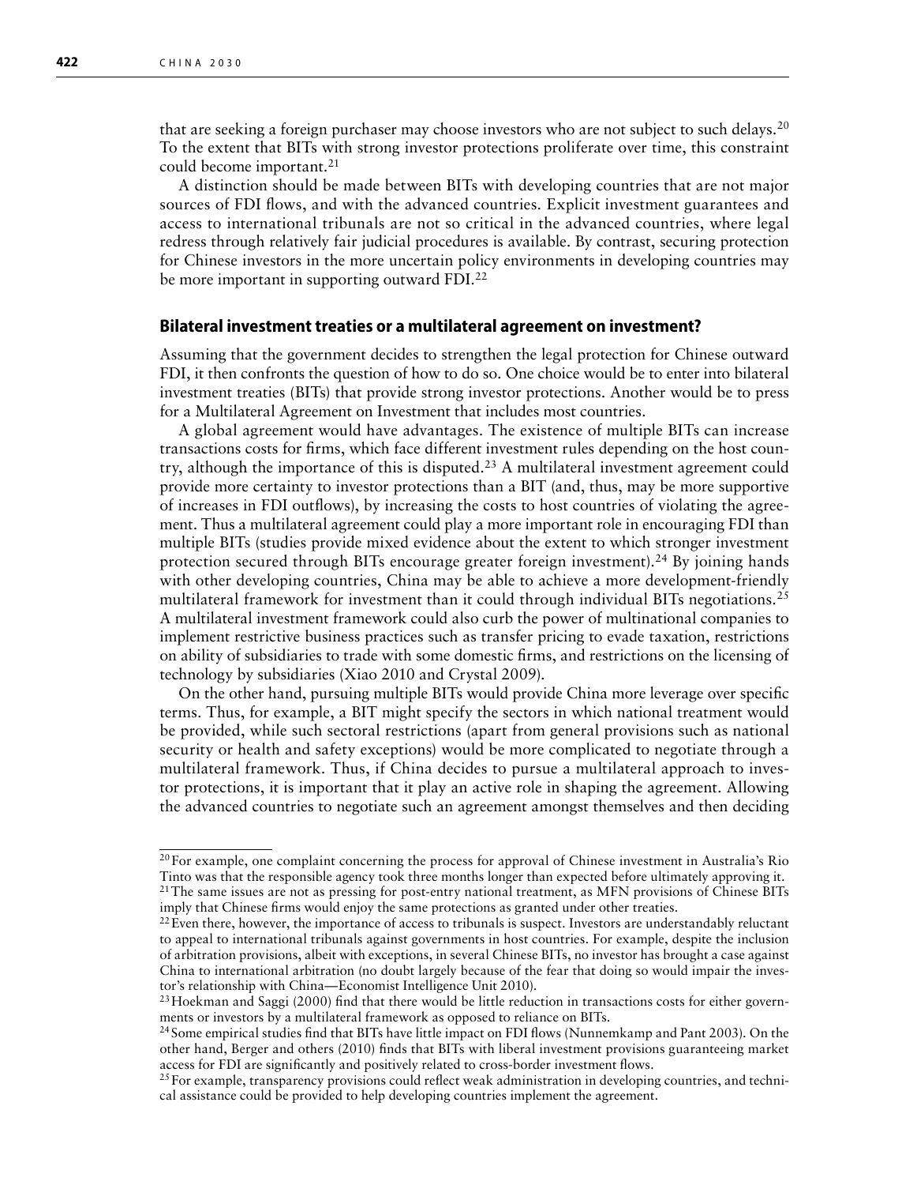that are seeking a foreign purchaser may choose investors who are not subject to such delays.[20] To the extent that BITs with strong investor protections proliferate over time, this constraint could become important.[21]

A distinction should be made between BITs with developing countries that are not major sources of FDI flows, and with the advanced countries. Explicit investment guarantees and access to international tribunals are not so critical in the advanced countries, where legal redress through relatively fair judicial procedures is available. By contrast, securing protection for Chinese investors in the more uncertain policy environments in developing countries may be more important in supporting outward FDI.[22]

### Bilateral investment treaties or a multilateral agreement on investment?

Assuming that the government decides to strengthen the legal protection for Chinese outward FDI, it then confronts the question of how to do so. One choice would be to enter into bilateral investment treaties (BITs) that provide strong investor protections. Another would be to press for a Multilateral Agreement on Investment that includes most countries.

A global agreement would have advantages. The existence of multiple BITs can increase transactions costs for firms, which face different investment rules depending on the host country, although the importance of this is disputed.[23] A multilateral investment agreement could provide more certainty to investor protections than a BIT (and, thus, may be more supportive of increases in FDI outflows), by increasing the costs to host countries of violating the agreement. Thus a multilateral agreement could play a more important role in encouraging FDI than multiple BITs (studies provide mixed evidence about the extent to which stronger investment protection secured through BITs encourage greater foreign investment).[24] By joining hands with other developing countries, China may be able to achieve a more development-friendly multilateral framework for investment than it could through individual BITs negotiations.[25] A multilateral investment framework could also curb the power of multinational companies to implement restrictive business practices such as transfer pricing to evade taxation, restrictions on ability of subsidiaries to trade with some domestic firms, and restrictions on the licensing of technology by subsidiaries (Xiao 2010 and Crystal 2009).

On the other hand, pursuing multiple BITs would provide China more leverage over specific terms. Thus, for example, a BIT might specify the sectors in which national treatment would be provided, while such sectoral restrictions (apart from general provisions such as national security or health and safety exceptions) would be more complicated to negotiate through a multilateral framework. Thus, if China decides to pursue a multilateral approach to investor protections, it is important that it play an active role in shaping the agreement. Allowing the advanced countries to negotiate such an agreement amongst themselves and then deciding

---

[20] For example, one complaint concerning the process for approval of Chinese investment in Australia's Rio Tinto was that the responsible agency took three months longer than expected before ultimately approving it.

[21] The same issues are not as pressing for post-entry national treatment, as MFN provisions of Chinese BITs imply that Chinese firms would enjoy the same protections as granted under other treaties.

[22] Even there, however, the importance of access to tribunals is suspect. Investors are understandably reluctant to appeal to international tribunals against governments in host countries. For example, despite the inclusion of arbitration provisions, albeit with exceptions, in several Chinese BITs, no investor has brought a case against China to international arbitration (no doubt largely because of the fear that doing so would impair the investor's relationship with China—Economist Intelligence Unit 2010).

[23] Hoekman and Saggi (2000) find that there would be little reduction in transactions costs for either governments or investors by a multilateral framework as opposed to reliance on BITs.

[24] Some empirical studies find that BITs have little impact on FDI flows (Nunnemkamp and Pant 2003). On the other hand, Berger and others (2010) finds that BITs with liberal investment provisions guaranteeing market access for FDI are significantly and positively related to cross-border investment flows.

[25] For example, transparency provisions could reflect weak administration in developing countries, and technical assistance could be provided to help developing countries implement the agreement.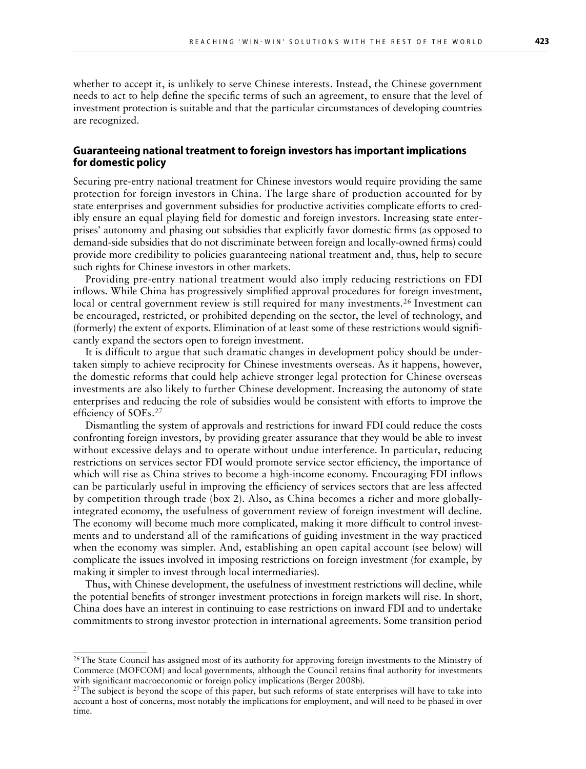whether to accept it, is unlikely to serve Chinese interests. Instead, the Chinese government needs to act to help define the specific terms of such an agreement, to ensure that the level of investment protection is suitable and that the particular circumstances of developing countries are recognized.

### Guaranteeing national treatment to foreign investors has important implications for domestic policy

Securing pre-entry national treatment for Chinese investors would require providing the same protection for foreign investors in China. The large share of production accounted for by state enterprises and government subsidies for productive activities complicate efforts to credibly ensure an equal playing field for domestic and foreign investors. Increasing state enterprises' autonomy and phasing out subsidies that explicitly favor domestic firms (as opposed to demand-side subsidies that do not discriminate between foreign and locally-owned firms) could provide more credibility to policies guaranteeing national treatment and, thus, help to secure such rights for Chinese investors in other markets.

Providing pre-entry national treatment would also imply reducing restrictions on FDI inflows. While China has progressively simplified approval procedures for foreign investment, local or central government review is still required for many investments.[26] Investment can be encouraged, restricted, or prohibited depending on the sector, the level of technology, and (formerly) the extent of exports. Elimination of at least some of these restrictions would significantly expand the sectors open to foreign investment.

It is difficult to argue that such dramatic changes in development policy should be undertaken simply to achieve reciprocity for Chinese investments overseas. As it happens, however, the domestic reforms that could help achieve stronger legal protection for Chinese overseas investments are also likely to further Chinese development. Increasing the autonomy of state enterprises and reducing the role of subsidies would be consistent with efforts to improve the efficiency of SOEs.[27]

Dismantling the system of approvals and restrictions for inward FDI could reduce the costs confronting foreign investors, by providing greater assurance that they would be able to invest without excessive delays and to operate without undue interference. In particular, reducing restrictions on services sector FDI would promote service sector efficiency, the importance of which will rise as China strives to become a high-income economy. Encouraging FDI inflows can be particularly useful in improving the efficiency of services sectors that are less affected by competition through trade (box 2). Also, as China becomes a richer and more globally-integrated economy, the usefulness of government review of foreign investment will decline. The economy will become much more complicated, making it more difficult to control investments and to understand all of the ramifications of guiding investment in the way practiced when the economy was simpler. And, establishing an open capital account (see below) will complicate the issues involved in imposing restrictions on foreign investment (for example, by making it simpler to invest through local intermediaries).

Thus, with Chinese development, the usefulness of investment restrictions will decline, while the potential benefits of stronger investment protections in foreign markets will rise. In short, China does have an interest in continuing to ease restrictions on inward FDI and to undertake commitments to strong investor protection in international agreements. Some transition period

---

[26] The State Council has assigned most of its authority for approving foreign investments to the Ministry of Commerce (MOFCOM) and local governments, although the Council retains final authority for investments with significant macroeconomic or foreign policy implications (Berger 2008b).

[27] The subject is beyond the scope of this paper, but such reforms of state enterprises will have to take into account a host of concerns, most notably the implications for employment, and will need to be phased in over time.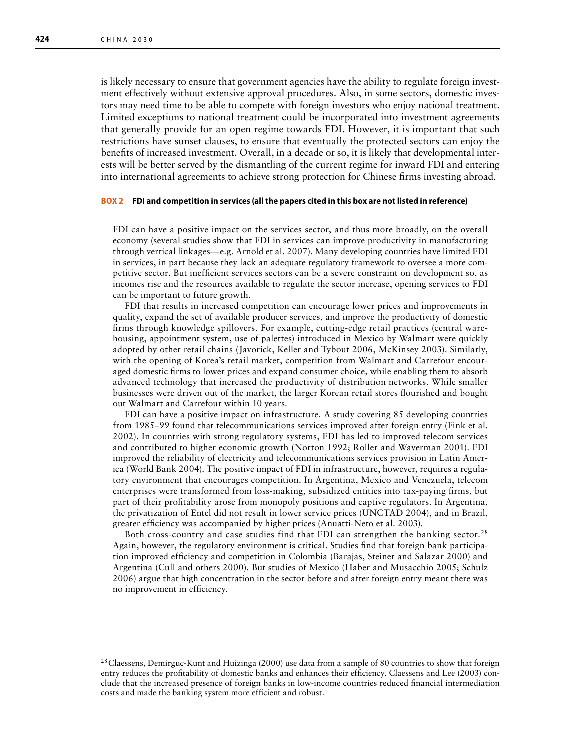is likely necessary to ensure that government agencies have the ability to regulate foreign investment effectively without extensive approval procedures. Also, in some sectors, domestic investors may need time to be able to compete with foreign investors who enjoy national treatment. Limited exceptions to national treatment could be incorporated into investment agreements that generally provide for an open regime towards FDI. However, it is important that such restrictions have sunset clauses, to ensure that eventually the protected sectors can enjoy the benefits of increased investment. Overall, in a decade or so, it is likely that developmental interests will be better served by the dismantling of the current regime for inward FDI and entering into international agreements to achieve strong protection for Chinese firms investing abroad.

**BOX 2 FDI and competition in services (all the papers cited in this box are not listed in reference)**

FDI can have a positive impact on the services sector, and thus more broadly, on the overall economy (several studies show that FDI in services can improve productivity in manufacturing through vertical linkages—e.g. Arnold et al. 2007). Many developing countries have limited FDI in services, in part because they lack an adequate regulatory framework to oversee a more competitive sector. But inefficient services sectors can be a severe constraint on development so, as incomes rise and the resources available to regulate the sector increase, opening services to FDI can be important to future growth.

FDI that results in increased competition can encourage lower prices and improvements in quality, expand the set of available producer services, and improve the productivity of domestic firms through knowledge spillovers. For example, cutting-edge retail practices (central warehousing, appointment system, use of palettes) introduced in Mexico by Walmart were quickly adopted by other retail chains (Javorick, Keller and Tybout 2006, McKinsey 2003). Similarly, with the opening of Korea's retail market, competition from Walmart and Carrefour encouraged domestic firms to lower prices and expand consumer choice, while enabling them to absorb advanced technology that increased the productivity of distribution networks. While smaller businesses were driven out of the market, the larger Korean retail stores flourished and bought out Walmart and Carrefour within 10 years.

FDI can have a positive impact on infrastructure. A study covering 85 developing countries from 1985–99 found that telecommunications services improved after foreign entry (Fink et al. 2002). In countries with strong regulatory systems, FDI has led to improved telecom services and contributed to higher economic growth (Norton 1992; Roller and Waverman 2001). FDI improved the reliability of electricity and telecommunications services provision in Latin America (World Bank 2004). The positive impact of FDI in infrastructure, however, requires a regulatory environment that encourages competition. In Argentina, Mexico and Venezuela, telecom enterprises were transformed from loss-making, subsidized entities into tax-paying firms, but part of their profitability arose from monopoly positions and captive regulators. In Argentina, the privatization of Entel did not result in lower service prices (UNCTAD 2004), and in Brazil, greater efficiency was accompanied by higher prices (Anuatti-Neto et al. 2003).

Both cross-country and case studies find that FDI can strengthen the banking sector.[28] Again, however, the regulatory environment is critical. Studies find that foreign bank participation improved efficiency and competition in Colombia (Barajas, Steiner and Salazar 2000) and Argentina (Cull and others 2000). But studies of Mexico (Haber and Musacchio 2005; Schulz 2006) argue that high concentration in the sector before and after foreign entry meant there was no improvement in efficiency.

---

[28] Claessens, Demirguc-Kunt and Huizinga (2000) use data from a sample of 80 countries to show that foreign entry reduces the profitability of domestic banks and enhances their efficiency. Claessens and Lee (2003) conclude that the increased presence of foreign banks in low-income countries reduced financial intermediation costs and made the banking system more efficient and robust.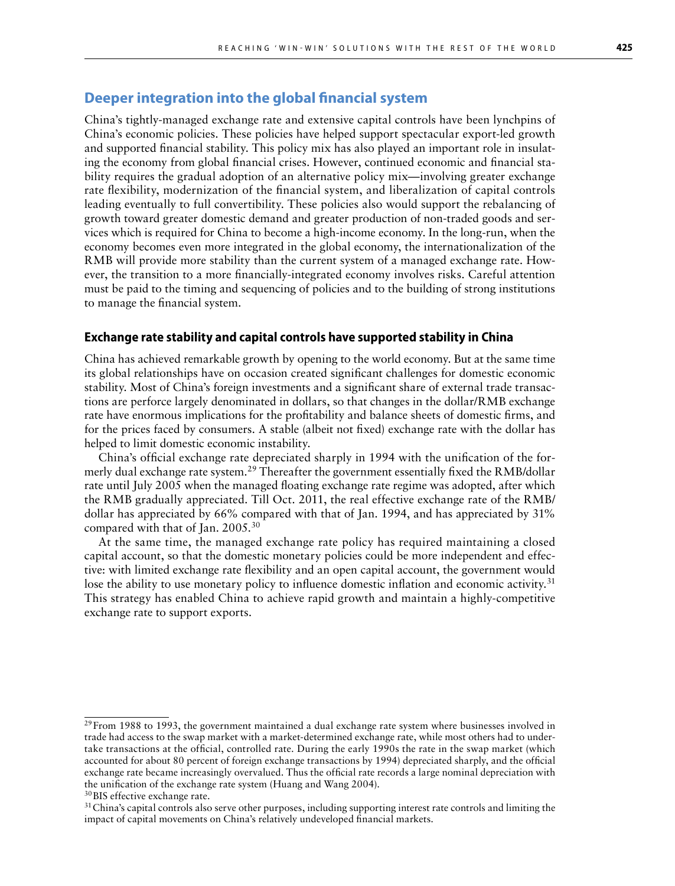## Deeper integration into the global financial system

China's tightly-managed exchange rate and extensive capital controls have been lynchpins of China's economic policies. These policies have helped support spectacular export-led growth and supported financial stability. This policy mix has also played an important role in insulating the economy from global financial crises. However, continued economic and financial stability requires the gradual adoption of an alternative policy mix—involving greater exchange rate flexibility, modernization of the financial system, and liberalization of capital controls leading eventually to full convertibility. These policies also would support the rebalancing of growth toward greater domestic demand and greater production of non-traded goods and services which is required for China to become a high-income economy. In the long-run, when the economy becomes even more integrated in the global economy, the internationalization of the RMB will provide more stability than the current system of a managed exchange rate. However, the transition to a more financially-integrated economy involves risks. Careful attention must be paid to the timing and sequencing of policies and to the building of strong institutions to manage the financial system.

### Exchange rate stability and capital controls have supported stability in China

China has achieved remarkable growth by opening to the world economy. But at the same time its global relationships have on occasion created significant challenges for domestic economic stability. Most of China's foreign investments and a significant share of external trade transactions are perforce largely denominated in dollars, so that changes in the dollar/RMB exchange rate have enormous implications for the profitability and balance sheets of domestic firms, and for the prices faced by consumers. A stable (albeit not fixed) exchange rate with the dollar has helped to limit domestic economic instability.

China's official exchange rate depreciated sharply in 1994 with the unification of the formerly dual exchange rate system.[29] Thereafter the government essentially fixed the RMB/dollar rate until July 2005 when the managed floating exchange rate regime was adopted, after which the RMB gradually appreciated. Till Oct. 2011, the real effective exchange rate of the RMB/dollar has appreciated by 66% compared with that of Jan. 1994, and has appreciated by 31% compared with that of Jan. 2005.[30]

At the same time, the managed exchange rate policy has required maintaining a closed capital account, so that the domestic monetary policies could be more independent and effective: with limited exchange rate flexibility and an open capital account, the government would lose the ability to use monetary policy to influence domestic inflation and economic activity.[31] This strategy has enabled China to achieve rapid growth and maintain a highly-competitive exchange rate to support exports.

---

[29] From 1988 to 1993, the government maintained a dual exchange rate system where businesses involved in trade had access to the swap market with a market-determined exchange rate, while most others had to undertake transactions at the official, controlled rate. During the early 1990s the rate in the swap market (which accounted for about 80 percent of foreign exchange transactions by 1994) depreciated sharply, and the official exchange rate became increasingly overvalued. Thus the official rate records a large nominal depreciation with the unification of the exchange rate system (Huang and Wang 2004).

[30] BIS effective exchange rate.

[31] China's capital controls also serve other purposes, including supporting interest rate controls and limiting the impact of capital movements on China's relatively undeveloped financial markets.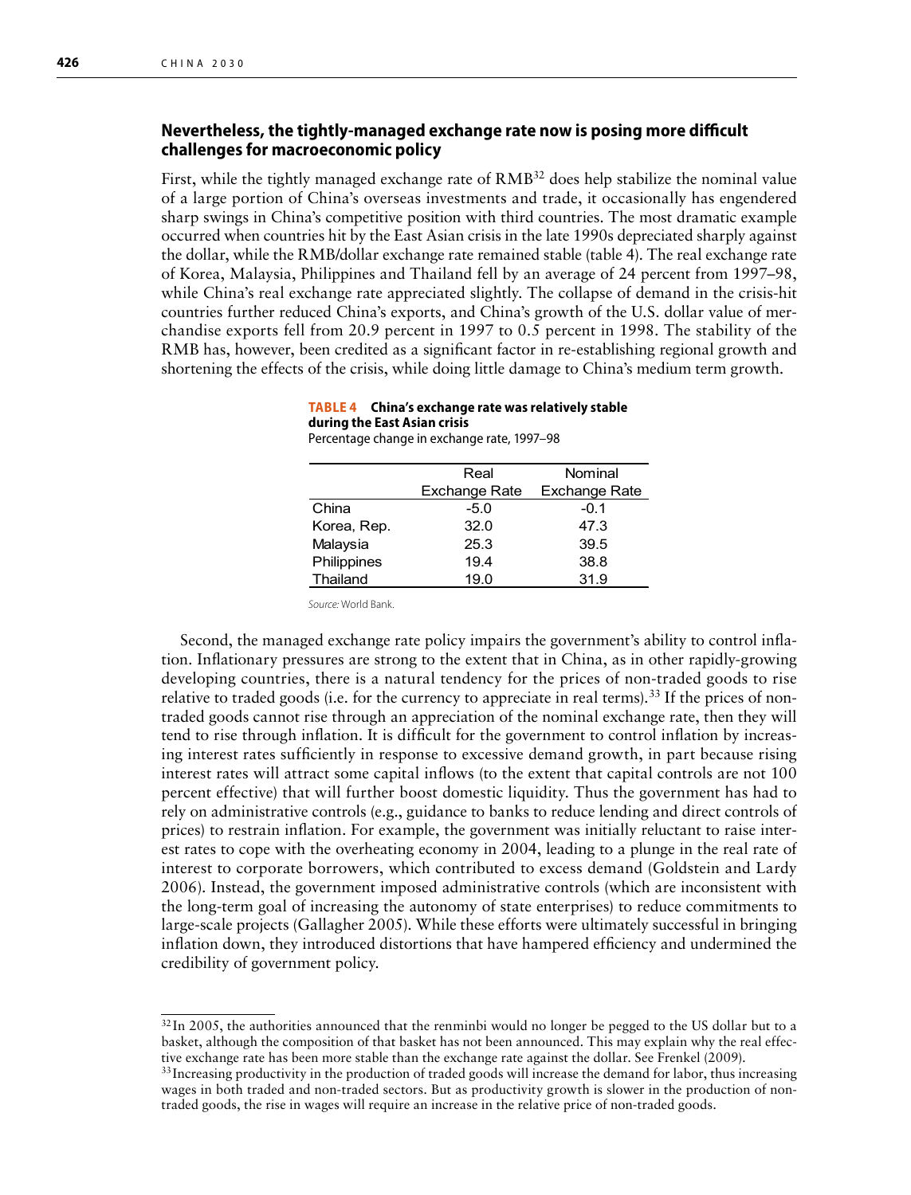## Nevertheless, the tightly-managed exchange rate now is posing more difficult challenges for macroeconomic policy

First, while the tightly managed exchange rate of RMB[32] does help stabilize the nominal value of a large portion of China's overseas investments and trade, it occasionally has engendered sharp swings in China's competitive position with third countries. The most dramatic example occurred when countries hit by the East Asian crisis in the late 1990s depreciated sharply against the dollar, while the RMB/dollar exchange rate remained stable (table 4). The real exchange rate of Korea, Malaysia, Philippines and Thailand fell by an average of 24 percent from 1997–98, while China's real exchange rate appreciated slightly. The collapse of demand in the crisis-hit countries further reduced China's exports, and China's growth of the U.S. dollar value of merchandise exports fell from 20.9 percent in 1997 to 0.5 percent in 1998. The stability of the RMB has, however, been credited as a significant factor in re-establishing regional growth and shortening the effects of the crisis, while doing little damage to China's medium term growth.

**TABLE 4 China's exchange rate was relatively stable during the East Asian crisis**
Percentage change in exchange rate, 1997–98

| | Real Exchange Rate | Nominal Exchange Rate |
|---|---|---|
| China | -5.0 | -0.1 |
| Korea, Rep. | 32.0 | 47.3 |
| Malaysia | 25.3 | 39.5 |
| Philippines | 19.4 | 38.8 |
| Thailand | 19.0 | 31.9 |

*Source:* World Bank.

Second, the managed exchange rate policy impairs the government's ability to control inflation. Inflationary pressures are strong to the extent that in China, as in other rapidly-growing developing countries, there is a natural tendency for the prices of non-traded goods to rise relative to traded goods (i.e. for the currency to appreciate in real terms).[33] If the prices of non-traded goods cannot rise through an appreciation of the nominal exchange rate, then they will tend to rise through inflation. It is difficult for the government to control inflation by increasing interest rates sufficiently in response to excessive demand growth, in part because rising interest rates will attract some capital inflows (to the extent that capital controls are not 100 percent effective) that will further boost domestic liquidity. Thus the government has had to rely on administrative controls (e.g., guidance to banks to reduce lending and direct controls of prices) to restrain inflation. For example, the government was initially reluctant to raise interest rates to cope with the overheating economy in 2004, leading to a plunge in the real rate of interest to corporate borrowers, which contributed to excess demand (Goldstein and Lardy 2006). Instead, the government imposed administrative controls (which are inconsistent with the long-term goal of increasing the autonomy of state enterprises) to reduce commitments to large-scale projects (Gallagher 2005). While these efforts were ultimately successful in bringing inflation down, they introduced distortions that have hampered efficiency and undermined the credibility of government policy.

[32] In 2005, the authorities announced that the renminbi would no longer be pegged to the US dollar but to a basket, although the composition of that basket has not been announced. This may explain why the real effective exchange rate has been more stable than the exchange rate against the dollar. See Frenkel (2009).

[33] Increasing productivity in the production of traded goods will increase the demand for labor, thus increasing wages in both traded and non-traded sectors. But as productivity growth is slower in the production of non-traded goods, the rise in wages will require an increase in the relative price of non-traded goods.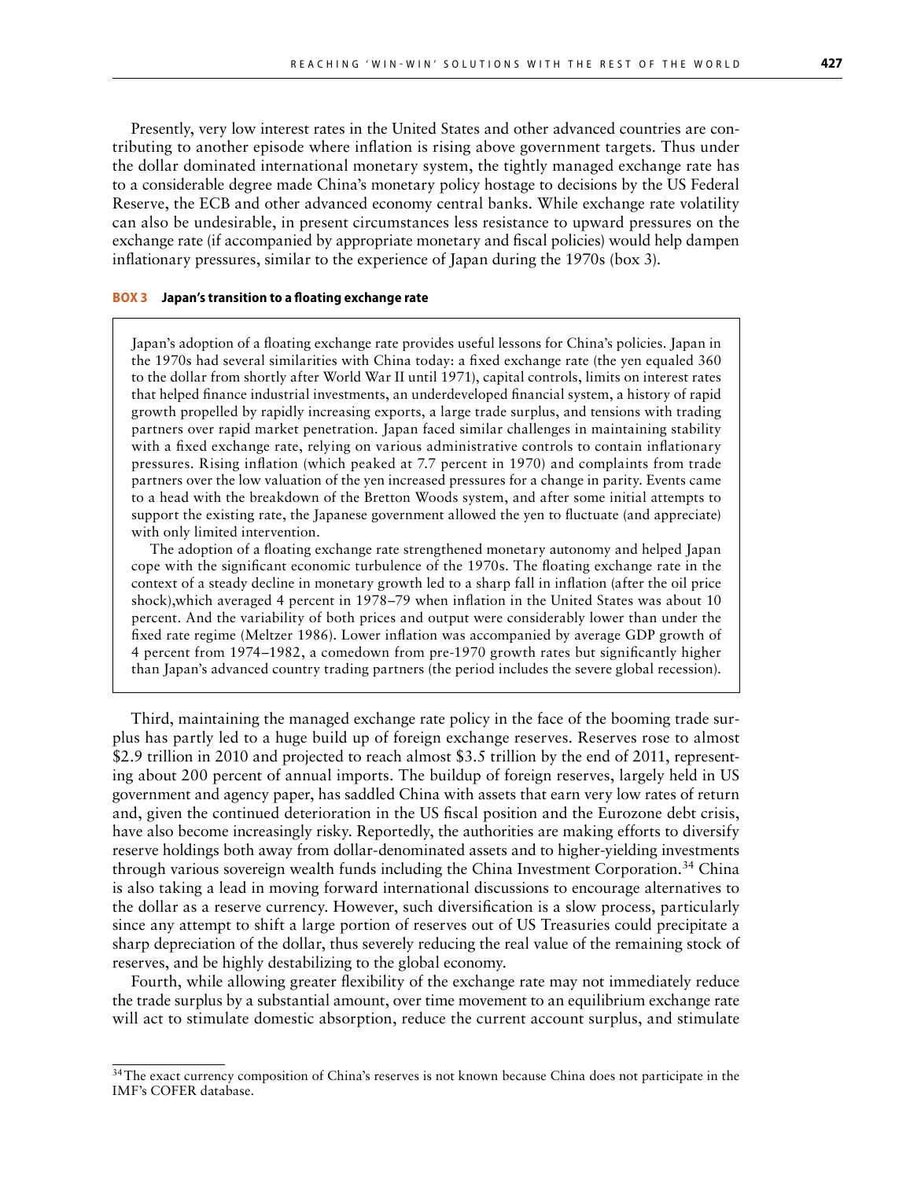Presently, very low interest rates in the United States and other advanced countries are contributing to another episode where inflation is rising above government targets. Thus under the dollar dominated international monetary system, the tightly managed exchange rate has to a considerable degree made China's monetary policy hostage to decisions by the US Federal Reserve, the ECB and other advanced economy central banks. While exchange rate volatility can also be undesirable, in present circumstances less resistance to upward pressures on the exchange rate (if accompanied by appropriate monetary and fiscal policies) would help dampen inflationary pressures, similar to the experience of Japan during the 1970s (box 3).

**BOX 3 Japan's transition to a floating exchange rate**

> Japan's adoption of a floating exchange rate provides useful lessons for China's policies. Japan in the 1970s had several similarities with China today: a fixed exchange rate (the yen equaled 360 to the dollar from shortly after World War II until 1971), capital controls, limits on interest rates that helped finance industrial investments, an underdeveloped financial system, a history of rapid growth propelled by rapidly increasing exports, a large trade surplus, and tensions with trading partners over rapid market penetration. Japan faced similar challenges in maintaining stability with a fixed exchange rate, relying on various administrative controls to contain inflationary pressures. Rising inflation (which peaked at 7.7 percent in 1970) and complaints from trade partners over the low valuation of the yen increased pressures for a change in parity. Events came to a head with the breakdown of the Bretton Woods system, and after some initial attempts to support the existing rate, the Japanese government allowed the yen to fluctuate (and appreciate) with only limited intervention.
>
> The adoption of a floating exchange rate strengthened monetary autonomy and helped Japan cope with the significant economic turbulence of the 1970s. The floating exchange rate in the context of a steady decline in monetary growth led to a sharp fall in inflation (after the oil price shock),which averaged 4 percent in 1978–79 when inflation in the United States was about 10 percent. And the variability of both prices and output were considerably lower than under the fixed rate regime (Meltzer 1986). Lower inflation was accompanied by average GDP growth of 4 percent from 1974–1982, a comedown from pre-1970 growth rates but significantly higher than Japan's advanced country trading partners (the period includes the severe global recession).

Third, maintaining the managed exchange rate policy in the face of the booming trade surplus has partly led to a huge build up of foreign exchange reserves. Reserves rose to almost \$2.9 trillion in 2010 and projected to reach almost \$3.5 trillion by the end of 2011, representing about 200 percent of annual imports. The buildup of foreign reserves, largely held in US government and agency paper, has saddled China with assets that earn very low rates of return and, given the continued deterioration in the US fiscal position and the Eurozone debt crisis, have also become increasingly risky. Reportedly, the authorities are making efforts to diversify reserve holdings both away from dollar-denominated assets and to higher-yielding investments through various sovereign wealth funds including the China Investment Corporation.[34] China is also taking a lead in moving forward international discussions to encourage alternatives to the dollar as a reserve currency. However, such diversification is a slow process, particularly since any attempt to shift a large portion of reserves out of US Treasuries could precipitate a sharp depreciation of the dollar, thus severely reducing the real value of the remaining stock of reserves, and be highly destabilizing to the global economy.

Fourth, while allowing greater flexibility of the exchange rate may not immediately reduce the trade surplus by a substantial amount, over time movement to an equilibrium exchange rate will act to stimulate domestic absorption, reduce the current account surplus, and stimulate

[34] The exact currency composition of China's reserves is not known because China does not participate in the IMF's COFER database.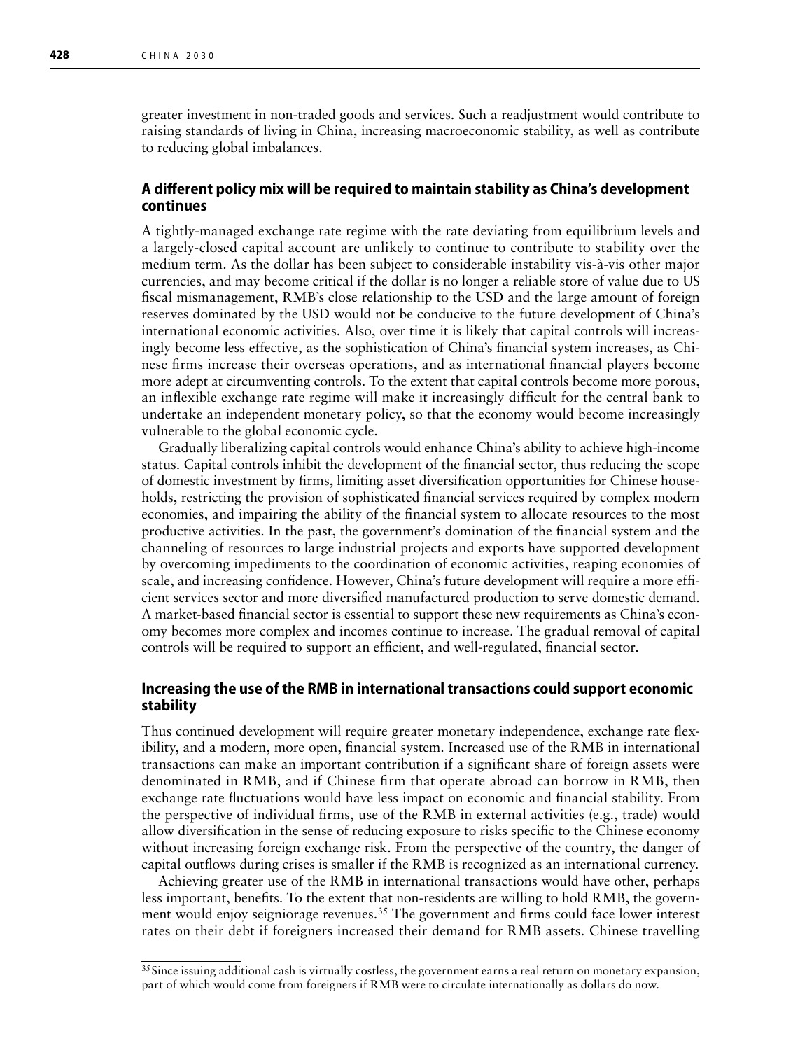greater investment in non-traded goods and services. Such a readjustment would contribute to raising standards of living in China, increasing macroeconomic stability, as well as contribute to reducing global imbalances.

### A different policy mix will be required to maintain stability as China's development continues

A tightly-managed exchange rate regime with the rate deviating from equilibrium levels and a largely-closed capital account are unlikely to continue to contribute to stability over the medium term. As the dollar has been subject to considerable instability vis-à-vis other major currencies, and may become critical if the dollar is no longer a reliable store of value due to US fiscal mismanagement, RMB's close relationship to the USD and the large amount of foreign reserves dominated by the USD would not be conducive to the future development of China's international economic activities. Also, over time it is likely that capital controls will increasingly become less effective, as the sophistication of China's financial system increases, as Chinese firms increase their overseas operations, and as international financial players become more adept at circumventing controls. To the extent that capital controls become more porous, an inflexible exchange rate regime will make it increasingly difficult for the central bank to undertake an independent monetary policy, so that the economy would become increasingly vulnerable to the global economic cycle.

Gradually liberalizing capital controls would enhance China's ability to achieve high-income status. Capital controls inhibit the development of the financial sector, thus reducing the scope of domestic investment by firms, limiting asset diversification opportunities for Chinese households, restricting the provision of sophisticated financial services required by complex modern economies, and impairing the ability of the financial system to allocate resources to the most productive activities. In the past, the government's domination of the financial system and the channeling of resources to large industrial projects and exports have supported development by overcoming impediments to the coordination of economic activities, reaping economies of scale, and increasing confidence. However, China's future development will require a more efficient services sector and more diversified manufactured production to serve domestic demand. A market-based financial sector is essential to support these new requirements as China's economy becomes more complex and incomes continue to increase. The gradual removal of capital controls will be required to support an efficient, and well-regulated, financial sector.

### Increasing the use of the RMB in international transactions could support economic stability

Thus continued development will require greater monetary independence, exchange rate flexibility, and a modern, more open, financial system. Increased use of the RMB in international transactions can make an important contribution if a significant share of foreign assets were denominated in RMB, and if Chinese firm that operate abroad can borrow in RMB, then exchange rate fluctuations would have less impact on economic and financial stability. From the perspective of individual firms, use of the RMB in external activities (e.g., trade) would allow diversification in the sense of reducing exposure to risks specific to the Chinese economy without increasing foreign exchange risk. From the perspective of the country, the danger of capital outflows during crises is smaller if the RMB is recognized as an international currency.

Achieving greater use of the RMB in international transactions would have other, perhaps less important, benefits. To the extent that non-residents are willing to hold RMB, the government would enjoy seigniorage revenues.[35] The government and firms could face lower interest rates on their debt if foreigners increased their demand for RMB assets. Chinese travelling

[35] Since issuing additional cash is virtually costless, the government earns a real return on monetary expansion, part of which would come from foreigners if RMB were to circulate internationally as dollars do now.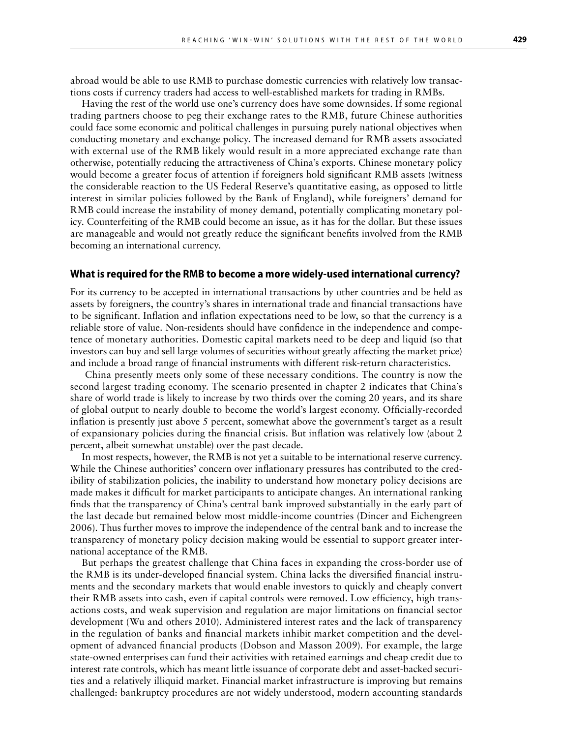abroad would be able to use RMB to purchase domestic currencies with relatively low transactions costs if currency traders had access to well-established markets for trading in RMBs.

Having the rest of the world use one's currency does have some downsides. If some regional trading partners choose to peg their exchange rates to the RMB, future Chinese authorities could face some economic and political challenges in pursuing purely national objectives when conducting monetary and exchange policy. The increased demand for RMB assets associated with external use of the RMB likely would result in a more appreciated exchange rate than otherwise, potentially reducing the attractiveness of China's exports. Chinese monetary policy would become a greater focus of attention if foreigners hold significant RMB assets (witness the considerable reaction to the US Federal Reserve's quantitative easing, as opposed to little interest in similar policies followed by the Bank of England), while foreigners' demand for RMB could increase the instability of money demand, potentially complicating monetary policy. Counterfeiting of the RMB could become an issue, as it has for the dollar. But these issues are manageable and would not greatly reduce the significant benefits involved from the RMB becoming an international currency.

### What is required for the RMB to become a more widely-used international currency?

For its currency to be accepted in international transactions by other countries and be held as assets by foreigners, the country's shares in international trade and financial transactions have to be significant. Inflation and inflation expectations need to be low, so that the currency is a reliable store of value. Non-residents should have confidence in the independence and competence of monetary authorities. Domestic capital markets need to be deep and liquid (so that investors can buy and sell large volumes of securities without greatly affecting the market price) and include a broad range of financial instruments with different risk-return characteristics.

China presently meets only some of these necessary conditions. The country is now the second largest trading economy. The scenario presented in chapter 2 indicates that China's share of world trade is likely to increase by two thirds over the coming 20 years, and its share of global output to nearly double to become the world's largest economy. Officially-recorded inflation is presently just above 5 percent, somewhat above the government's target as a result of expansionary policies during the financial crisis. But inflation was relatively low (about 2 percent, albeit somewhat unstable) over the past decade.

In most respects, however, the RMB is not yet a suitable to be international reserve currency. While the Chinese authorities' concern over inflationary pressures has contributed to the credibility of stabilization policies, the inability to understand how monetary policy decisions are made makes it difficult for market participants to anticipate changes. An international ranking finds that the transparency of China's central bank improved substantially in the early part of the last decade but remained below most middle-income countries (Dincer and Eichengreen 2006). Thus further moves to improve the independence of the central bank and to increase the transparency of monetary policy decision making would be essential to support greater international acceptance of the RMB.

But perhaps the greatest challenge that China faces in expanding the cross-border use of the RMB is its under-developed financial system. China lacks the diversified financial instruments and the secondary markets that would enable investors to quickly and cheaply convert their RMB assets into cash, even if capital controls were removed. Low efficiency, high transactions costs, and weak supervision and regulation are major limitations on financial sector development (Wu and others 2010). Administered interest rates and the lack of transparency in the regulation of banks and financial markets inhibit market competition and the development of advanced financial products (Dobson and Masson 2009). For example, the large state-owned enterprises can fund their activities with retained earnings and cheap credit due to interest rate controls, which has meant little issuance of corporate debt and asset-backed securities and a relatively illiquid market. Financial market infrastructure is improving but remains challenged: bankruptcy procedures are not widely understood, modern accounting standards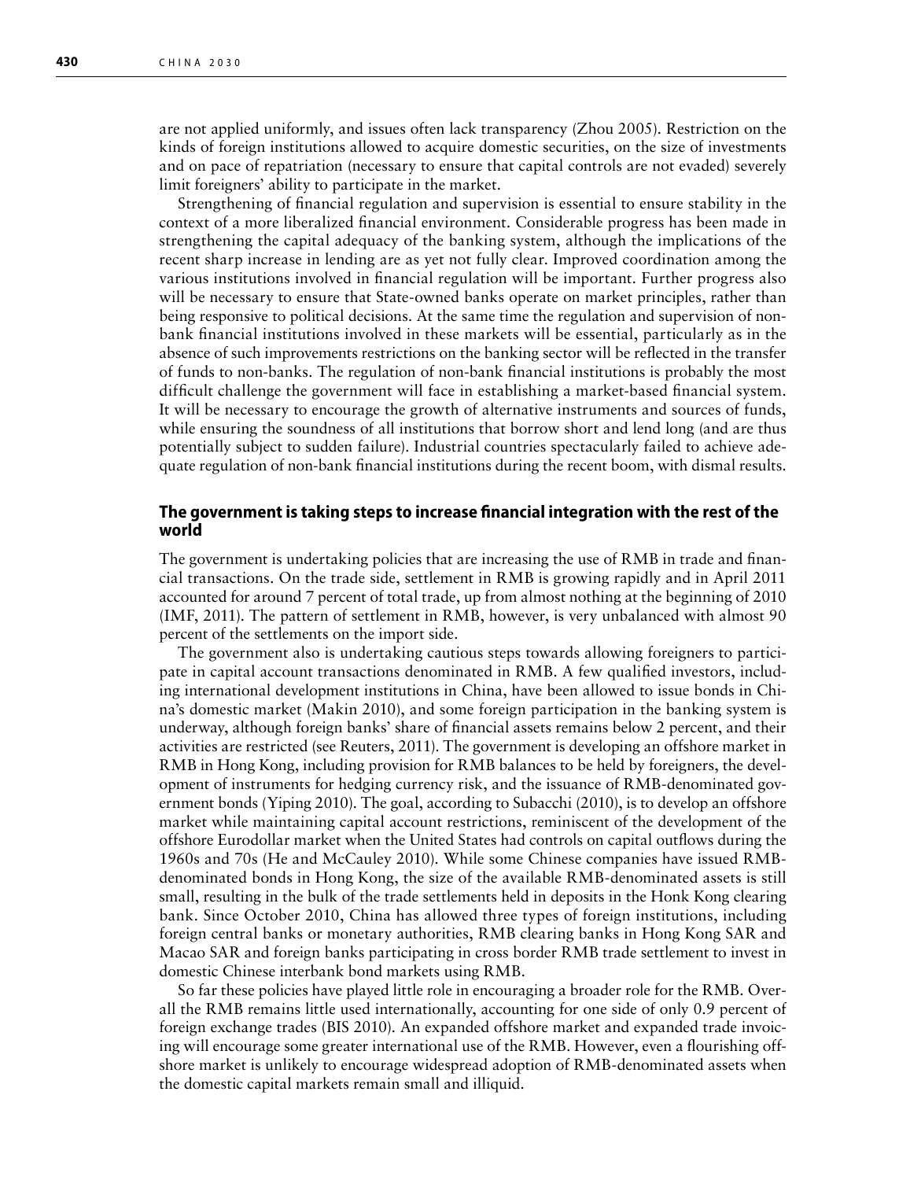are not applied uniformly, and issues often lack transparency (Zhou 2005). Restriction on the kinds of foreign institutions allowed to acquire domestic securities, on the size of investments and on pace of repatriation (necessary to ensure that capital controls are not evaded) severely limit foreigners' ability to participate in the market.

Strengthening of financial regulation and supervision is essential to ensure stability in the context of a more liberalized financial environment. Considerable progress has been made in strengthening the capital adequacy of the banking system, although the implications of the recent sharp increase in lending are as yet not fully clear. Improved coordination among the various institutions involved in financial regulation will be important. Further progress also will be necessary to ensure that State-owned banks operate on market principles, rather than being responsive to political decisions. At the same time the regulation and supervision of non-bank financial institutions involved in these markets will be essential, particularly as in the absence of such improvements restrictions on the banking sector will be reflected in the transfer of funds to non-banks. The regulation of non-bank financial institutions is probably the most difficult challenge the government will face in establishing a market-based financial system. It will be necessary to encourage the growth of alternative instruments and sources of funds, while ensuring the soundness of all institutions that borrow short and lend long (and are thus potentially subject to sudden failure). Industrial countries spectacularly failed to achieve adequate regulation of non-bank financial institutions during the recent boom, with dismal results.

### The government is taking steps to increase financial integration with the rest of the world

The government is undertaking policies that are increasing the use of RMB in trade and financial transactions. On the trade side, settlement in RMB is growing rapidly and in April 2011 accounted for around 7 percent of total trade, up from almost nothing at the beginning of 2010 (IMF, 2011). The pattern of settlement in RMB, however, is very unbalanced with almost 90 percent of the settlements on the import side.

The government also is undertaking cautious steps towards allowing foreigners to participate in capital account transactions denominated in RMB. A few qualified investors, including international development institutions in China, have been allowed to issue bonds in China's domestic market (Makin 2010), and some foreign participation in the banking system is underway, although foreign banks' share of financial assets remains below 2 percent, and their activities are restricted (see Reuters, 2011). The government is developing an offshore market in RMB in Hong Kong, including provision for RMB balances to be held by foreigners, the development of instruments for hedging currency risk, and the issuance of RMB-denominated government bonds (Yiping 2010). The goal, according to Subacchi (2010), is to develop an offshore market while maintaining capital account restrictions, reminiscent of the development of the offshore Eurodollar market when the United States had controls on capital outflows during the 1960s and 70s (He and McCauley 2010). While some Chinese companies have issued RMB-denominated bonds in Hong Kong, the size of the available RMB-denominated assets is still small, resulting in the bulk of the trade settlements held in deposits in the Honk Kong clearing bank. Since October 2010, China has allowed three types of foreign institutions, including foreign central banks or monetary authorities, RMB clearing banks in Hong Kong SAR and Macao SAR and foreign banks participating in cross border RMB trade settlement to invest in domestic Chinese interbank bond markets using RMB.

So far these policies have played little role in encouraging a broader role for the RMB. Overall the RMB remains little used internationally, accounting for one side of only 0.9 percent of foreign exchange trades (BIS 2010). An expanded offshore market and expanded trade invoicing will encourage some greater international use of the RMB. However, even a flourishing offshore market is unlikely to encourage widespread adoption of RMB-denominated assets when the domestic capital markets remain small and illiquid.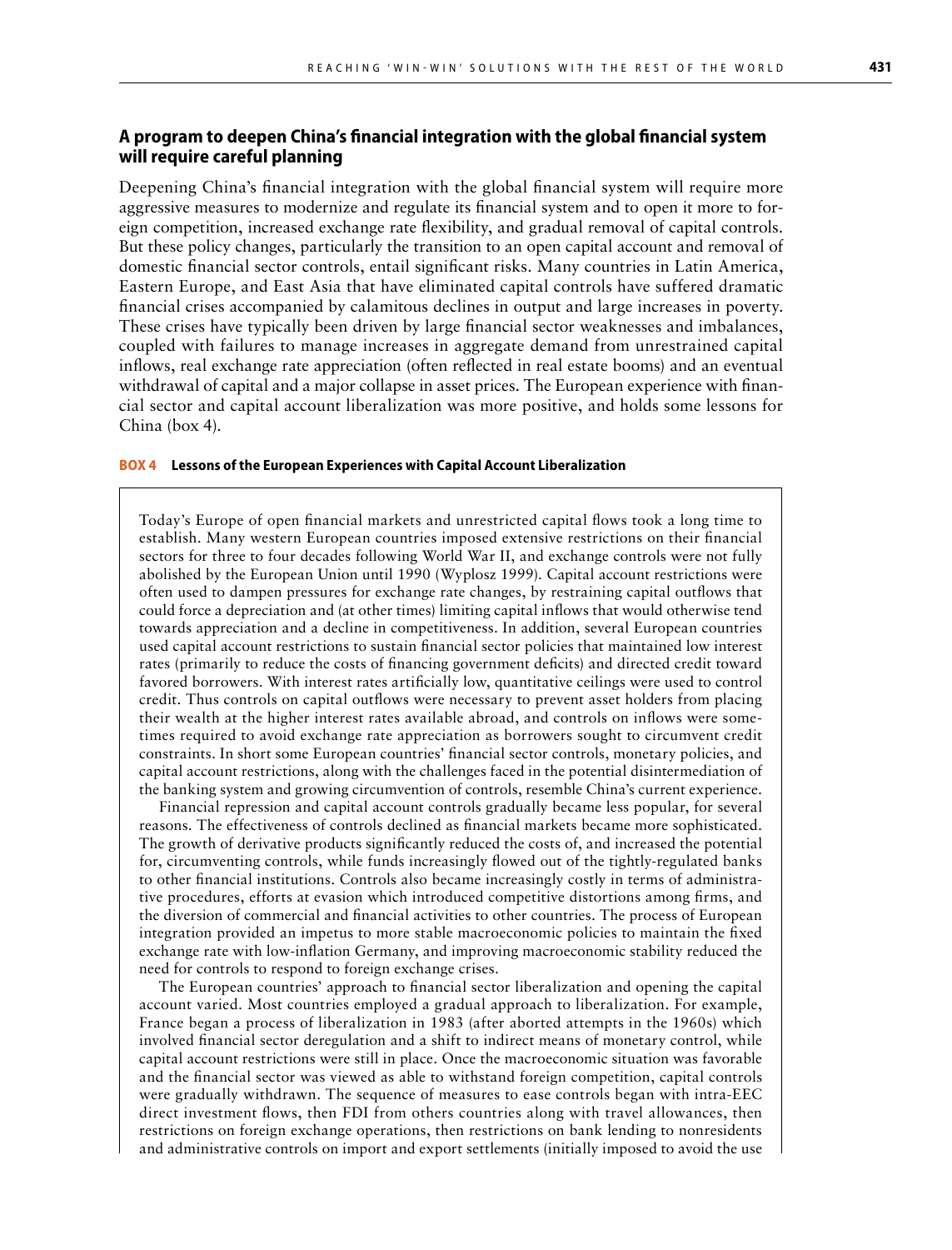## A program to deepen China's financial integration with the global financial system will require careful planning

Deepening China's financial integration with the global financial system will require more aggressive measures to modernize and regulate its financial system and to open it more to foreign competition, increased exchange rate flexibility, and gradual removal of capital controls. But these policy changes, particularly the transition to an open capital account and removal of domestic financial sector controls, entail significant risks. Many countries in Latin America, Eastern Europe, and East Asia that have eliminated capital controls have suffered dramatic financial crises accompanied by calamitous declines in output and large increases in poverty. These crises have typically been driven by large financial sector weaknesses and imbalances, coupled with failures to manage increases in aggregate demand from unrestrained capital inflows, real exchange rate appreciation (often reflected in real estate booms) and an eventual withdrawal of capital and a major collapse in asset prices. The European experience with financial sector and capital account liberalization was more positive, and holds some lessons for China (box 4).

**BOX 4 Lessons of the European Experiences with Capital Account Liberalization**

Today's Europe of open financial markets and unrestricted capital flows took a long time to establish. Many western European countries imposed extensive restrictions on their financial sectors for three to four decades following World War II, and exchange controls were not fully abolished by the European Union until 1990 (Wyplosz 1999). Capital account restrictions were often used to dampen pressures for exchange rate changes, by restraining capital outflows that could force a depreciation and (at other times) limiting capital inflows that would otherwise tend towards appreciation and a decline in competitiveness. In addition, several European countries used capital account restrictions to sustain financial sector policies that maintained low interest rates (primarily to reduce the costs of financing government deficits) and directed credit toward favored borrowers. With interest rates artificially low, quantitative ceilings were used to control credit. Thus controls on capital outflows were necessary to prevent asset holders from placing their wealth at the higher interest rates available abroad, and controls on inflows were sometimes required to avoid exchange rate appreciation as borrowers sought to circumvent credit constraints. In short some European countries' financial sector controls, monetary policies, and capital account restrictions, along with the challenges faced in the potential disintermediation of the banking system and growing circumvention of controls, resemble China's current experience.

Financial repression and capital account controls gradually became less popular, for several reasons. The effectiveness of controls declined as financial markets became more sophisticated. The growth of derivative products significantly reduced the costs of, and increased the potential for, circumventing controls, while funds increasingly flowed out of the tightly-regulated banks to other financial institutions. Controls also became increasingly costly in terms of administrative procedures, efforts at evasion which introduced competitive distortions among firms, and the diversion of commercial and financial activities to other countries. The process of European integration provided an impetus to more stable macroeconomic policies to maintain the fixed exchange rate with low-inflation Germany, and improving macroeconomic stability reduced the need for controls to respond to foreign exchange crises.

The European countries' approach to financial sector liberalization and opening the capital account varied. Most countries employed a gradual approach to liberalization. For example, France began a process of liberalization in 1983 (after aborted attempts in the 1960s) which involved financial sector deregulation and a shift to indirect means of monetary control, while capital account restrictions were still in place. Once the macroeconomic situation was favorable and the financial sector was viewed as able to withstand foreign competition, capital controls were gradually withdrawn. The sequence of measures to ease controls began with intra-EEC direct investment flows, then FDI from others countries along with travel allowances, then restrictions on foreign exchange operations, then restrictions on bank lending to nonresidents and administrative controls on import and export settlements (initially imposed to avoid the use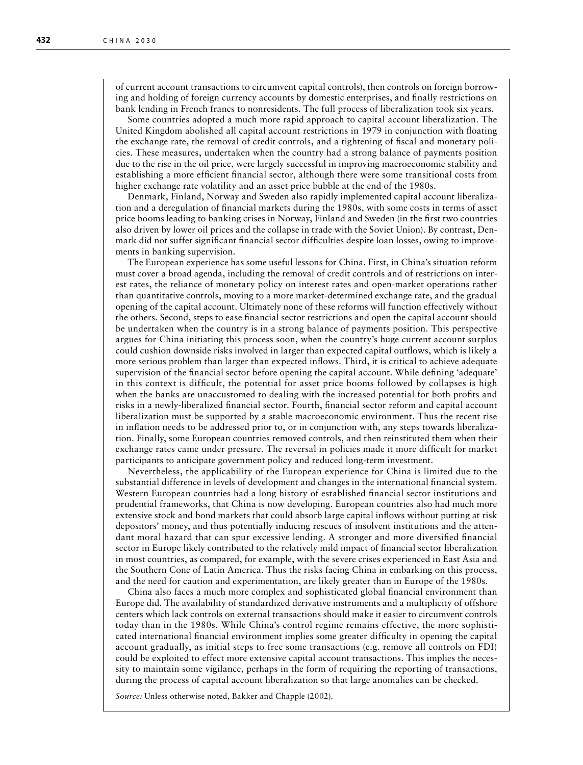of current account transactions to circumvent capital controls), then controls on foreign borrowing and holding of foreign currency accounts by domestic enterprises, and finally restrictions on bank lending in French francs to nonresidents. The full process of liberalization took six years.

Some countries adopted a much more rapid approach to capital account liberalization. The United Kingdom abolished all capital account restrictions in 1979 in conjunction with floating the exchange rate, the removal of credit controls, and a tightening of fiscal and monetary policies. These measures, undertaken when the country had a strong balance of payments position due to the rise in the oil price, were largely successful in improving macroeconomic stability and establishing a more efficient financial sector, although there were some transitional costs from higher exchange rate volatility and an asset price bubble at the end of the 1980s.

Denmark, Finland, Norway and Sweden also rapidly implemented capital account liberalization and a deregulation of financial markets during the 1980s, with some costs in terms of asset price booms leading to banking crises in Norway, Finland and Sweden (in the first two countries also driven by lower oil prices and the collapse in trade with the Soviet Union). By contrast, Denmark did not suffer significant financial sector difficulties despite loan losses, owing to improvements in banking supervision.

The European experience has some useful lessons for China. First, in China's situation reform must cover a broad agenda, including the removal of credit controls and of restrictions on interest rates, the reliance of monetary policy on interest rates and open-market operations rather than quantitative controls, moving to a more market-determined exchange rate, and the gradual opening of the capital account. Ultimately none of these reforms will function effectively without the others. Second, steps to ease financial sector restrictions and open the capital account should be undertaken when the country is in a strong balance of payments position. This perspective argues for China initiating this process soon, when the country's huge current account surplus could cushion downside risks involved in larger than expected capital outflows, which is likely a more serious problem than larger than expected inflows. Third, it is critical to achieve adequate supervision of the financial sector before opening the capital account. While defining 'adequate' in this context is difficult, the potential for asset price booms followed by collapses is high when the banks are unaccustomed to dealing with the increased potential for both profits and risks in a newly-liberalized financial sector. Fourth, financial sector reform and capital account liberalization must be supported by a stable macroeconomic environment. Thus the recent rise in inflation needs to be addressed prior to, or in conjunction with, any steps towards liberalization. Finally, some European countries removed controls, and then reinstituted them when their exchange rates came under pressure. The reversal in policies made it more difficult for market participants to anticipate government policy and reduced long-term investment.

Nevertheless, the applicability of the European experience for China is limited due to the substantial difference in levels of development and changes in the international financial system. Western European countries had a long history of established financial sector institutions and prudential frameworks, that China is now developing. European countries also had much more extensive stock and bond markets that could absorb large capital inflows without putting at risk depositors' money, and thus potentially inducing rescues of insolvent institutions and the attendant moral hazard that can spur excessive lending. A stronger and more diversified financial sector in Europe likely contributed to the relatively mild impact of financial sector liberalization in most countries, as compared, for example, with the severe crises experienced in East Asia and the Southern Cone of Latin America. Thus the risks facing China in embarking on this process, and the need for caution and experimentation, are likely greater than in Europe of the 1980s.

China also faces a much more complex and sophisticated global financial environment than Europe did. The availability of standardized derivative instruments and a multiplicity of offshore centers which lack controls on external transactions should make it easier to circumvent controls today than in the 1980s. While China's control regime remains effective, the more sophisticated international financial environment implies some greater difficulty in opening the capital account gradually, as initial steps to free some transactions (e.g. remove all controls on FDI) could be exploited to effect more extensive capital account transactions. This implies the necessity to maintain some vigilance, perhaps in the form of requiring the reporting of transactions, during the process of capital account liberalization so that large anomalies can be checked.

*Source:* Unless otherwise noted, Bakker and Chapple (2002).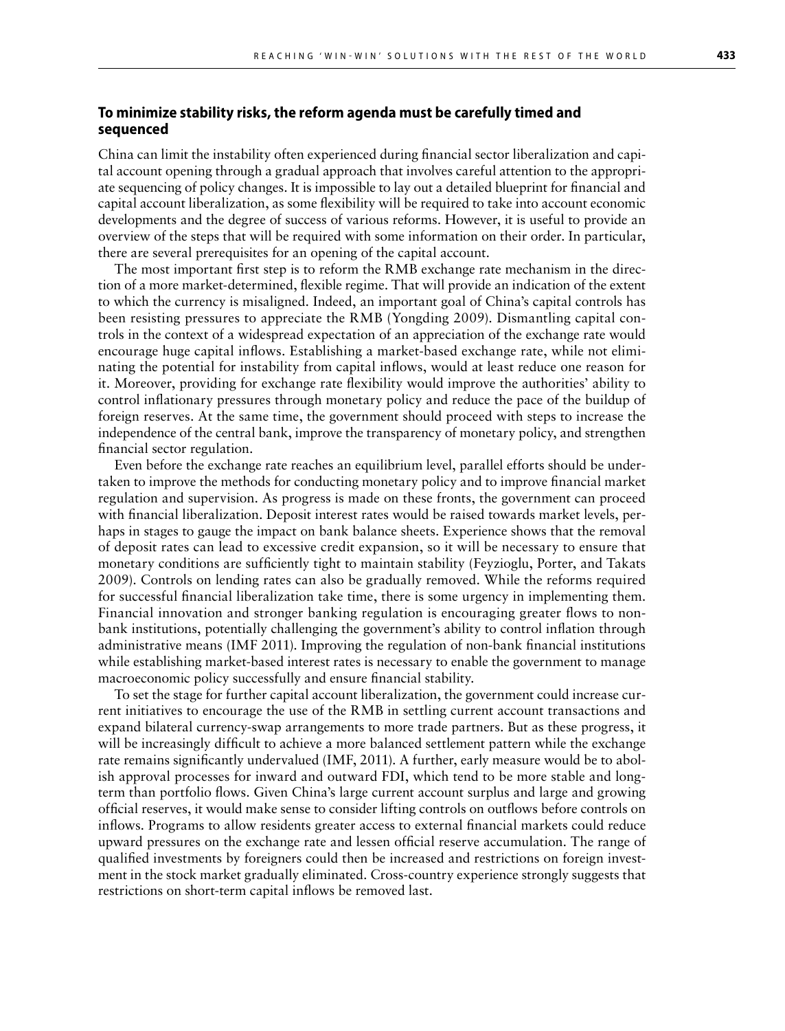### To minimize stability risks, the reform agenda must be carefully timed and sequenced

China can limit the instability often experienced during financial sector liberalization and capital account opening through a gradual approach that involves careful attention to the appropriate sequencing of policy changes. It is impossible to lay out a detailed blueprint for financial and capital account liberalization, as some flexibility will be required to take into account economic developments and the degree of success of various reforms. However, it is useful to provide an overview of the steps that will be required with some information on their order. In particular, there are several prerequisites for an opening of the capital account.

The most important first step is to reform the RMB exchange rate mechanism in the direction of a more market-determined, flexible regime. That will provide an indication of the extent to which the currency is misaligned. Indeed, an important goal of China's capital controls has been resisting pressures to appreciate the RMB (Yongding 2009). Dismantling capital controls in the context of a widespread expectation of an appreciation of the exchange rate would encourage huge capital inflows. Establishing a market-based exchange rate, while not eliminating the potential for instability from capital inflows, would at least reduce one reason for it. Moreover, providing for exchange rate flexibility would improve the authorities' ability to control inflationary pressures through monetary policy and reduce the pace of the buildup of foreign reserves. At the same time, the government should proceed with steps to increase the independence of the central bank, improve the transparency of monetary policy, and strengthen financial sector regulation.

Even before the exchange rate reaches an equilibrium level, parallel efforts should be undertaken to improve the methods for conducting monetary policy and to improve financial market regulation and supervision. As progress is made on these fronts, the government can proceed with financial liberalization. Deposit interest rates would be raised towards market levels, perhaps in stages to gauge the impact on bank balance sheets. Experience shows that the removal of deposit rates can lead to excessive credit expansion, so it will be necessary to ensure that monetary conditions are sufficiently tight to maintain stability (Feyzioglu, Porter, and Takats 2009). Controls on lending rates can also be gradually removed. While the reforms required for successful financial liberalization take time, there is some urgency in implementing them. Financial innovation and stronger banking regulation is encouraging greater flows to non-bank institutions, potentially challenging the government's ability to control inflation through administrative means (IMF 2011). Improving the regulation of non-bank financial institutions while establishing market-based interest rates is necessary to enable the government to manage macroeconomic policy successfully and ensure financial stability.

To set the stage for further capital account liberalization, the government could increase current initiatives to encourage the use of the RMB in settling current account transactions and expand bilateral currency-swap arrangements to more trade partners. But as these progress, it will be increasingly difficult to achieve a more balanced settlement pattern while the exchange rate remains significantly undervalued (IMF, 2011). A further, early measure would be to abolish approval processes for inward and outward FDI, which tend to be more stable and long-term than portfolio flows. Given China's large current account surplus and large and growing official reserves, it would make sense to consider lifting controls on outflows before controls on inflows. Programs to allow residents greater access to external financial markets could reduce upward pressures on the exchange rate and lessen official reserve accumulation. The range of qualified investments by foreigners could then be increased and restrictions on foreign investment in the stock market gradually eliminated. Cross-country experience strongly suggests that restrictions on short-term capital inflows be removed last.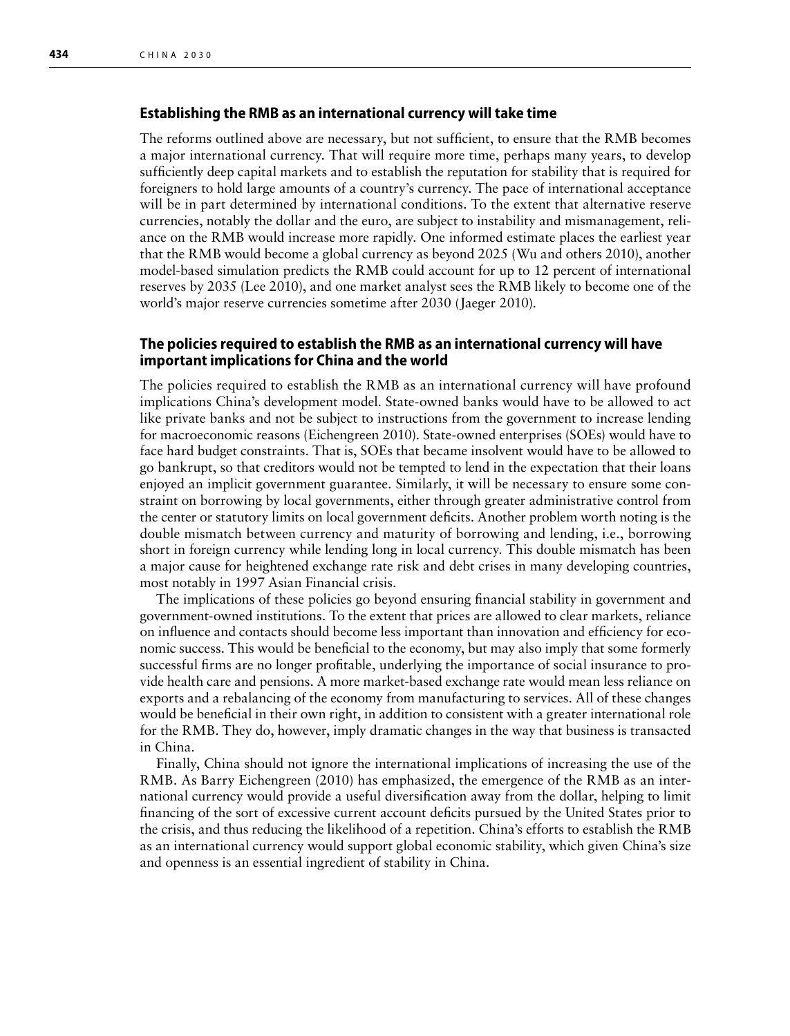### Establishing the RMB as an international currency will take time

The reforms outlined above are necessary, but not sufficient, to ensure that the RMB becomes a major international currency. That will require more time, perhaps many years, to develop sufficiently deep capital markets and to establish the reputation for stability that is required for foreigners to hold large amounts of a country's currency. The pace of international acceptance will be in part determined by international conditions. To the extent that alternative reserve currencies, notably the dollar and the euro, are subject to instability and mismanagement, reliance on the RMB would increase more rapidly. One informed estimate places the earliest year that the RMB would become a global currency as beyond 2025 (Wu and others 2010), another model-based simulation predicts the RMB could account for up to 12 percent of international reserves by 2035 (Lee 2010), and one market analyst sees the RMB likely to become one of the world's major reserve currencies sometime after 2030 (Jaeger 2010).

### The policies required to establish the RMB as an international currency will have important implications for China and the world

The policies required to establish the RMB as an international currency will have profound implications China's development model. State-owned banks would have to be allowed to act like private banks and not be subject to instructions from the government to increase lending for macroeconomic reasons (Eichengreen 2010). State-owned enterprises (SOEs) would have to face hard budget constraints. That is, SOEs that became insolvent would have to be allowed to go bankrupt, so that creditors would not be tempted to lend in the expectation that their loans enjoyed an implicit government guarantee. Similarly, it will be necessary to ensure some constraint on borrowing by local governments, either through greater administrative control from the center or statutory limits on local government deficits. Another problem worth noting is the double mismatch between currency and maturity of borrowing and lending, i.e., borrowing short in foreign currency while lending long in local currency. This double mismatch has been a major cause for heightened exchange rate risk and debt crises in many developing countries, most notably in 1997 Asian Financial crisis.

The implications of these policies go beyond ensuring financial stability in government and government-owned institutions. To the extent that prices are allowed to clear markets, reliance on influence and contacts should become less important than innovation and efficiency for economic success. This would be beneficial to the economy, but may also imply that some formerly successful firms are no longer profitable, underlying the importance of social insurance to provide health care and pensions. A more market-based exchange rate would mean less reliance on exports and a rebalancing of the economy from manufacturing to services. All of these changes would be beneficial in their own right, in addition to consistent with a greater international role for the RMB. They do, however, imply dramatic changes in the way that business is transacted in China.

Finally, China should not ignore the international implications of increasing the use of the RMB. As Barry Eichengreen (2010) has emphasized, the emergence of the RMB as an international currency would provide a useful diversification away from the dollar, helping to limit financing of the sort of excessive current account deficits pursued by the United States prior to the crisis, and thus reducing the likelihood of a repetition. China's efforts to establish the RMB as an international currency would support global economic stability, which given China's size and openness is an essential ingredient of stability in China.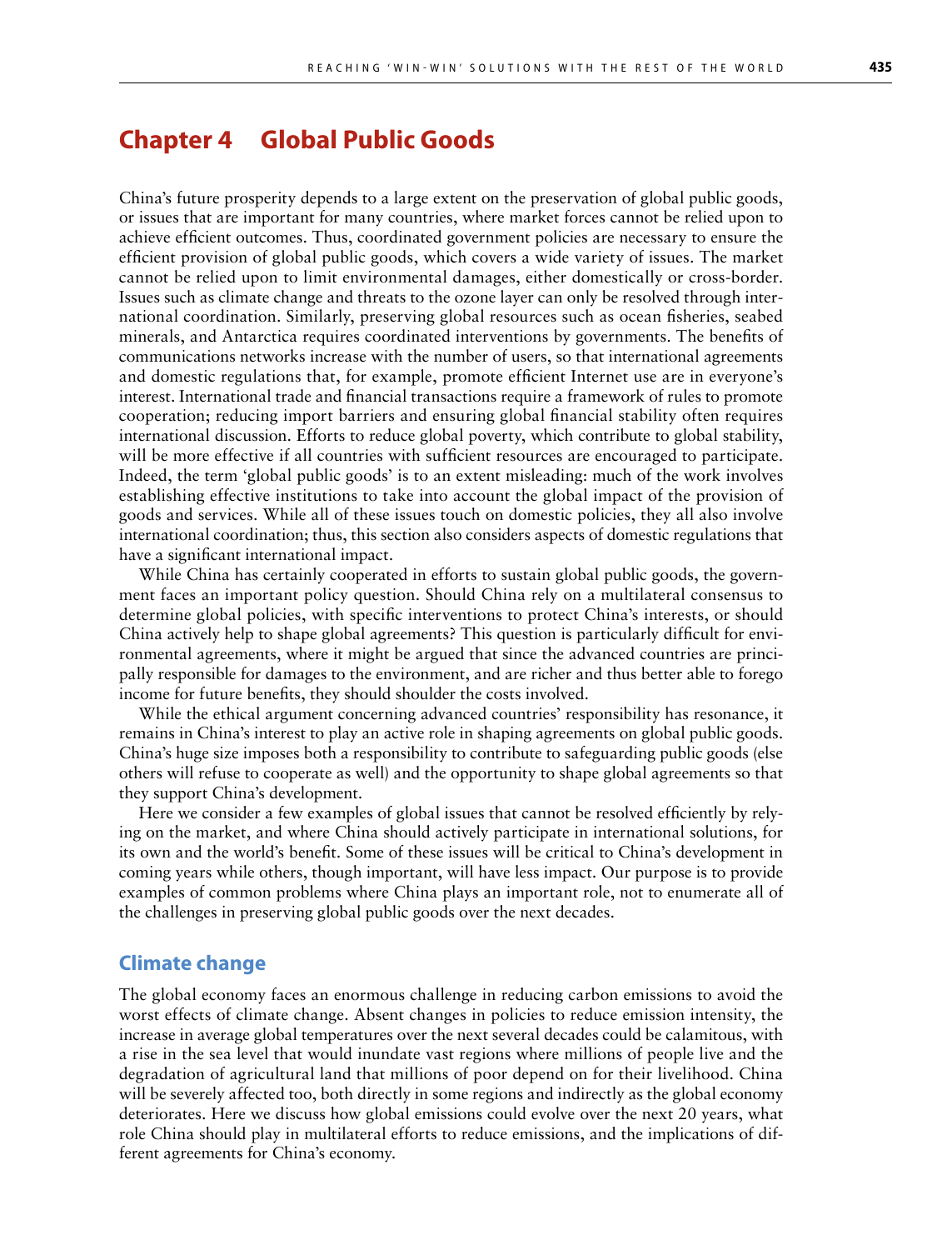# Chapter 4 Global Public Goods

China's future prosperity depends to a large extent on the preservation of global public goods, or issues that are important for many countries, where market forces cannot be relied upon to achieve efficient outcomes. Thus, coordinated government policies are necessary to ensure the efficient provision of global public goods, which covers a wide variety of issues. The market cannot be relied upon to limit environmental damages, either domestically or cross-border. Issues such as climate change and threats to the ozone layer can only be resolved through international coordination. Similarly, preserving global resources such as ocean fisheries, seabed minerals, and Antarctica requires coordinated interventions by governments. The benefits of communications networks increase with the number of users, so that international agreements and domestic regulations that, for example, promote efficient Internet use are in everyone's interest. International trade and financial transactions require a framework of rules to promote cooperation; reducing import barriers and ensuring global financial stability often requires international discussion. Efforts to reduce global poverty, which contribute to global stability, will be more effective if all countries with sufficient resources are encouraged to participate. Indeed, the term 'global public goods' is to an extent misleading: much of the work involves establishing effective institutions to take into account the global impact of the provision of goods and services. While all of these issues touch on domestic policies, they all also involve international coordination; thus, this section also considers aspects of domestic regulations that have a significant international impact.

While China has certainly cooperated in efforts to sustain global public goods, the government faces an important policy question. Should China rely on a multilateral consensus to determine global policies, with specific interventions to protect China's interests, or should China actively help to shape global agreements? This question is particularly difficult for environmental agreements, where it might be argued that since the advanced countries are principally responsible for damages to the environment, and are richer and thus better able to forego income for future benefits, they should shoulder the costs involved.

While the ethical argument concerning advanced countries' responsibility has resonance, it remains in China's interest to play an active role in shaping agreements on global public goods. China's huge size imposes both a responsibility to contribute to safeguarding public goods (else others will refuse to cooperate as well) and the opportunity to shape global agreements so that they support China's development.

Here we consider a few examples of global issues that cannot be resolved efficiently by relying on the market, and where China should actively participate in international solutions, for its own and the world's benefit. Some of these issues will be critical to China's development in coming years while others, though important, will have less impact. Our purpose is to provide examples of common problems where China plays an important role, not to enumerate all of the challenges in preserving global public goods over the next decades.

## Climate change

The global economy faces an enormous challenge in reducing carbon emissions to avoid the worst effects of climate change. Absent changes in policies to reduce emission intensity, the increase in average global temperatures over the next several decades could be calamitous, with a rise in the sea level that would inundate vast regions where millions of people live and the degradation of agricultural land that millions of poor depend on for their livelihood. China will be severely affected too, both directly in some regions and indirectly as the global economy deteriorates. Here we discuss how global emissions could evolve over the next 20 years, what role China should play in multilateral efforts to reduce emissions, and the implications of different agreements for China's economy.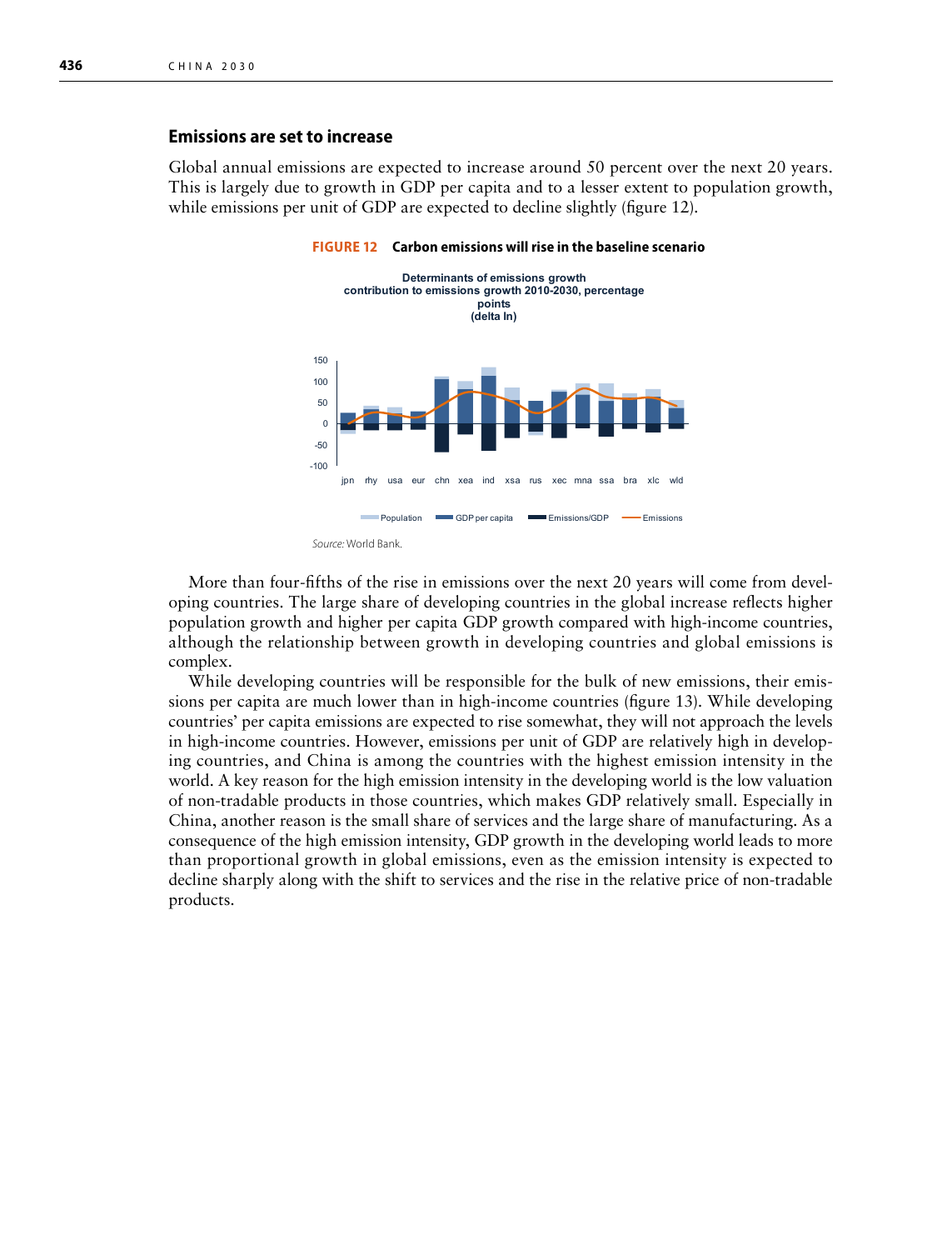## Emissions are set to increase

Global annual emissions are expected to increase around 50 percent over the next 20 years. This is largely due to growth in GDP per capita and to a lesser extent to population growth, while emissions per unit of GDP are expected to decline slightly (figure 12).

**FIGURE 12 Carbon emissions will rise in the baseline scenario**

Determinants of emissions growth
contribution to emissions growth 2010-2030, percentage points
(delta ln)

*Source:* World Bank.

More than four-fifths of the rise in emissions over the next 20 years will come from developing countries. The large share of developing countries in the global increase reflects higher population growth and higher per capita GDP growth compared with high-income countries, although the relationship between growth in developing countries and global emissions is complex.

While developing countries will be responsible for the bulk of new emissions, their emissions per capita are much lower than in high-income countries (figure 13). While developing countries' per capita emissions are expected to rise somewhat, they will not approach the levels in high-income countries. However, emissions per unit of GDP are relatively high in developing countries, and China is among the countries with the highest emission intensity in the world. A key reason for the high emission intensity in the developing world is the low valuation of non-tradable products in those countries, which makes GDP relatively small. Especially in China, another reason is the small share of services and the large share of manufacturing. As a consequence of the high emission intensity, GDP growth in the developing world leads to more than proportional growth in global emissions, even as the emission intensity is expected to decline sharply along with the shift to services and the rise in the relative price of non-tradable products.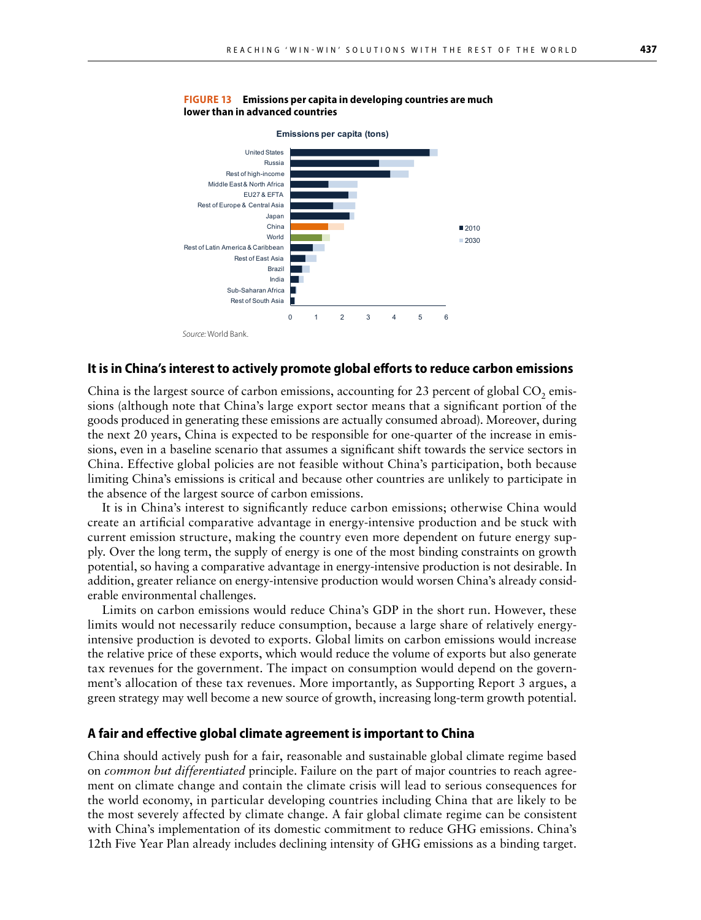**FIGURE 13 Emissions per capita in developing countries are much lower than in advanced countries**

Emissions per capita (tons)

United States
Russia
Rest of high-income
Middle East & North Africa
EU27 & EFTA
Rest of Europe & Central Asia
Japan
China
World
Rest of Latin America & Caribbean
Rest of East Asia
Brazil
India
Sub-Saharan Africa
Rest of South Asia

0 1 2 3 4 5 6

■ 2010
■ 2030

*Source:* World Bank.

## It is in China's interest to actively promote global efforts to reduce carbon emissions

China is the largest source of carbon emissions, accounting for 23 percent of global $CO_2$ emissions (although note that China's large export sector means that a significant portion of the goods produced in generating these emissions are actually consumed abroad). Moreover, during the next 20 years, China is expected to be responsible for one-quarter of the increase in emissions, even in a baseline scenario that assumes a significant shift towards the service sectors in China. Effective global policies are not feasible without China's participation, both because limiting China's emissions is critical and because other countries are unlikely to participate in the absence of the largest source of carbon emissions.

It is in China's interest to significantly reduce carbon emissions; otherwise China would create an artificial comparative advantage in energy-intensive production and be stuck with current emission structure, making the country even more dependent on future energy supply. Over the long term, the supply of energy is one of the most binding constraints on growth potential, so having a comparative advantage in energy-intensive production is not desirable. In addition, greater reliance on energy-intensive production would worsen China's already considerable environmental challenges.

Limits on carbon emissions would reduce China's GDP in the short run. However, these limits would not necessarily reduce consumption, because a large share of relatively energy-intensive production is devoted to exports. Global limits on carbon emissions would increase the relative price of these exports, which would reduce the volume of exports but also generate tax revenues for the government. The impact on consumption would depend on the government's allocation of these tax revenues. More importantly, as Supporting Report 3 argues, a green strategy may well become a new source of growth, increasing long-term growth potential.

## A fair and effective global climate agreement is important to China

China should actively push for a fair, reasonable and sustainable global climate regime based on *common but differentiated* principle. Failure on the part of major countries to reach agreement on climate change and contain the climate crisis will lead to serious consequences for the world economy, in particular developing countries including China that are likely to be the most severely affected by climate change. A fair global climate regime can be consistent with China's implementation of its domestic commitment to reduce GHG emissions. China's 12th Five Year Plan already includes declining intensity of GHG emissions as a binding target.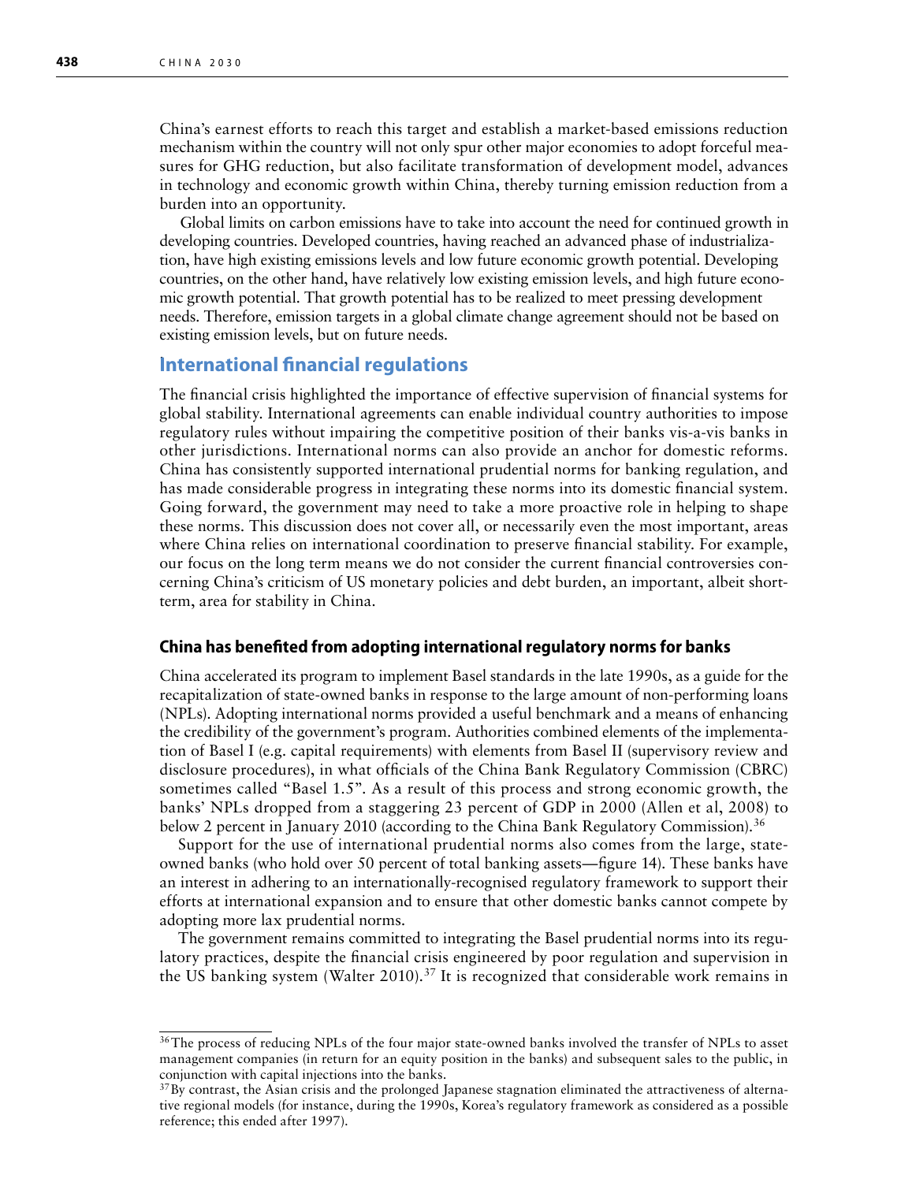China's earnest efforts to reach this target and establish a market-based emissions reduction mechanism within the country will not only spur other major economies to adopt forceful measures for GHG reduction, but also facilitate transformation of development model, advances in technology and economic growth within China, thereby turning emission reduction from a burden into an opportunity.

Global limits on carbon emissions have to take into account the need for continued growth in developing countries. Developed countries, having reached an advanced phase of industrialization, have high existing emissions levels and low future economic growth potential. Developing countries, on the other hand, have relatively low existing emission levels, and high future economic growth potential. That growth potential has to be realized to meet pressing development needs. Therefore, emission targets in a global climate change agreement should not be based on existing emission levels, but on future needs.

## International financial regulations

The financial crisis highlighted the importance of effective supervision of financial systems for global stability. International agreements can enable individual country authorities to impose regulatory rules without impairing the competitive position of their banks vis-a-vis banks in other jurisdictions. International norms can also provide an anchor for domestic reforms. China has consistently supported international prudential norms for banking regulation, and has made considerable progress in integrating these norms into its domestic financial system. Going forward, the government may need to take a more proactive role in helping to shape these norms. This discussion does not cover all, or necessarily even the most important, areas where China relies on international coordination to preserve financial stability. For example, our focus on the long term means we do not consider the current financial controversies concerning China's criticism of US monetary policies and debt burden, an important, albeit short-term, area for stability in China.

### China has benefited from adopting international regulatory norms for banks

China accelerated its program to implement Basel standards in the late 1990s, as a guide for the recapitalization of state-owned banks in response to the large amount of non-performing loans (NPLs). Adopting international norms provided a useful benchmark and a means of enhancing the credibility of the government's program. Authorities combined elements of the implementation of Basel I (e.g. capital requirements) with elements from Basel II (supervisory review and disclosure procedures), in what officials of the China Bank Regulatory Commission (CBRC) sometimes called "Basel 1.5". As a result of this process and strong economic growth, the banks' NPLs dropped from a staggering 23 percent of GDP in 2000 (Allen et al, 2008) to below 2 percent in January 2010 (according to the China Bank Regulatory Commission).[36]

Support for the use of international prudential norms also comes from the large, state-owned banks (who hold over 50 percent of total banking assets—figure 14). These banks have an interest in adhering to an internationally-recognised regulatory framework to support their efforts at international expansion and to ensure that other domestic banks cannot compete by adopting more lax prudential norms.

The government remains committed to integrating the Basel prudential norms into its regulatory practices, despite the financial crisis engineered by poor regulation and supervision in the US banking system (Walter 2010).[37] It is recognized that considerable work remains in

[36] The process of reducing NPLs of the four major state-owned banks involved the transfer of NPLs to asset management companies (in return for an equity position in the banks) and subsequent sales to the public, in conjunction with capital injections into the banks.

[37] By contrast, the Asian crisis and the prolonged Japanese stagnation eliminated the attractiveness of alternative regional models (for instance, during the 1990s, Korea's regulatory framework as considered as a possible reference; this ended after 1997).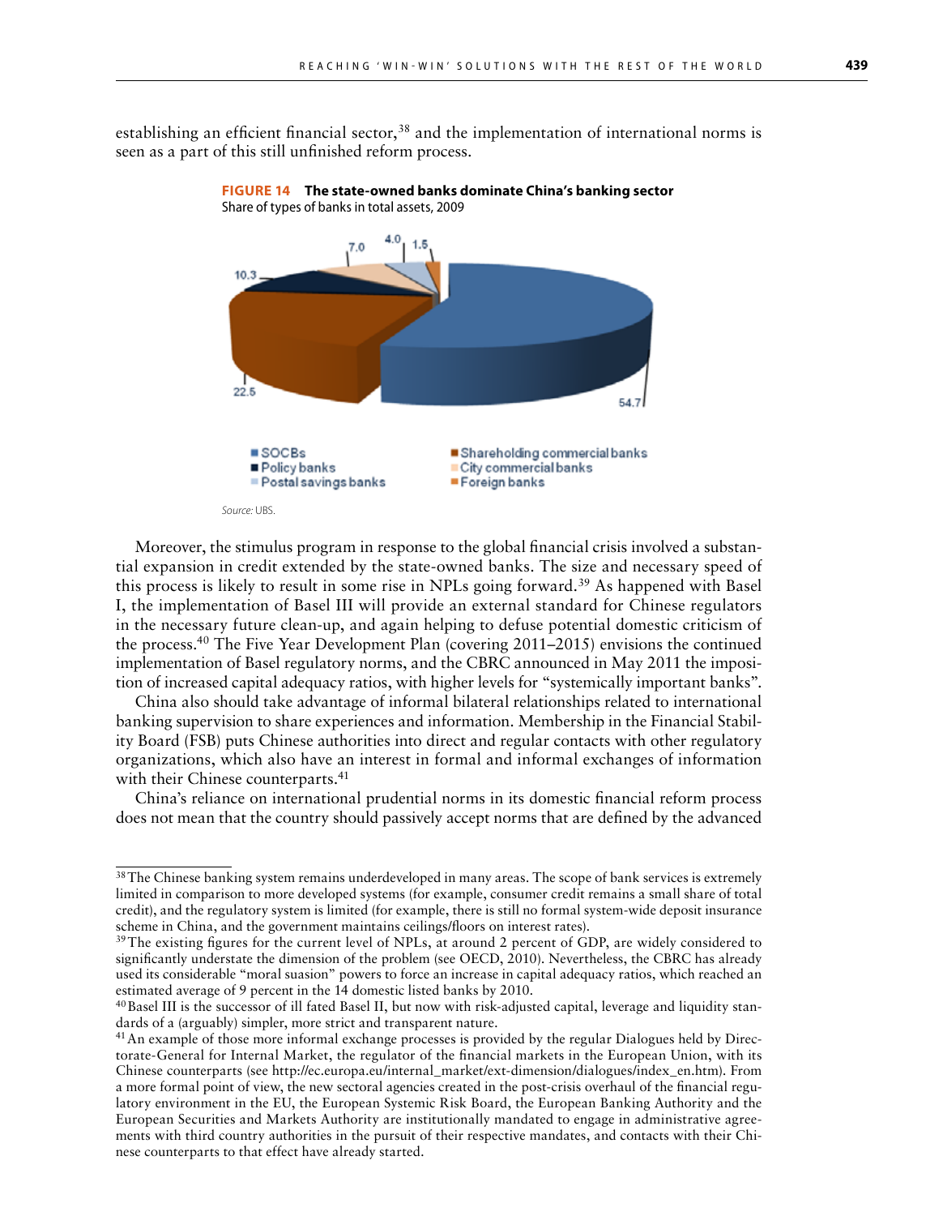establishing an efficient financial sector,[38] and the implementation of international norms is seen as a part of this still unfinished reform process.

**FIGURE 14 The state-owned banks dominate China's banking sector**
Share of types of banks in total assets, 2009

| Type of bank | Share (%) |
|---|---|
| SOCBs | 54.7 |
| Shareholding commercial banks | 22.5 |
| Policy banks | 10.3 |
| City commercial banks | 7.0 |
| Postal savings banks | 4.0 |
| Foreign banks | 1.5 |

*Source:* UBS.

Moreover, the stimulus program in response to the global financial crisis involved a substantial expansion in credit extended by the state-owned banks. The size and necessary speed of this process is likely to result in some rise in NPLs going forward.[39] As happened with Basel I, the implementation of Basel III will provide an external standard for Chinese regulators in the necessary future clean-up, and again helping to defuse potential domestic criticism of the process.[40] The Five Year Development Plan (covering 2011–2015) envisions the continued implementation of Basel regulatory norms, and the CBRC announced in May 2011 the imposition of increased capital adequacy ratios, with higher levels for "systemically important banks".

China also should take advantage of informal bilateral relationships related to international banking supervision to share experiences and information. Membership in the Financial Stability Board (FSB) puts Chinese authorities into direct and regular contacts with other regulatory organizations, which also have an interest in formal and informal exchanges of information with their Chinese counterparts.[41]

China's reliance on international prudential norms in its domestic financial reform process does not mean that the country should passively accept norms that are defined by the advanced

---

[38] The Chinese banking system remains underdeveloped in many areas. The scope of bank services is extremely limited in comparison to more developed systems (for example, consumer credit remains a small share of total credit), and the regulatory system is limited (for example, there is still no formal system-wide deposit insurance scheme in China, and the government maintains ceilings/floors on interest rates).

[39] The existing figures for the current level of NPLs, at around 2 percent of GDP, are widely considered to significantly understate the dimension of the problem (see OECD, 2010). Nevertheless, the CBRC has already used its considerable "moral suasion" powers to force an increase in capital adequacy ratios, which reached an estimated average of 9 percent in the 14 domestic listed banks by 2010.

[40] Basel III is the successor of ill fated Basel II, but now with risk-adjusted capital, leverage and liquidity standards of a (arguably) simpler, more strict and transparent nature.

[41] An example of those more informal exchange processes is provided by the regular Dialogues held by Directorate-General for Internal Market, the regulator of the financial markets in the European Union, with its Chinese counterparts (see http://ec.europa.eu/internal_market/ext-dimension/dialogues/index_en.htm). From a more formal point of view, the new sectoral agencies created in the post-crisis overhaul of the financial regulatory environment in the EU, the European Systemic Risk Board, the European Banking Authority and the European Securities and Markets Authority are institutionally mandated to engage in administrative agreements with third country authorities in the pursuit of their respective mandates, and contacts with their Chinese counterparts to that effect have already started.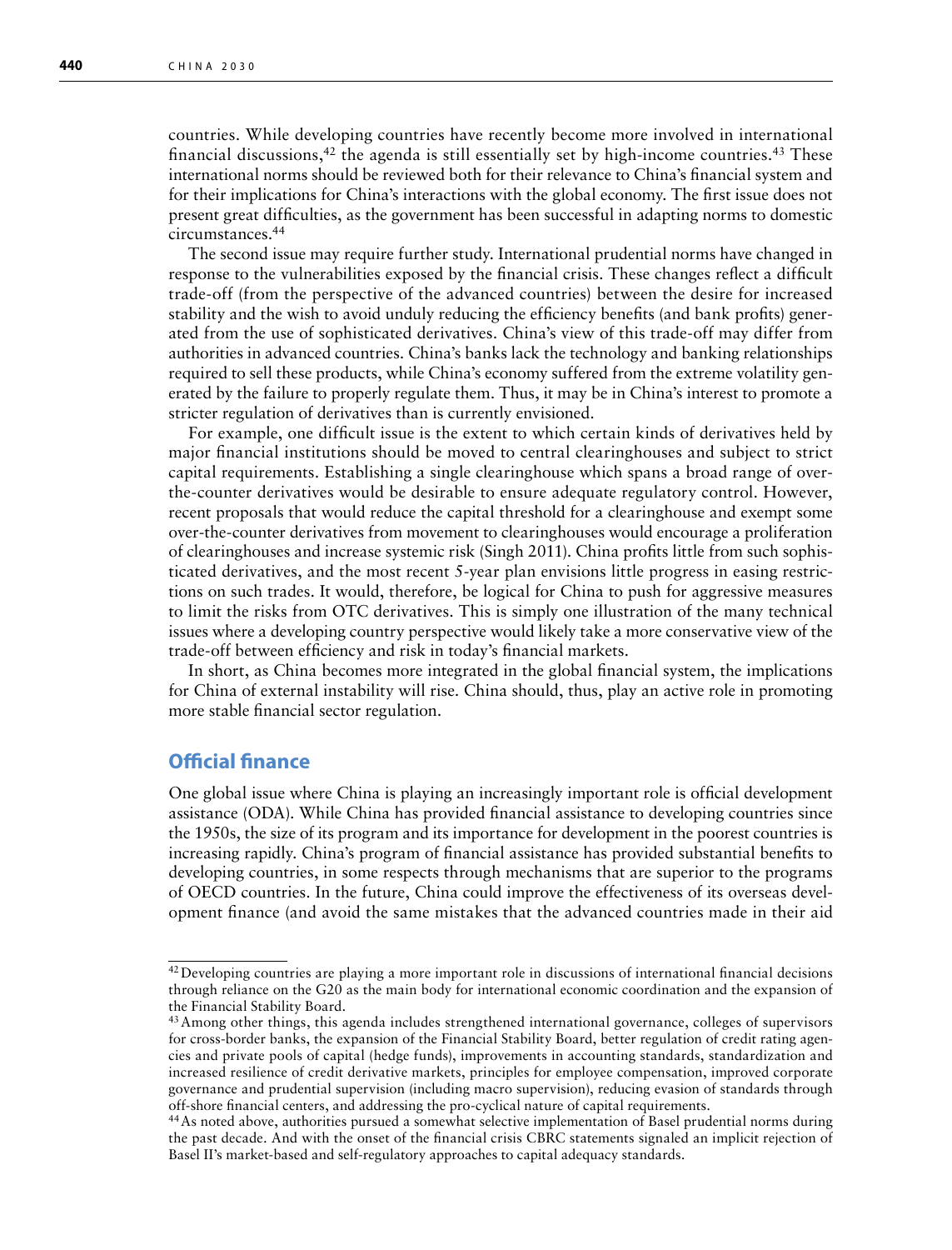countries. While developing countries have recently become more involved in international financial discussions,[42] the agenda is still essentially set by high-income countries.[43] These international norms should be reviewed both for their relevance to China's financial system and for their implications for China's interactions with the global economy. The first issue does not present great difficulties, as the government has been successful in adapting norms to domestic circumstances.[44]

The second issue may require further study. International prudential norms have changed in response to the vulnerabilities exposed by the financial crisis. These changes reflect a difficult trade-off (from the perspective of the advanced countries) between the desire for increased stability and the wish to avoid unduly reducing the efficiency benefits (and bank profits) generated from the use of sophisticated derivatives. China's view of this trade-off may differ from authorities in advanced countries. China's banks lack the technology and banking relationships required to sell these products, while China's economy suffered from the extreme volatility generated by the failure to properly regulate them. Thus, it may be in China's interest to promote a stricter regulation of derivatives than is currently envisioned.

For example, one difficult issue is the extent to which certain kinds of derivatives held by major financial institutions should be moved to central clearinghouses and subject to strict capital requirements. Establishing a single clearinghouse which spans a broad range of over-the-counter derivatives would be desirable to ensure adequate regulatory control. However, recent proposals that would reduce the capital threshold for a clearinghouse and exempt some over-the-counter derivatives from movement to clearinghouses would encourage a proliferation of clearinghouses and increase systemic risk (Singh 2011). China profits little from such sophisticated derivatives, and the most recent 5-year plan envisions little progress in easing restrictions on such trades. It would, therefore, be logical for China to push for aggressive measures to limit the risks from OTC derivatives. This is simply one illustration of the many technical issues where a developing country perspective would likely take a more conservative view of the trade-off between efficiency and risk in today's financial markets.

In short, as China becomes more integrated in the global financial system, the implications for China of external instability will rise. China should, thus, play an active role in promoting more stable financial sector regulation.

## Official finance

One global issue where China is playing an increasingly important role is official development assistance (ODA). While China has provided financial assistance to developing countries since the 1950s, the size of its program and its importance for development in the poorest countries is increasing rapidly. China's program of financial assistance has provided substantial benefits to developing countries, in some respects through mechanisms that are superior to the programs of OECD countries. In the future, China could improve the effectiveness of its overseas development finance (and avoid the same mistakes that the advanced countries made in their aid

---

[42] Developing countries are playing a more important role in discussions of international financial decisions through reliance on the G20 as the main body for international economic coordination and the expansion of the Financial Stability Board.

[43] Among other things, this agenda includes strengthened international governance, colleges of supervisors for cross-border banks, the expansion of the Financial Stability Board, better regulation of credit rating agencies and private pools of capital (hedge funds), improvements in accounting standards, standardization and increased resilience of credit derivative markets, principles for employee compensation, improved corporate governance and prudential supervision (including macro supervision), reducing evasion of standards through off-shore financial centers, and addressing the pro-cyclical nature of capital requirements.

[44] As noted above, authorities pursued a somewhat selective implementation of Basel prudential norms during the past decade. And with the onset of the financial crisis CBRC statements signaled an implicit rejection of Basel II's market-based and self-regulatory approaches to capital adequacy standards.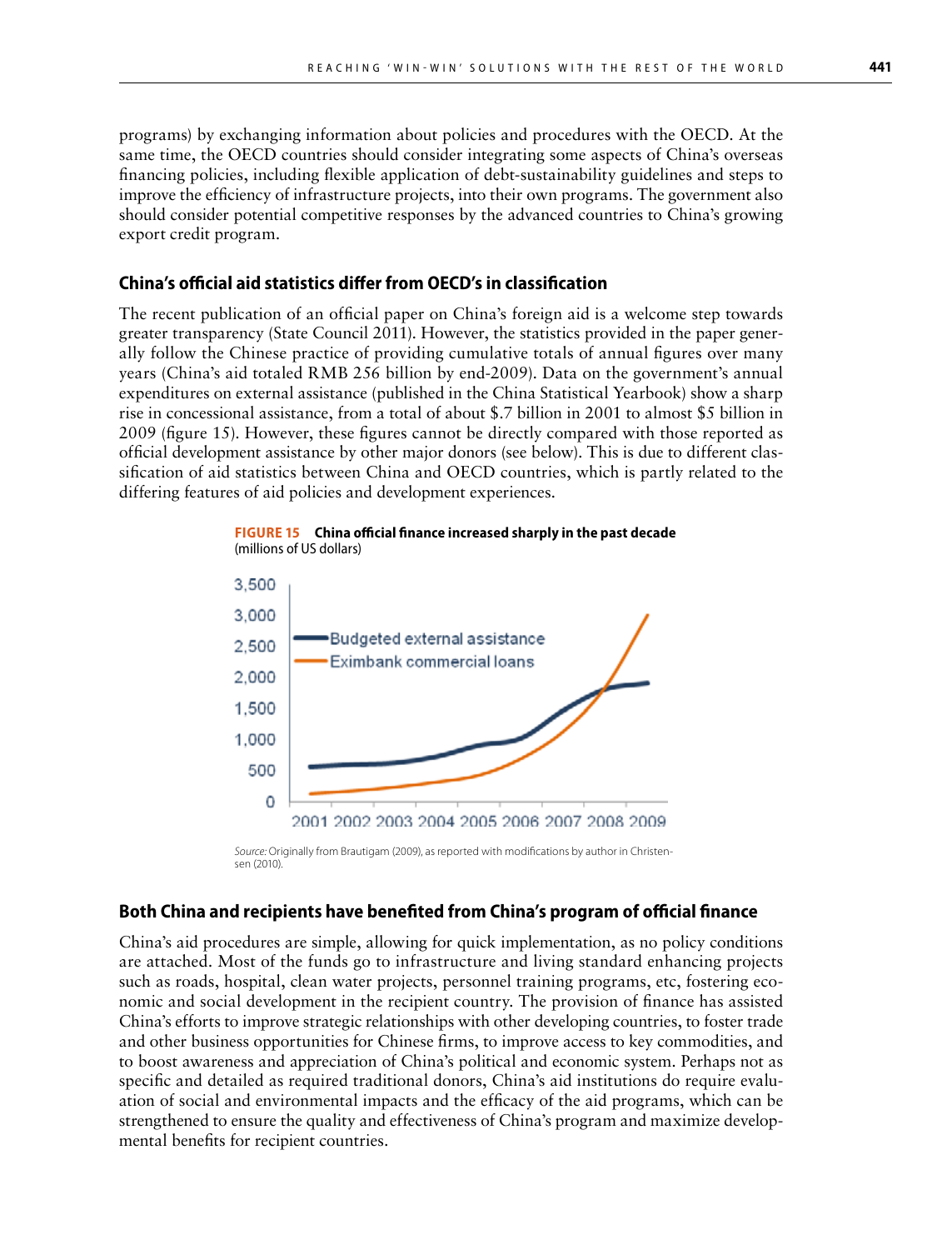programs) by exchanging information about policies and procedures with the OECD. At the same time, the OECD countries should consider integrating some aspects of China's overseas financing policies, including flexible application of debt-sustainability guidelines and steps to improve the efficiency of infrastructure projects, into their own programs. The government also should consider potential competitive responses by the advanced countries to China's growing export credit program.

### China's official aid statistics differ from OECD's in classification

The recent publication of an official paper on China's foreign aid is a welcome step towards greater transparency (State Council 2011). However, the statistics provided in the paper generally follow the Chinese practice of providing cumulative totals of annual figures over many years (China's aid totaled RMB 256 billion by end-2009). Data on the government's annual expenditures on external assistance (published in the China Statistical Yearbook) show a sharp rise in concessional assistance, from a total of about $.7 billion in 2001 to almost $5 billion in 2009 (figure 15). However, these figures cannot be directly compared with those reported as official development assistance by other major donors (see below). This is due to different classification of aid statistics between China and OECD countries, which is partly related to the differing features of aid policies and development experiences.

**FIGURE 15 China official finance increased sharply in the past decade**
(millions of US dollars)

*Source:* Originally from Brautigam (2009), as reported with modifications by author in Christensen (2010).

### Both China and recipients have benefited from China's program of official finance

China's aid procedures are simple, allowing for quick implementation, as no policy conditions are attached. Most of the funds go to infrastructure and living standard enhancing projects such as roads, hospital, clean water projects, personnel training programs, etc, fostering economic and social development in the recipient country. The provision of finance has assisted China's efforts to improve strategic relationships with other developing countries, to foster trade and other business opportunities for Chinese firms, to improve access to key commodities, and to boost awareness and appreciation of China's political and economic system. Perhaps not as specific and detailed as required traditional donors, China's aid institutions do require evaluation of social and environmental impacts and the efficacy of the aid programs, which can be strengthened to ensure the quality and effectiveness of China's program and maximize developmental benefits for recipient countries.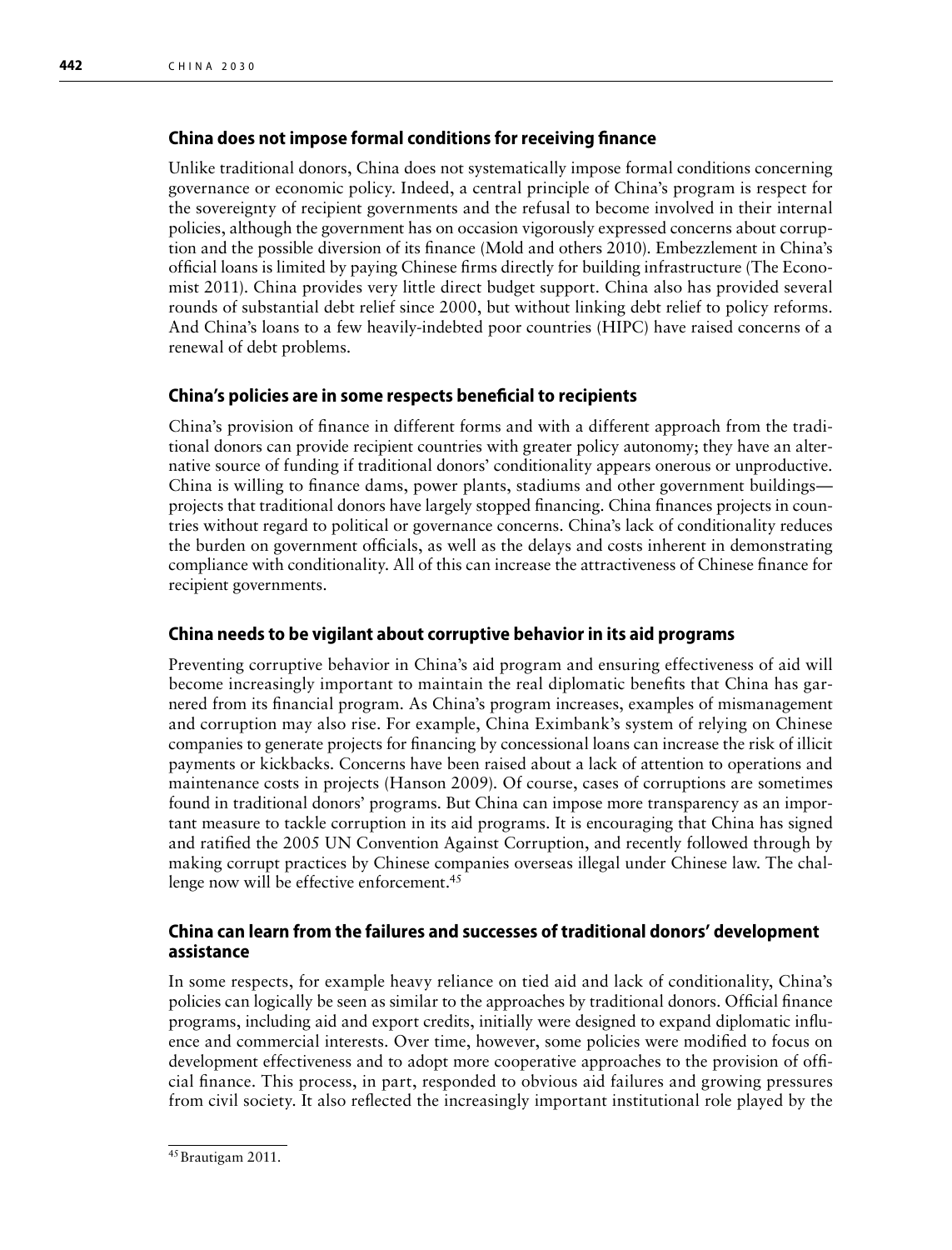### China does not impose formal conditions for receiving finance

Unlike traditional donors, China does not systematically impose formal conditions concerning governance or economic policy. Indeed, a central principle of China's program is respect for the sovereignty of recipient governments and the refusal to become involved in their internal policies, although the government has on occasion vigorously expressed concerns about corruption and the possible diversion of its finance (Mold and others 2010). Embezzlement in China's official loans is limited by paying Chinese firms directly for building infrastructure (The Economist 2011). China provides very little direct budget support. China also has provided several rounds of substantial debt relief since 2000, but without linking debt relief to policy reforms. And China's loans to a few heavily-indebted poor countries (HIPC) have raised concerns of a renewal of debt problems.

### China's policies are in some respects beneficial to recipients

China's provision of finance in different forms and with a different approach from the traditional donors can provide recipient countries with greater policy autonomy; they have an alternative source of funding if traditional donors' conditionality appears onerous or unproductive. China is willing to finance dams, power plants, stadiums and other government buildings—projects that traditional donors have largely stopped financing. China finances projects in countries without regard to political or governance concerns. China's lack of conditionality reduces the burden on government officials, as well as the delays and costs inherent in demonstrating compliance with conditionality. All of this can increase the attractiveness of Chinese finance for recipient governments.

### China needs to be vigilant about corruptive behavior in its aid programs

Preventing corruptive behavior in China's aid program and ensuring effectiveness of aid will become increasingly important to maintain the real diplomatic benefits that China has garnered from its financial program. As China's program increases, examples of mismanagement and corruption may also rise. For example, China Eximbank's system of relying on Chinese companies to generate projects for financing by concessional loans can increase the risk of illicit payments or kickbacks. Concerns have been raised about a lack of attention to operations and maintenance costs in projects (Hanson 2009). Of course, cases of corruptions are sometimes found in traditional donors' programs. But China can impose more transparency as an important measure to tackle corruption in its aid programs. It is encouraging that China has signed and ratified the 2005 UN Convention Against Corruption, and recently followed through by making corrupt practices by Chinese companies overseas illegal under Chinese law. The challenge now will be effective enforcement.[45]

### China can learn from the failures and successes of traditional donors' development assistance

In some respects, for example heavy reliance on tied aid and lack of conditionality, China's policies can logically be seen as similar to the approaches by traditional donors. Official finance programs, including aid and export credits, initially were designed to expand diplomatic influence and commercial interests. Over time, however, some policies were modified to focus on development effectiveness and to adopt more cooperative approaches to the provision of official finance. This process, in part, responded to obvious aid failures and growing pressures from civil society. It also reflected the increasingly important institutional role played by the

[45] Brautigam 2011.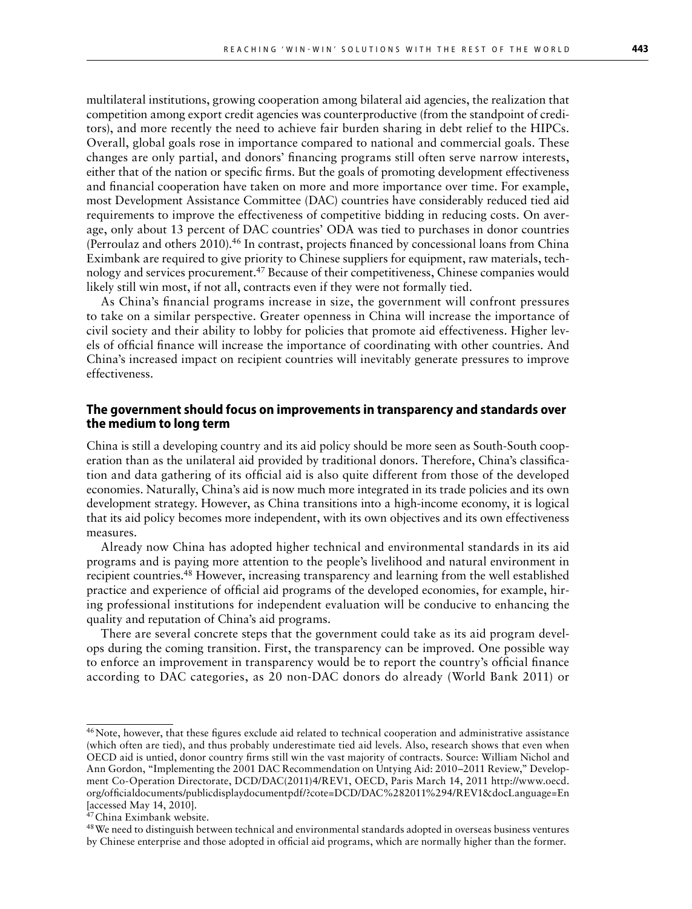multilateral institutions, growing cooperation among bilateral aid agencies, the realization that competition among export credit agencies was counterproductive (from the standpoint of creditors), and more recently the need to achieve fair burden sharing in debt relief to the HIPCs. Overall, global goals rose in importance compared to national and commercial goals. These changes are only partial, and donors' financing programs still often serve narrow interests, either that of the nation or specific firms. But the goals of promoting development effectiveness and financial cooperation have taken on more and more importance over time. For example, most Development Assistance Committee (DAC) countries have considerably reduced tied aid requirements to improve the effectiveness of competitive bidding in reducing costs. On average, only about 13 percent of DAC countries' ODA was tied to purchases in donor countries (Perroulaz and others 2010).[46] In contrast, projects financed by concessional loans from China Eximbank are required to give priority to Chinese suppliers for equipment, raw materials, technology and services procurement.[47] Because of their competitiveness, Chinese companies would likely still win most, if not all, contracts even if they were not formally tied.

As China's financial programs increase in size, the government will confront pressures to take on a similar perspective. Greater openness in China will increase the importance of civil society and their ability to lobby for policies that promote aid effectiveness. Higher levels of official finance will increase the importance of coordinating with other countries. And China's increased impact on recipient countries will inevitably generate pressures to improve effectiveness.

### The government should focus on improvements in transparency and standards over the medium to long term

China is still a developing country and its aid policy should be more seen as South-South cooperation than as the unilateral aid provided by traditional donors. Therefore, China's classification and data gathering of its official aid is also quite different from those of the developed economies. Naturally, China's aid is now much more integrated in its trade policies and its own development strategy. However, as China transitions into a high-income economy, it is logical that its aid policy becomes more independent, with its own objectives and its own effectiveness measures.

Already now China has adopted higher technical and environmental standards in its aid programs and is paying more attention to the people's livelihood and natural environment in recipient countries.[48] However, increasing transparency and learning from the well established practice and experience of official aid programs of the developed economies, for example, hiring professional institutions for independent evaluation will be conducive to enhancing the quality and reputation of China's aid programs.

There are several concrete steps that the government could take as its aid program develops during the coming transition. First, the transparency can be improved. One possible way to enforce an improvement in transparency would be to report the country's official finance according to DAC categories, as 20 non-DAC donors do already (World Bank 2011) or

---

[46] Note, however, that these figures exclude aid related to technical cooperation and administrative assistance (which often are tied), and thus probably underestimate tied aid levels. Also, research shows that even when OECD aid is untied, donor country firms still win the vast majority of contracts. Source: William Nichol and Ann Gordon, "Implementing the 2001 DAC Recommendation on Untying Aid: 2010–2011 Review," Development Co-Operation Directorate, DCD/DAC(2011)4/REV1, OECD, Paris March 14, 2011 http://www.oecd.org/officialdocuments/publicdisplaydocumentpdf/?cote=DCD/DAC%282011%294/REV1&docLanguage=En [accessed May 14, 2010].

[47] China Eximbank website.

[48] We need to distinguish between technical and environmental standards adopted in overseas business ventures by Chinese enterprise and those adopted in official aid programs, which are normally higher than the former.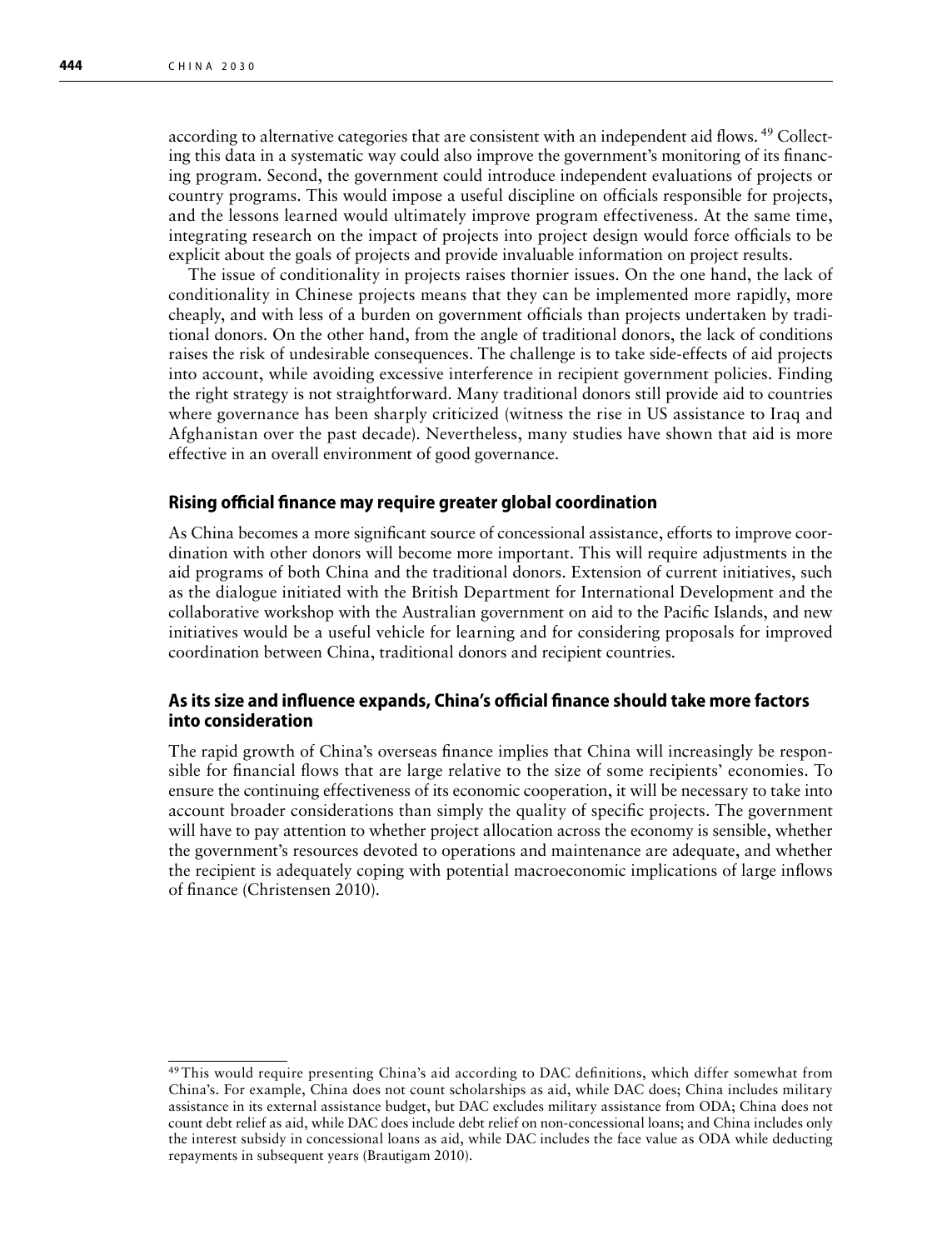according to alternative categories that are consistent with an independent aid flows. [49] Collecting this data in a systematic way could also improve the government's monitoring of its financing program. Second, the government could introduce independent evaluations of projects or country programs. This would impose a useful discipline on officials responsible for projects, and the lessons learned would ultimately improve program effectiveness. At the same time, integrating research on the impact of projects into project design would force officials to be explicit about the goals of projects and provide invaluable information on project results.

The issue of conditionality in projects raises thornier issues. On the one hand, the lack of conditionality in Chinese projects means that they can be implemented more rapidly, more cheaply, and with less of a burden on government officials than projects undertaken by traditional donors. On the other hand, from the angle of traditional donors, the lack of conditions raises the risk of undesirable consequences. The challenge is to take side-effects of aid projects into account, while avoiding excessive interference in recipient government policies. Finding the right strategy is not straightforward. Many traditional donors still provide aid to countries where governance has been sharply criticized (witness the rise in US assistance to Iraq and Afghanistan over the past decade). Nevertheless, many studies have shown that aid is more effective in an overall environment of good governance.

### Rising official finance may require greater global coordination

As China becomes a more significant source of concessional assistance, efforts to improve coordination with other donors will become more important. This will require adjustments in the aid programs of both China and the traditional donors. Extension of current initiatives, such as the dialogue initiated with the British Department for International Development and the collaborative workshop with the Australian government on aid to the Pacific Islands, and new initiatives would be a useful vehicle for learning and for considering proposals for improved coordination between China, traditional donors and recipient countries.

### As its size and influence expands, China's official finance should take more factors into consideration

The rapid growth of China's overseas finance implies that China will increasingly be responsible for financial flows that are large relative to the size of some recipients' economies. To ensure the continuing effectiveness of its economic cooperation, it will be necessary to take into account broader considerations than simply the quality of specific projects. The government will have to pay attention to whether project allocation across the economy is sensible, whether the government's resources devoted to operations and maintenance are adequate, and whether the recipient is adequately coping with potential macroeconomic implications of large inflows of finance (Christensen 2010).

---

[49] This would require presenting China's aid according to DAC definitions, which differ somewhat from China's. For example, China does not count scholarships as aid, while DAC does; China includes military assistance in its external assistance budget, but DAC excludes military assistance from ODA; China does not count debt relief as aid, while DAC does include debt relief on non-concessional loans; and China includes only the interest subsidy in concessional loans as aid, while DAC includes the face value as ODA while deducting repayments in subsequent years (Brautigam 2010).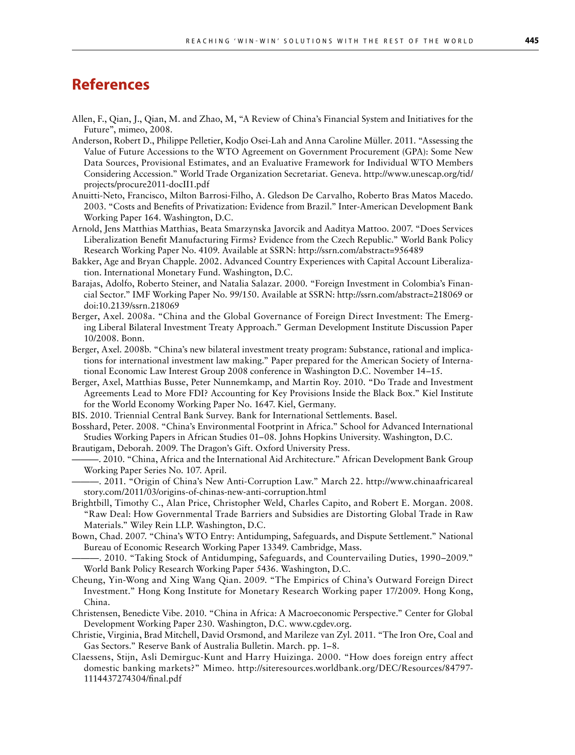## References

Allen, F., Qian, J., Qian, M. and Zhao, M, "A Review of China's Financial System and Initiatives for the Future", mimeo, 2008.

Anderson, Robert D., Philippe Pelletier, Kodjo Osei-Lah and Anna Caroline Müller. 2011. "Assessing the Value of Future Accessions to the WTO Agreement on Government Procurement (GPA): Some New Data Sources, Provisional Estimates, and an Evaluative Framework for Individual WTO Members Considering Accession." World Trade Organization Secretariat. Geneva. http://www.unescap.org/tid/projects/procure2011-docII1.pdf

Anuitti-Neto, Francisco, Milton Barrosi-Filho, A. Gledson De Carvalho, Roberto Bras Matos Macedo. 2003. "Costs and Benefits of Privatization: Evidence from Brazil." Inter-American Development Bank Working Paper 164. Washington, D.C.

Arnold, Jens Matthias Matthias, Beata Smarzynska Javorcik and Aaditya Mattoo. 2007. "Does Services Liberalization Benefit Manufacturing Firms? Evidence from the Czech Republic." World Bank Policy Research Working Paper No. 4109. Available at SSRN: http://ssrn.com/abstract=956489

Bakker, Age and Bryan Chapple. 2002. Advanced Country Experiences with Capital Account Liberalization. International Monetary Fund. Washington, D.C.

Barajas, Adolfo, Roberto Steiner, and Natalia Salazar. 2000. "Foreign Investment in Colombia's Financial Sector." IMF Working Paper No. 99/150. Available at SSRN: http://ssrn.com/abstract=218069 or doi:10.2139/ssrn.218069

Berger, Axel. 2008a. "China and the Global Governance of Foreign Direct Investment: The Emerging Liberal Bilateral Investment Treaty Approach." German Development Institute Discussion Paper 10/2008. Bonn.

Berger, Axel. 2008b. "China's new bilateral investment treaty program: Substance, rational and implications for international investment law making." Paper prepared for the American Society of International Economic Law Interest Group 2008 conference in Washington D.C. November 14–15.

Berger, Axel, Matthias Busse, Peter Nunnemkamp, and Martin Roy. 2010. "Do Trade and Investment Agreements Lead to More FDI? Accounting for Key Provisions Inside the Black Box." Kiel Institute for the World Economy Working Paper No. 1647. Kiel, Germany.

BIS. 2010. Triennial Central Bank Survey. Bank for International Settlements. Basel.

Bosshard, Peter. 2008. "China's Environmental Footprint in Africa." School for Advanced International Studies Working Papers in African Studies 01–08. Johns Hopkins University. Washington, D.C.

Brautigam, Deborah. 2009. The Dragon's Gift. Oxford University Press.

———. 2010. "China, Africa and the International Aid Architecture." African Development Bank Group Working Paper Series No. 107. April.

———. 2011. "Origin of China's New Anti-Corruption Law." March 22. http://www.chinaafricarealstory.com/2011/03/origins-of-chinas-new-anti-corruption.html

Brightbill, Timothy C., Alan Price, Christopher Weld, Charles Capito, and Robert E. Morgan. 2008. "Raw Deal: How Governmental Trade Barriers and Subsidies are Distorting Global Trade in Raw Materials." Wiley Rein LLP. Washington, D.C.

Bown, Chad. 2007. "China's WTO Entry: Antidumping, Safeguards, and Dispute Settlement." National Bureau of Economic Research Working Paper 13349. Cambridge, Mass.

———. 2010. "Taking Stock of Antidumping, Safeguards, and Countervailing Duties, 1990–2009." World Bank Policy Research Working Paper 5436. Washington, D.C.

Cheung, Yin-Wong and Xing Wang Qian. 2009. "The Empirics of China's Outward Foreign Direct Investment." Hong Kong Institute for Monetary Research Working paper 17/2009. Hong Kong, China.

Christensen, Benedicte Vibe. 2010. "China in Africa: A Macroeconomic Perspective." Center for Global Development Working Paper 230. Washington, D.C. www.cgdev.org.

Christie, Virginia, Brad Mitchell, David Orsmond, and Marileze van Zyl. 2011. "The Iron Ore, Coal and Gas Sectors." Reserve Bank of Australia Bulletin. March. pp. 1–8.

Claessens, Stijn, Asli Demirguc-Kunt and Harry Huizinga. 2000. "How does foreign entry affect domestic banking markets?" Mimeo. http://siteresources.worldbank.org/DEC/Resources/84797-1114437274304/final.pdf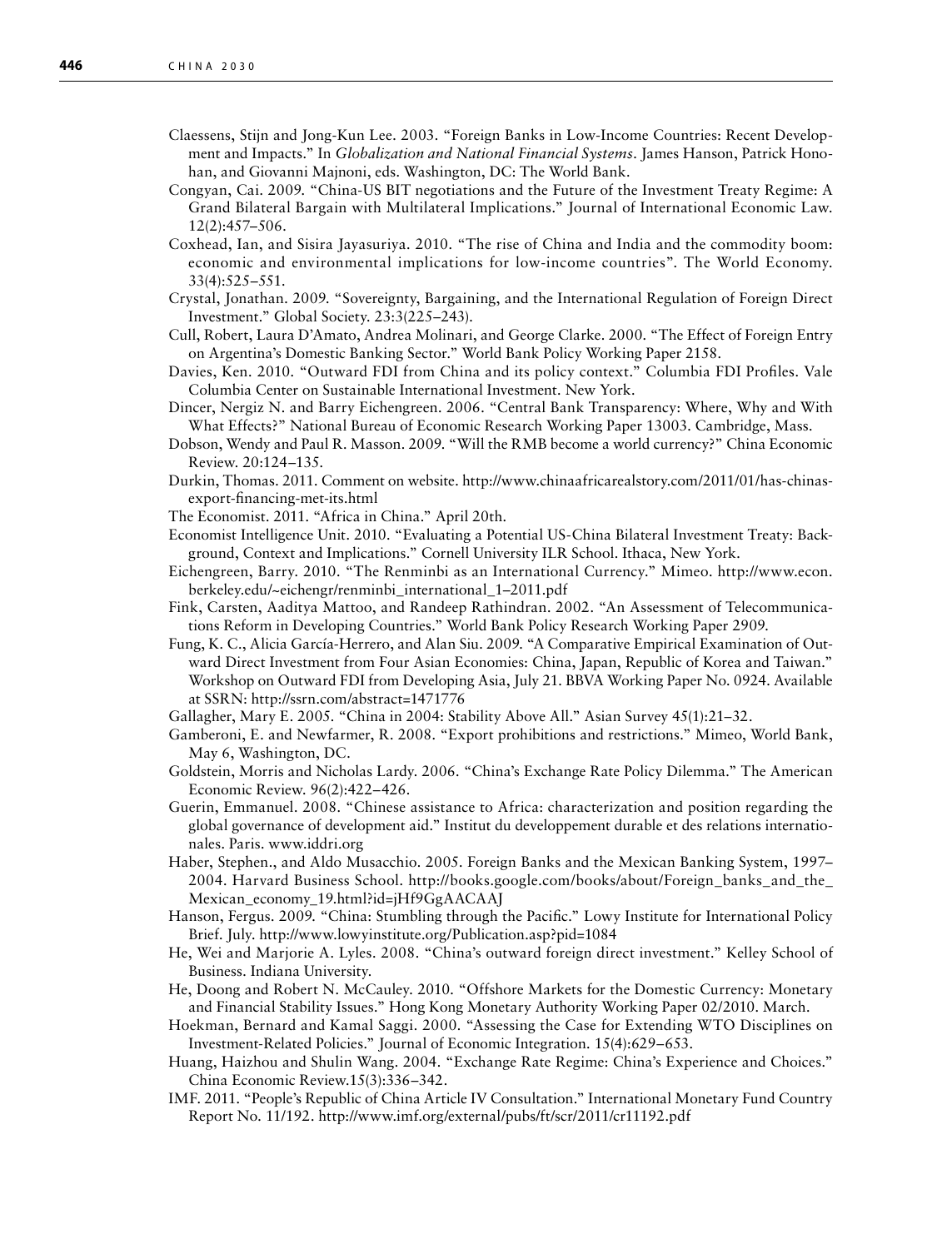Claessens, Stijn and Jong-Kun Lee. 2003. "Foreign Banks in Low-Income Countries: Recent Development and Impacts." In *Globalization and National Financial Systems*. James Hanson, Patrick Honohan, and Giovanni Majnoni, eds. Washington, DC: The World Bank.

Congyan, Cai. 2009. "China-US BIT negotiations and the Future of the Investment Treaty Regime: A Grand Bilateral Bargain with Multilateral Implications." Journal of International Economic Law. 12(2):457–506.

Coxhead, Ian, and Sisira Jayasuriya. 2010. "The rise of China and India and the commodity boom: economic and environmental implications for low-income countries". The World Economy. 33(4):525–551.

Crystal, Jonathan. 2009. "Sovereignty, Bargaining, and the International Regulation of Foreign Direct Investment." Global Society. 23:3(225–243).

Cull, Robert, Laura D'Amato, Andrea Molinari, and George Clarke. 2000. "The Effect of Foreign Entry on Argentina's Domestic Banking Sector." World Bank Policy Working Paper 2158.

Davies, Ken. 2010. "Outward FDI from China and its policy context." Columbia FDI Profiles. Vale Columbia Center on Sustainable International Investment. New York.

Dincer, Nergiz N. and Barry Eichengreen. 2006. "Central Bank Transparency: Where, Why and With What Effects?" National Bureau of Economic Research Working Paper 13003. Cambridge, Mass.

Dobson, Wendy and Paul R. Masson. 2009. "Will the RMB become a world currency?" China Economic Review. 20:124–135.

Durkin, Thomas. 2011. Comment on website. http://www.chinaafricarealstory.com/2011/01/has-chinas-export-financing-met-its.html

The Economist. 2011. "Africa in China." April 20th.

Economist Intelligence Unit. 2010. "Evaluating a Potential US-China Bilateral Investment Treaty: Background, Context and Implications." Cornell University ILR School. Ithaca, New York.

Eichengreen, Barry. 2010. "The Renminbi as an International Currency." Mimeo. http://www.econ.berkeley.edu/~eichengr/renminbi_international_1–2011.pdf

Fink, Carsten, Aaditya Mattoo, and Randeep Rathindran. 2002. "An Assessment of Telecommunications Reform in Developing Countries." World Bank Policy Research Working Paper 2909.

Fung, K. C., Alicia García-Herrero, and Alan Siu. 2009. "A Comparative Empirical Examination of Outward Direct Investment from Four Asian Economies: China, Japan, Republic of Korea and Taiwan." Workshop on Outward FDI from Developing Asia, July 21. BBVA Working Paper No. 0924. Available at SSRN: http://ssrn.com/abstract=1471776

Gallagher, Mary E. 2005. "China in 2004: Stability Above All." Asian Survey 45(1):21–32.

Gamberoni, E. and Newfarmer, R. 2008. "Export prohibitions and restrictions." Mimeo, World Bank, May 6, Washington, DC.

Goldstein, Morris and Nicholas Lardy. 2006. "China's Exchange Rate Policy Dilemma." The American Economic Review. 96(2):422–426.

Guerin, Emmanuel. 2008. "Chinese assistance to Africa: characterization and position regarding the global governance of development aid." Institut du developpement durable et des relations internationales. Paris. www.iddri.org

Haber, Stephen., and Aldo Musacchio. 2005. Foreign Banks and the Mexican Banking System, 1997–2004. Harvard Business School. http://books.google.com/books/about/Foreign_banks_and_the_Mexican_economy_19.html?id=jHf9GgAACAAJ

Hanson, Fergus. 2009. "China: Stumbling through the Pacific." Lowy Institute for International Policy Brief. July. http://www.lowyinstitute.org/Publication.asp?pid=1084

He, Wei and Marjorie A. Lyles. 2008. "China's outward foreign direct investment." Kelley School of Business. Indiana University.

He, Doong and Robert N. McCauley. 2010. "Offshore Markets for the Domestic Currency: Monetary and Financial Stability Issues." Hong Kong Monetary Authority Working Paper 02/2010. March.

Hoekman, Bernard and Kamal Saggi. 2000. "Assessing the Case for Extending WTO Disciplines on Investment-Related Policies." Journal of Economic Integration. 15(4):629–653.

Huang, Haizhou and Shulin Wang. 2004. "Exchange Rate Regime: China's Experience and Choices." China Economic Review.15(3):336–342.

IMF. 2011. "People's Republic of China Article IV Consultation." International Monetary Fund Country Report No. 11/192. http://www.imf.org/external/pubs/ft/scr/2011/cr11192.pdf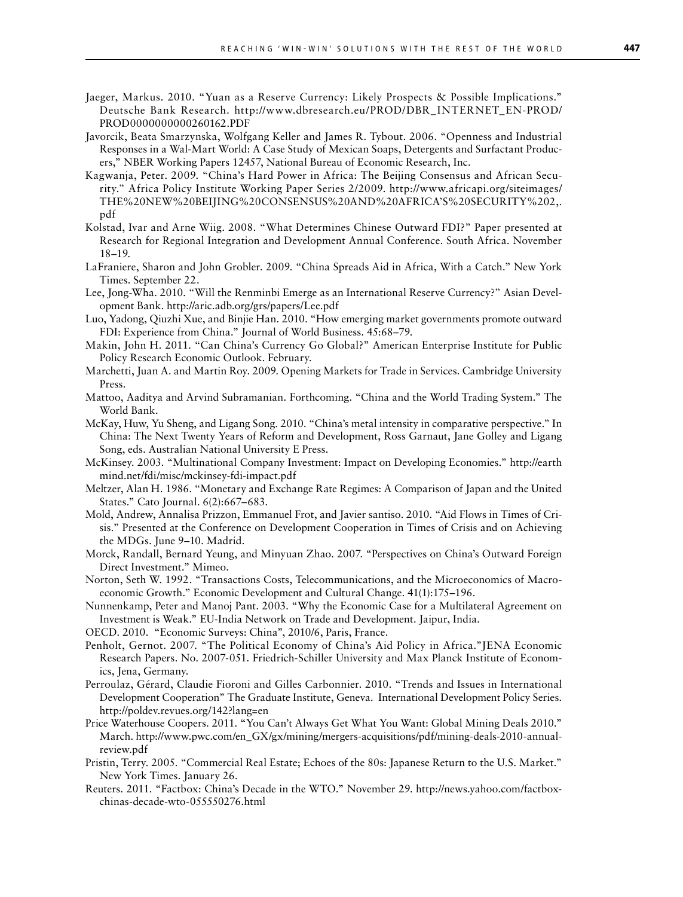Jaeger, Markus. 2010. "Yuan as a Reserve Currency: Likely Prospects & Possible Implications." Deutsche Bank Research. http://www.dbresearch.eu/PROD/DBR_INTERNET_EN-PROD/PROD0000000000260162.PDF

Javorcik, Beata Smarzynska, Wolfgang Keller and James R. Tybout. 2006. "Openness and Industrial Responses in a Wal-Mart World: A Case Study of Mexican Soaps, Detergents and Surfactant Producers," NBER Working Papers 12457, National Bureau of Economic Research, Inc.

Kagwanja, Peter. 2009. "China's Hard Power in Africa: The Beijing Consensus and African Security." Africa Policy Institute Working Paper Series 2/2009. http://www.africapi.org/siteimages/THE%20NEW%20BEIJING%20CONSENSUS%20AND%20AFRICA'S%20SECURITY%202,.pdf

Kolstad, Ivar and Arne Wiig. 2008. "What Determines Chinese Outward FDI?" Paper presented at Research for Regional Integration and Development Annual Conference. South Africa. November 18–19.

LaFraniere, Sharon and John Grobler. 2009. "China Spreads Aid in Africa, With a Catch." New York Times. September 22.

Lee, Jong-Wha. 2010. "Will the Renminbi Emerge as an International Reserve Currency?" Asian Development Bank. http://aric.adb.org/grs/papers/Lee.pdf

Luo, Yadong, Qiuzhi Xue, and Binjie Han. 2010. "How emerging market governments promote outward FDI: Experience from China." Journal of World Business. 45:68–79.

Makin, John H. 2011. "Can China's Currency Go Global?" American Enterprise Institute for Public Policy Research Economic Outlook. February.

Marchetti, Juan A. and Martin Roy. 2009. Opening Markets for Trade in Services. Cambridge University Press.

Mattoo, Aaditya and Arvind Subramanian. Forthcoming. "China and the World Trading System." The World Bank.

McKay, Huw, Yu Sheng, and Ligang Song. 2010. "China's metal intensity in comparative perspective." In China: The Next Twenty Years of Reform and Development, Ross Garnaut, Jane Golley and Ligang Song, eds. Australian National University E Press.

McKinsey. 2003. "Multinational Company Investment: Impact on Developing Economies." http://earthmind.net/fdi/misc/mckinsey-fdi-impact.pdf

Meltzer, Alan H. 1986. "Monetary and Exchange Rate Regimes: A Comparison of Japan and the United States." Cato Journal. 6(2):667–683.

Mold, Andrew, Annalisa Prizzon, Emmanuel Frot, and Javier santiso. 2010. "Aid Flows in Times of Crisis." Presented at the Conference on Development Cooperation in Times of Crisis and on Achieving the MDGs. June 9–10. Madrid.

Morck, Randall, Bernard Yeung, and Minyuan Zhao. 2007. "Perspectives on China's Outward Foreign Direct Investment." Mimeo.

Norton, Seth W. 1992. "Transactions Costs, Telecommunications, and the Microeconomics of Macroeconomic Growth." Economic Development and Cultural Change. 41(1):175–196.

Nunnenkamp, Peter and Manoj Pant. 2003. "Why the Economic Case for a Multilateral Agreement on Investment is Weak." EU-India Network on Trade and Development. Jaipur, India.

OECD. 2010. "Economic Surveys: China", 2010/6, Paris, France.

Penholt, Gernot. 2007. "The Political Economy of China's Aid Policy in Africa."JENA Economic Research Papers. No. 2007-051. Friedrich-Schiller University and Max Planck Institute of Economics, Jena, Germany.

Perroulaz, Gérard, Claudie Fioroni and Gilles Carbonnier. 2010. "Trends and Issues in International Development Cooperation" The Graduate Institute, Geneva. International Development Policy Series. http://poldev.revues.org/142?lang=en

Price Waterhouse Coopers. 2011. "You Can't Always Get What You Want: Global Mining Deals 2010." March. http://www.pwc.com/en_GX/gx/mining/mergers-acquisitions/pdf/mining-deals-2010-annual-review.pdf

Pristin, Terry. 2005. "Commercial Real Estate; Echoes of the 80s: Japanese Return to the U.S. Market." New York Times. January 26.

Reuters. 2011. "Factbox: China's Decade in the WTO." November 29. http://news.yahoo.com/factbox-chinas-decade-wto-055550276.html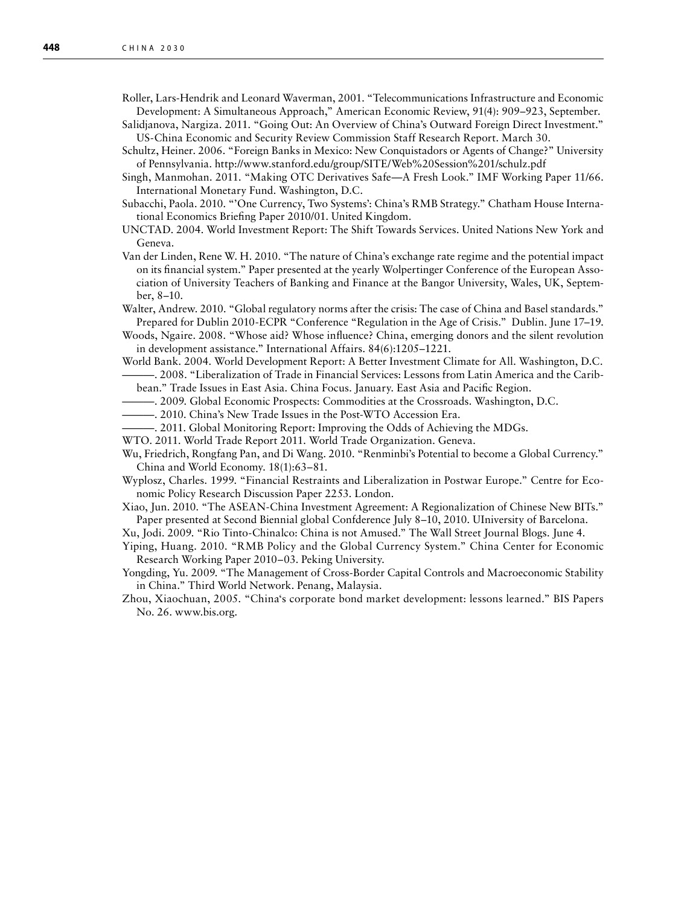Roller, Lars-Hendrik and Leonard Waverman, 2001. "Telecommunications Infrastructure and Economic Development: A Simultaneous Approach," American Economic Review, 91(4): 909–923, September.

Salidjanova, Nargiza. 2011. "Going Out: An Overview of China's Outward Foreign Direct Investment." US-China Economic and Security Review Commission Staff Research Report. March 30.

Schultz, Heiner. 2006. "Foreign Banks in Mexico: New Conquistadors or Agents of Change?" University of Pennsylvania. http://www.stanford.edu/group/SITE/Web%20Session%201/schulz.pdf

Singh, Manmohan. 2011. "Making OTC Derivatives Safe—A Fresh Look." IMF Working Paper 11/66. International Monetary Fund. Washington, D.C.

Subacchi, Paola. 2010. "'One Currency, Two Systems': China's RMB Strategy." Chatham House International Economics Briefing Paper 2010/01. United Kingdom.

UNCTAD. 2004. World Investment Report: The Shift Towards Services. United Nations New York and Geneva.

Van der Linden, Rene W. H. 2010. "The nature of China's exchange rate regime and the potential impact on its financial system." Paper presented at the yearly Wolpertinger Conference of the European Association of University Teachers of Banking and Finance at the Bangor University, Wales, UK, September, 8–10.

Walter, Andrew. 2010. "Global regulatory norms after the crisis: The case of China and Basel standards." Prepared for Dublin 2010-ECPR "Conference "Regulation in the Age of Crisis." Dublin. June 17–19.

Woods, Ngaire. 2008. "Whose aid? Whose influence? China, emerging donors and the silent revolution in development assistance." International Affairs. 84(6):1205–1221.

World Bank. 2004. World Development Report: A Better Investment Climate for All. Washington, D.C.

———. 2008. "Liberalization of Trade in Financial Services: Lessons from Latin America and the Caribbean." Trade Issues in East Asia. China Focus. January. East Asia and Pacific Region.

———. 2009. Global Economic Prospects: Commodities at the Crossroads. Washington, D.C.

———. 2010. China's New Trade Issues in the Post-WTO Accession Era.

———. 2011. Global Monitoring Report: Improving the Odds of Achieving the MDGs.

WTO. 2011. World Trade Report 2011. World Trade Organization. Geneva.

Wu, Friedrich, Rongfang Pan, and Di Wang. 2010. "Renminbi's Potential to become a Global Currency." China and World Economy. 18(1):63–81.

Wyplosz, Charles. 1999. "Financial Restraints and Liberalization in Postwar Europe." Centre for Economic Policy Research Discussion Paper 2253. London.

Xiao, Jun. 2010. "The ASEAN-China Investment Agreement: A Regionalization of Chinese New BITs." Paper presented at Second Biennial global Confderence July 8–10, 2010. UIniversity of Barcelona.

Xu, Jodi. 2009. "Rio Tinto-Chinalco: China is not Amused." The Wall Street Journal Blogs. June 4.

Yiping, Huang. 2010. "RMB Policy and the Global Currency System." China Center for Economic Research Working Paper 2010–03. Peking University.

Yongding, Yu. 2009. "The Management of Cross-Border Capital Controls and Macroeconomic Stability in China." Third World Network. Penang, Malaysia.

Zhou, Xiaochuan, 2005. "China's corporate bond market development: lessons learned." BIS Papers No. 26. www.bis.org.